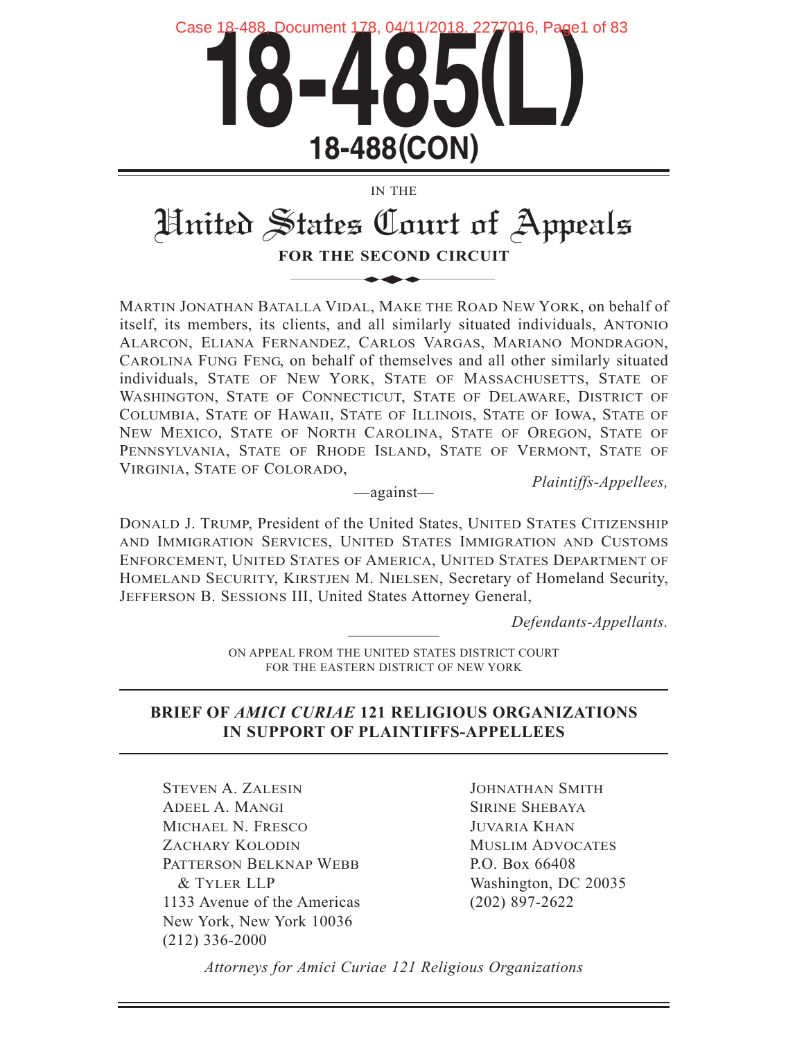# 18-485(L)

## 18-488(CON)

IN THE

# United States Court of Appeals

## FOR THE SECOND CIRCUIT

MARTIN JONATHAN BATALLA VIDAL, MAKE THE ROAD NEW YORK, on behalf of itself, its members, its clients, and all similarly situated individuals, ANTONIO ALARCON, ELIANA FERNANDEZ, CARLOS VARGAS, MARIANO MONDRAGON, CAROLINA FUNG FENG, on behalf of themselves and all other similarly situated individuals, STATE OF NEW YORK, STATE OF MASSACHUSETTS, STATE OF WASHINGTON, STATE OF CONNECTICUT, STATE OF DELAWARE, DISTRICT OF COLUMBIA, STATE OF HAWAII, STATE OF ILLINOIS, STATE OF IOWA, STATE OF NEW MEXICO, STATE OF NORTH CAROLINA, STATE OF OREGON, STATE OF PENNSYLVANIA, STATE OF RHODE ISLAND, STATE OF VERMONT, STATE OF VIRGINIA, STATE OF COLORADO,

*Plaintiffs-Appellees,*

—against—

DONALD J. TRUMP, President of the United States, UNITED STATES CITIZENSHIP AND IMMIGRATION SERVICES, UNITED STATES IMMIGRATION AND CUSTOMS ENFORCEMENT, UNITED STATES OF AMERICA, UNITED STATES DEPARTMENT OF HOMELAND SECURITY, KIRSTJEN M. NIELSEN, Secretary of Homeland Security, JEFFERSON B. SESSIONS III, United States Attorney General,

*Defendants-Appellants.*

ON APPEAL FROM THE UNITED STATES DISTRICT COURT
FOR THE EASTERN DISTRICT OF NEW YORK

**BRIEF OF *AMICI CURIAE* 121 RELIGIOUS ORGANIZATIONS IN SUPPORT OF PLAINTIFFS-APPELLEES**

STEVEN A. ZALESIN
ADEEL A. MANGI
MICHAEL N. FRESCO
ZACHARY KOLODIN
PATTERSON BELKNAP WEBB & TYLER LLP
1133 Avenue of the Americas
New York, New York 10036
(212) 336-2000

JOHNATHAN SMITH
SIRINE SHEBAYA
JUVARIA KHAN
MUSLIM ADVOCATES
P.O. Box 66408
Washington, DC 20035
(202) 897-2622

*Attorneys for Amici Curiae 121 Religious Organizations*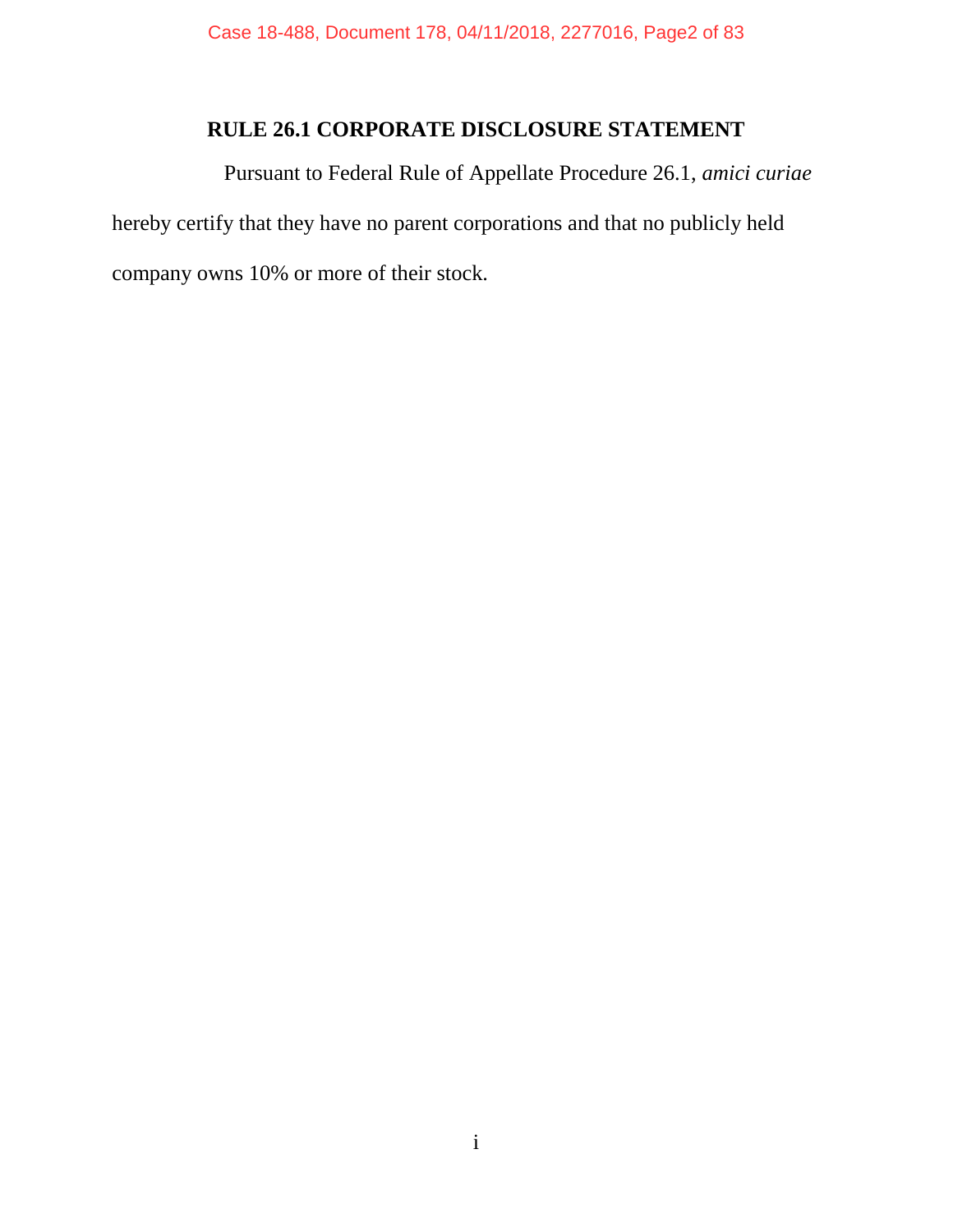## RULE 26.1 CORPORATE DISCLOSURE STATEMENT

Pursuant to Federal Rule of Appellate Procedure 26.1, *amici curiae* hereby certify that they have no parent corporations and that no publicly held company owns 10% or more of their stock.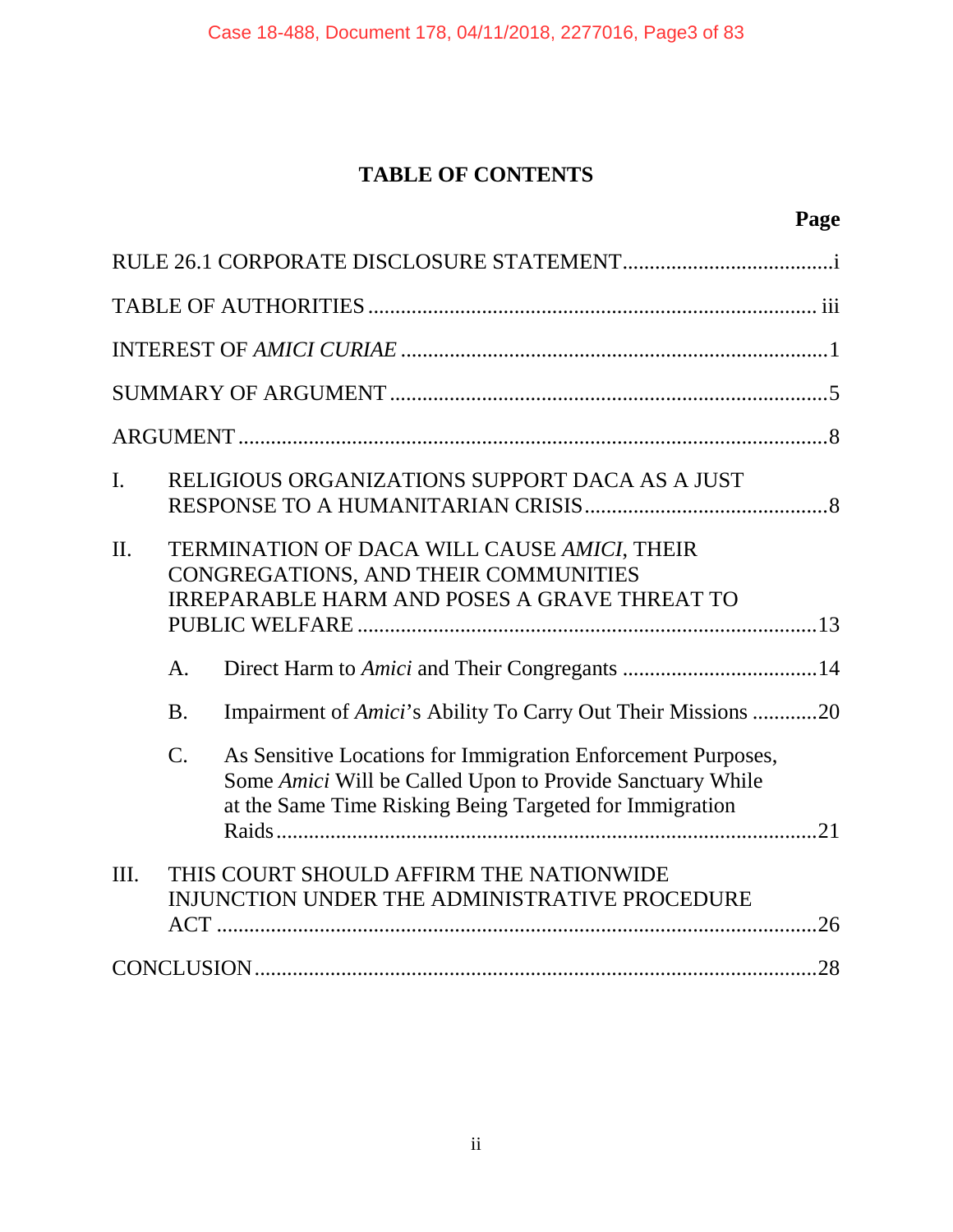# TABLE OF CONTENTS

| | Page |
|---|---|
| RULE 26.1 CORPORATE DISCLOSURE STATEMENT | i |
| TABLE OF AUTHORITIES | iii |
| INTEREST OF *AMICI CURIAE* | 1 |
| SUMMARY OF ARGUMENT | 5 |
| ARGUMENT | 8 |
| I. RELIGIOUS ORGANIZATIONS SUPPORT DACA AS A JUST RESPONSE TO A HUMANITARIAN CRISIS | 8 |
| II. TERMINATION OF DACA WILL CAUSE *AMICI*, THEIR CONGREGATIONS, AND THEIR COMMUNITIES IRREPARABLE HARM AND POSES A GRAVE THREAT TO PUBLIC WELFARE | 13 |
| A. Direct Harm to *Amici* and Their Congregants | 14 |
| B. Impairment of *Amici*'s Ability To Carry Out Their Missions | 20 |
| C. As Sensitive Locations for Immigration Enforcement Purposes, Some *Amici* Will be Called Upon to Provide Sanctuary While at the Same Time Risking Being Targeted for Immigration Raids | 21 |
| III. THIS COURT SHOULD AFFIRM THE NATIONWIDE INJUNCTION UNDER THE ADMINISTRATIVE PROCEDURE ACT | 26 |
| CONCLUSION | 28 |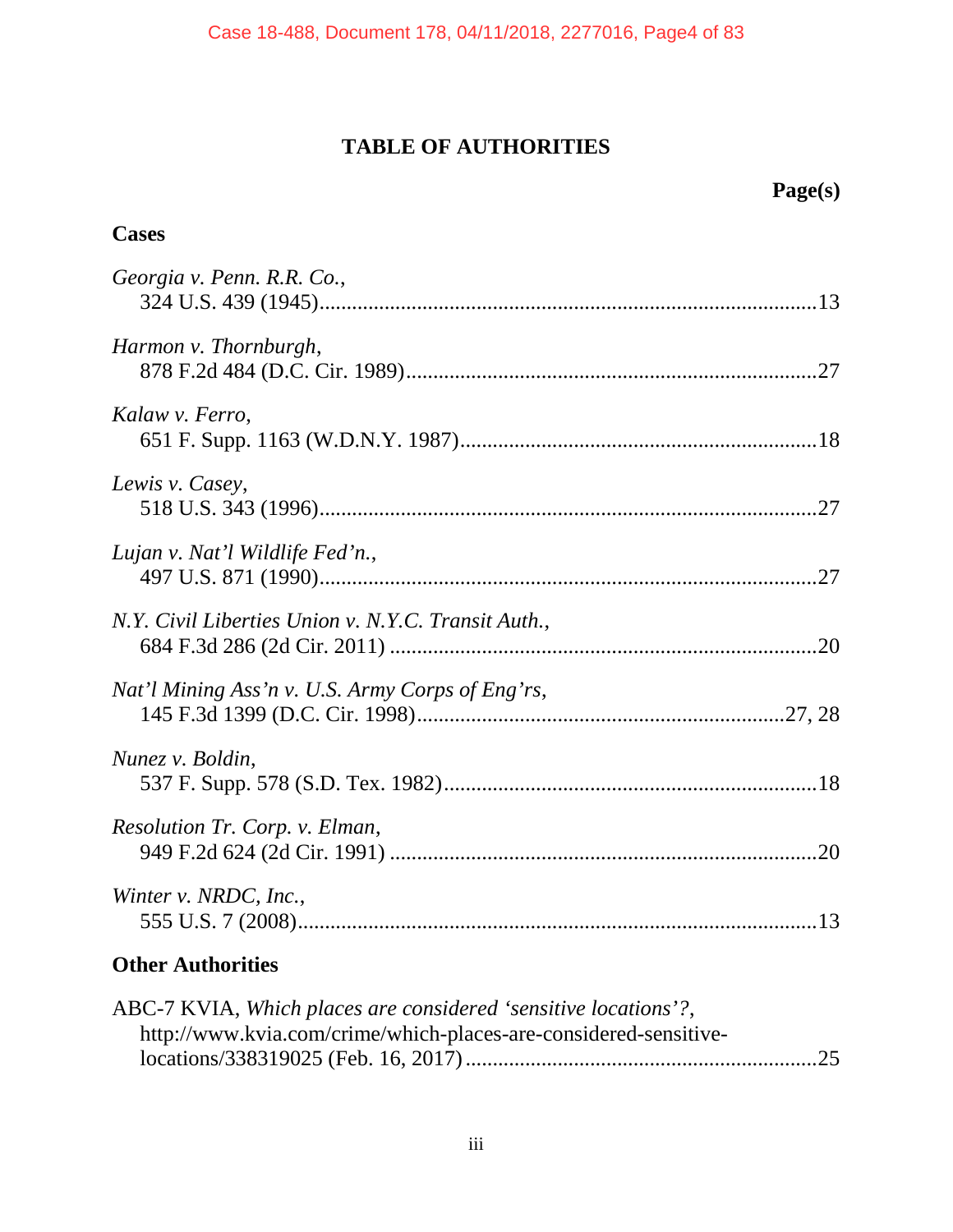# TABLE OF AUTHORITIES

**Page(s)**

## Cases

*Georgia v. Penn. R.R. Co.*,
324 U.S. 439 (1945)....................................................................................13

*Harmon v. Thornburgh*,
878 F.2d 484 (D.C. Cir. 1989)....................................................................27

*Kalaw v. Ferro*,
651 F. Supp. 1163 (W.D.N.Y. 1987)...........................................................18

*Lewis v. Casey*,
518 U.S. 343 (1996)....................................................................................27

*Lujan v. Nat'l Wildlife Fed'n.*,
497 U.S. 871 (1990)....................................................................................27

*N.Y. Civil Liberties Union v. N.Y.C. Transit Auth.*,
684 F.3d 286 (2d Cir. 2011) .......................................................................20

*Nat'l Mining Ass'n v. U.S. Army Corps of Eng'rs*,
145 F.3d 1399 (D.C. Cir. 1998)............................................................27, 28

*Nunez v. Boldin*,
537 F. Supp. 578 (S.D. Tex. 1982).............................................................18

*Resolution Tr. Corp. v. Elman*,
949 F.2d 624 (2d Cir. 1991) .......................................................................20

*Winter v. NRDC, Inc.*,
555 U.S. 7 (2008)........................................................................................13

## Other Authorities

ABC-7 KVIA, *Which places are considered 'sensitive locations'?*,
http://www.kvia.com/crime/which-places-are-considered-sensitive-locations/338319025 (Feb. 16, 2017) ..........................................................25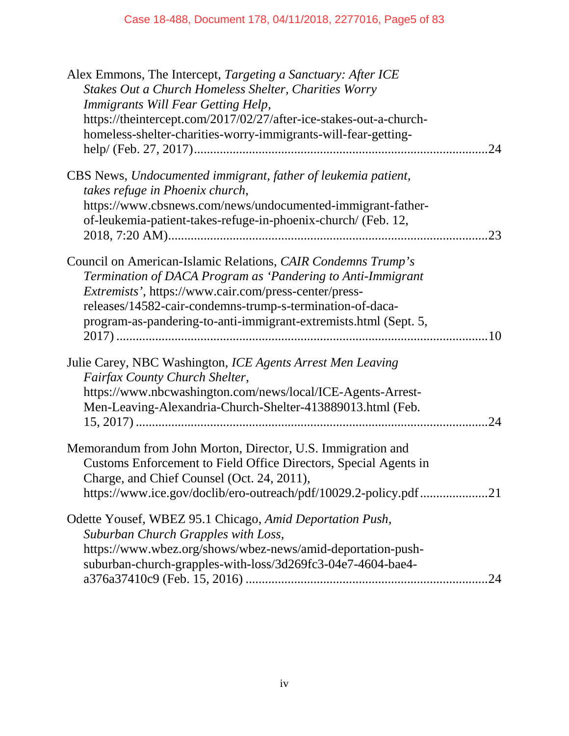Alex Emmons, The Intercept, *Targeting a Sanctuary: After ICE Stakes Out a Church Homeless Shelter, Charities Worry Immigrants Will Fear Getting Help*, https://theintercept.com/2017/02/27/after-ice-stakes-out-a-church-homeless-shelter-charities-worry-immigrants-will-fear-getting-help/ (Feb. 27, 2017)....................................................................................24

CBS News, *Undocumented immigrant, father of leukemia patient, takes refuge in Phoenix church*, https://www.cbsnews.com/news/undocumented-immigrant-father-of-leukemia-patient-takes-refuge-in-phoenix-church/ (Feb. 12, 2018, 7:20 AM)....................................................................................23

Council on American-Islamic Relations, *CAIR Condemns Trump's Termination of DACA Program as 'Pandering to Anti-Immigrant Extremists'*, https://www.cair.com/press-center/press-releases/14582-cair-condemns-trump-s-termination-of-daca-program-as-pandering-to-anti-immigrant-extremists.html (Sept. 5, 2017) ....................................................................................10

Julie Carey, NBC Washington, *ICE Agents Arrest Men Leaving Fairfax County Church Shelter*, https://www.nbcwashington.com/news/local/ICE-Agents-Arrest-Men-Leaving-Alexandria-Church-Shelter-413889013.html (Feb. 15, 2017) ....................................................................................24

Memorandum from John Morton, Director, U.S. Immigration and Customs Enforcement to Field Office Directors, Special Agents in Charge, and Chief Counsel (Oct. 24, 2011), https://www.ice.gov/doclib/ero-outreach/pdf/10029.2-policy.pdf ....................21

Odette Yousef, WBEZ 95.1 Chicago, *Amid Deportation Push, Suburban Church Grapples with Loss*, https://www.wbez.org/shows/wbez-news/amid-deportation-push-suburban-church-grapples-with-loss/3d269fc3-04e7-4604-bae4-a376a37410c9 (Feb. 15, 2016) ....................................................................................24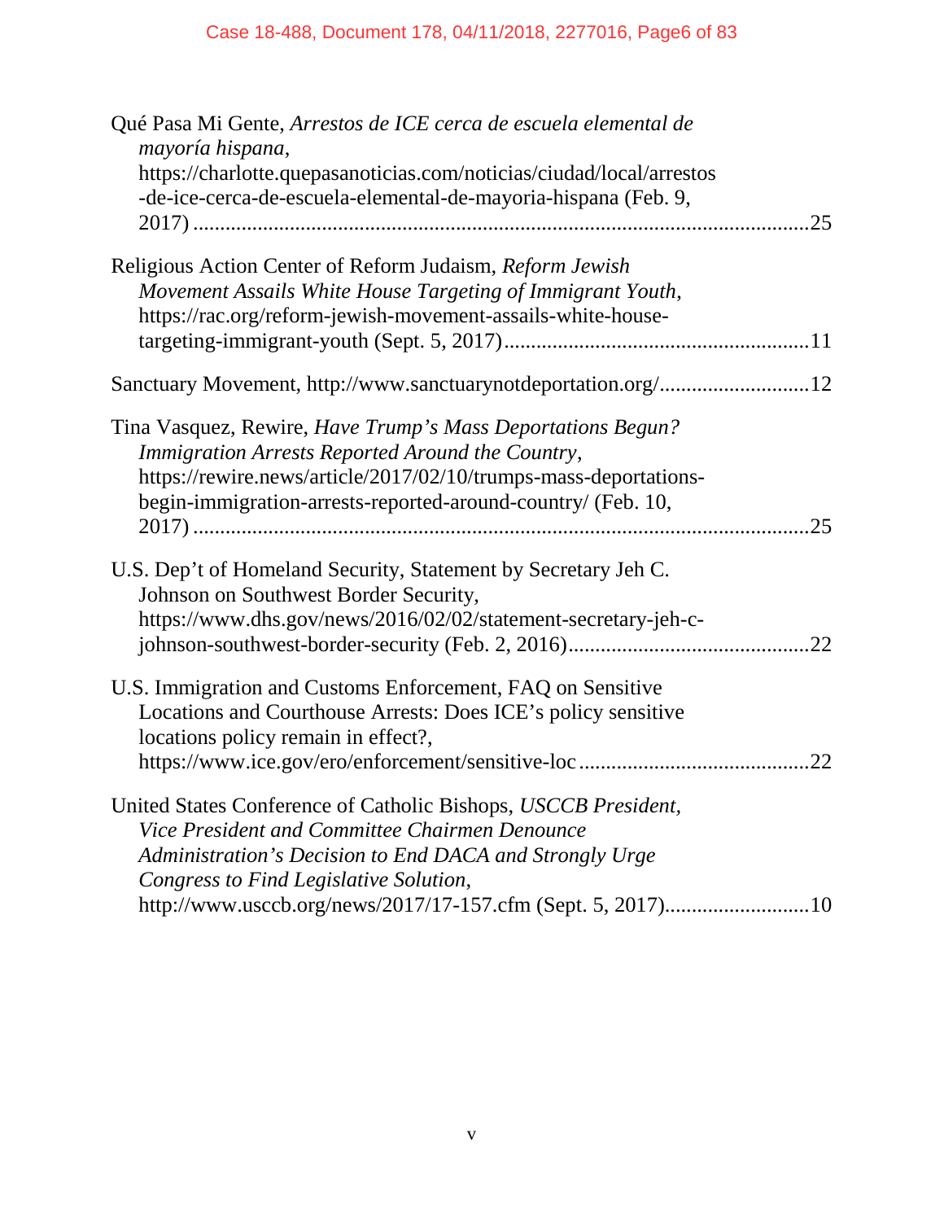Qué Pasa Mi Gente, *Arrestos de ICE cerca de escuela elemental de mayoría hispana*, https://charlotte.quepasanoticias.com/noticias/ciudad/local/arrestos-de-ice-cerca-de-escuela-elemental-de-mayoria-hispana (Feb. 9, 2017) ....................25

Religious Action Center of Reform Judaism, *Reform Jewish Movement Assails White House Targeting of Immigrant Youth*, https://rac.org/reform-jewish-movement-assails-white-house-targeting-immigrant-youth (Sept. 5, 2017) ....................11

Sanctuary Movement, http://www.sanctuarynotdeportation.org/ ....................12

Tina Vasquez, Rewire, *Have Trump's Mass Deportations Begun? Immigration Arrests Reported Around the Country*, https://rewire.news/article/2017/02/10/trumps-mass-deportations-begin-immigration-arrests-reported-around-country/ (Feb. 10, 2017) ....................25

U.S. Dep't of Homeland Security, Statement by Secretary Jeh C. Johnson on Southwest Border Security, https://www.dhs.gov/news/2016/02/02/statement-secretary-jeh-c-johnson-southwest-border-security (Feb. 2, 2016) ....................22

U.S. Immigration and Customs Enforcement, FAQ on Sensitive Locations and Courthouse Arrests: Does ICE's policy sensitive locations policy remain in effect?, https://www.ice.gov/ero/enforcement/sensitive-loc ....................22

United States Conference of Catholic Bishops, *USCCB President, Vice President and Committee Chairmen Denounce Administration's Decision to End DACA and Strongly Urge Congress to Find Legislative Solution*, http://www.usccb.org/news/2017/17-157.cfm (Sept. 5, 2017) ....................10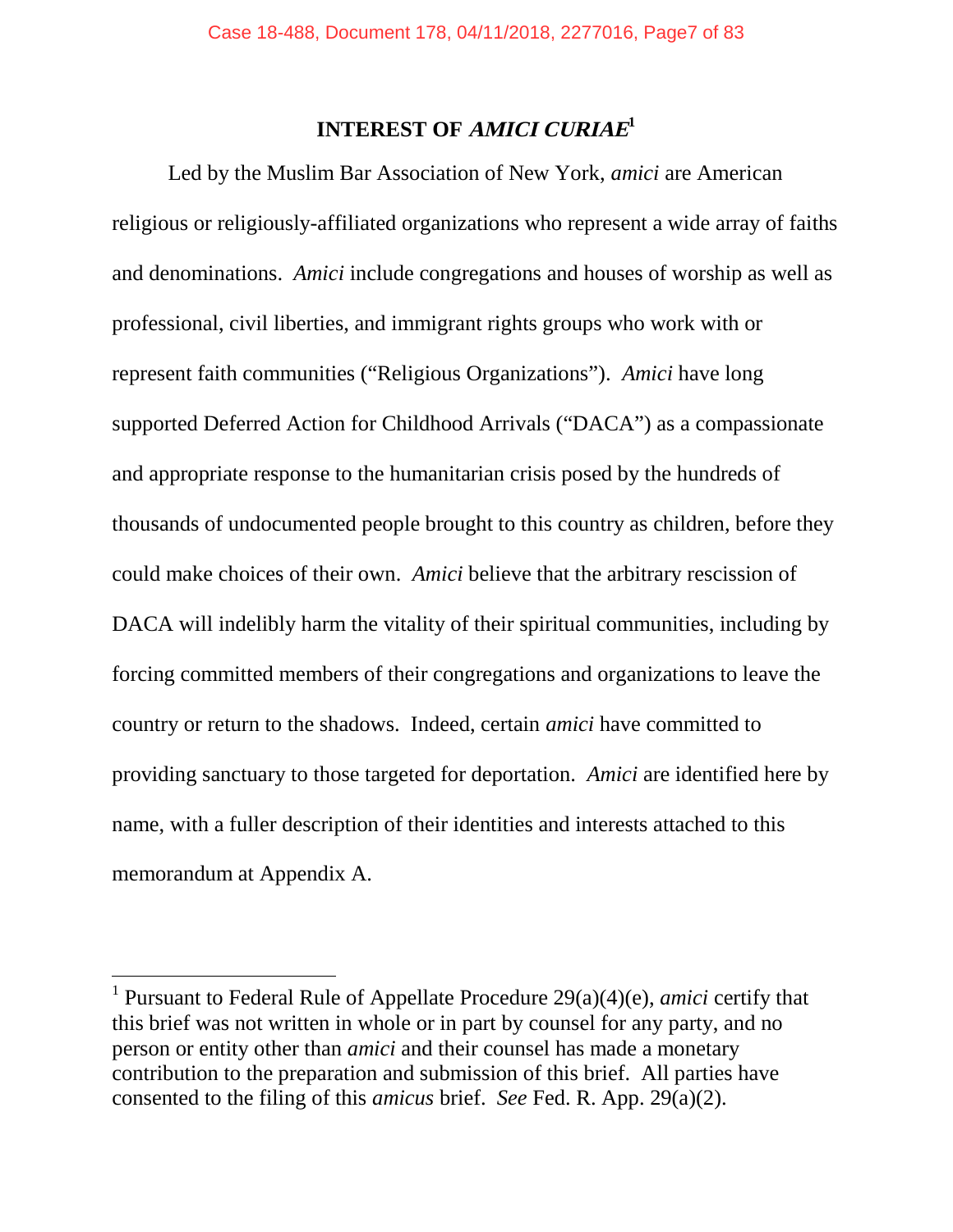# INTEREST OF *AMICI CURIAE*[1]

Led by the Muslim Bar Association of New York, *amici* are American religious or religiously-affiliated organizations who represent a wide array of faiths and denominations. *Amici* include congregations and houses of worship as well as professional, civil liberties, and immigrant rights groups who work with or represent faith communities ("Religious Organizations"). *Amici* have long supported Deferred Action for Childhood Arrivals ("DACA") as a compassionate and appropriate response to the humanitarian crisis posed by the hundreds of thousands of undocumented people brought to this country as children, before they could make choices of their own. *Amici* believe that the arbitrary rescission of DACA will indelibly harm the vitality of their spiritual communities, including by forcing committed members of their congregations and organizations to leave the country or return to the shadows. Indeed, certain *amici* have committed to providing sanctuary to those targeted for deportation. *Amici* are identified here by name, with a fuller description of their identities and interests attached to this memorandum at Appendix A.

---

[1] Pursuant to Federal Rule of Appellate Procedure 29(a)(4)(e), *amici* certify that this brief was not written in whole or in part by counsel for any party, and no person or entity other than *amici* and their counsel has made a monetary contribution to the preparation and submission of this brief. All parties have consented to the filing of this *amicus* brief. *See* Fed. R. App. 29(a)(2).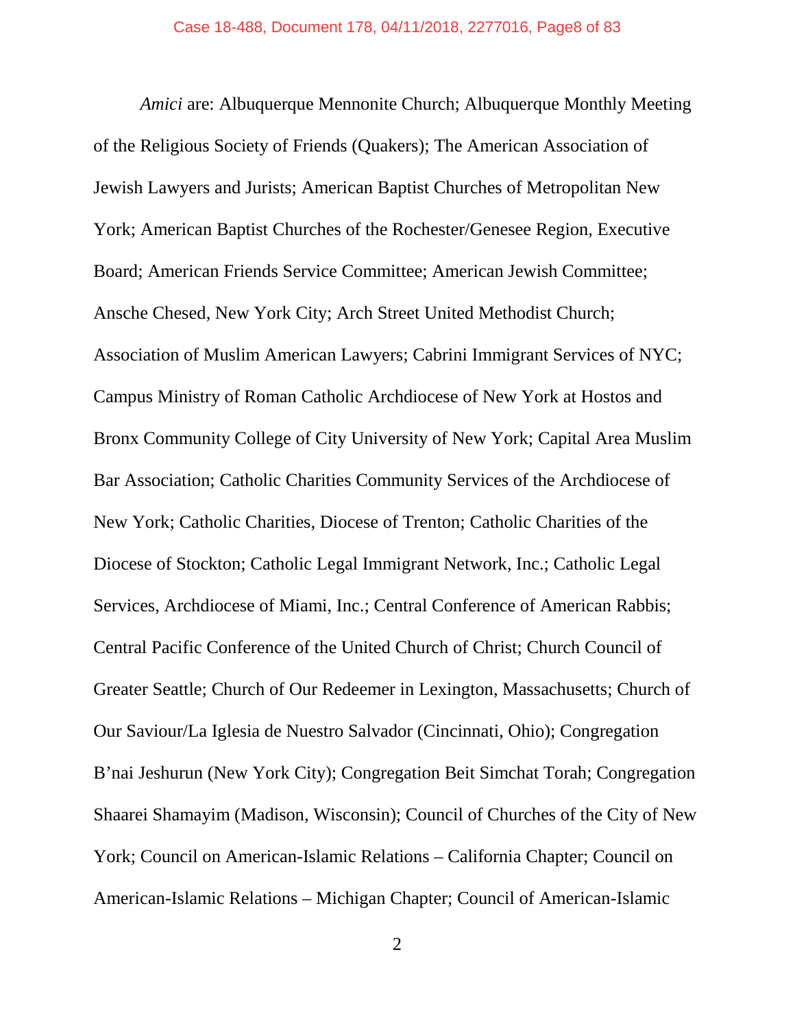*Amici* are: Albuquerque Mennonite Church; Albuquerque Monthly Meeting of the Religious Society of Friends (Quakers); The American Association of Jewish Lawyers and Jurists; American Baptist Churches of Metropolitan New York; American Baptist Churches of the Rochester/Genesee Region, Executive Board; American Friends Service Committee; American Jewish Committee; Ansche Chesed, New York City; Arch Street United Methodist Church; Association of Muslim American Lawyers; Cabrini Immigrant Services of NYC; Campus Ministry of Roman Catholic Archdiocese of New York at Hostos and Bronx Community College of City University of New York; Capital Area Muslim Bar Association; Catholic Charities Community Services of the Archdiocese of New York; Catholic Charities, Diocese of Trenton; Catholic Charities of the Diocese of Stockton; Catholic Legal Immigrant Network, Inc.; Catholic Legal Services, Archdiocese of Miami, Inc.; Central Conference of American Rabbis; Central Pacific Conference of the United Church of Christ; Church Council of Greater Seattle; Church of Our Redeemer in Lexington, Massachusetts; Church of Our Saviour/La Iglesia de Nuestro Salvador (Cincinnati, Ohio); Congregation B'nai Jeshurun (New York City); Congregation Beit Simchat Torah; Congregation Shaarei Shamayim (Madison, Wisconsin); Council of Churches of the City of New York; Council on American-Islamic Relations – California Chapter; Council on American-Islamic Relations – Michigan Chapter; Council of American-Islamic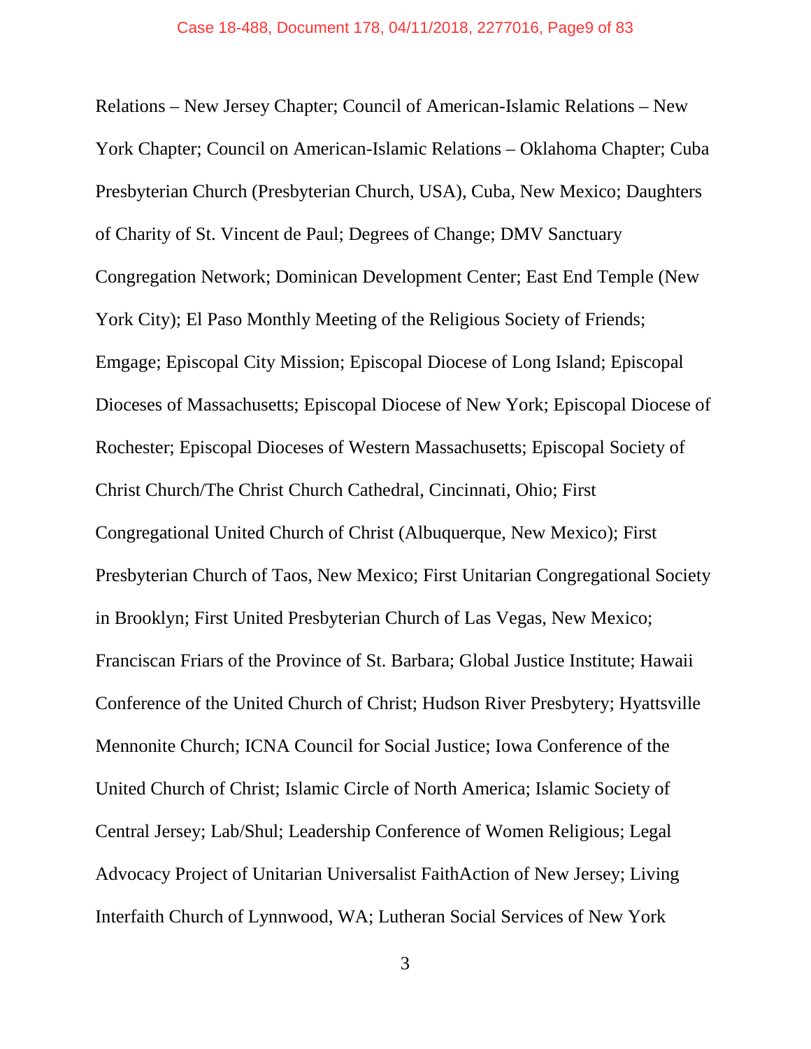Relations – New Jersey Chapter; Council of American-Islamic Relations – New York Chapter; Council on American-Islamic Relations – Oklahoma Chapter; Cuba Presbyterian Church (Presbyterian Church, USA), Cuba, New Mexico; Daughters of Charity of St. Vincent de Paul; Degrees of Change; DMV Sanctuary Congregation Network; Dominican Development Center; East End Temple (New York City); El Paso Monthly Meeting of the Religious Society of Friends; Emgage; Episcopal City Mission; Episcopal Diocese of Long Island; Episcopal Dioceses of Massachusetts; Episcopal Diocese of New York; Episcopal Diocese of Rochester; Episcopal Dioceses of Western Massachusetts; Episcopal Society of Christ Church/The Christ Church Cathedral, Cincinnati, Ohio; First Congregational United Church of Christ (Albuquerque, New Mexico); First Presbyterian Church of Taos, New Mexico; First Unitarian Congregational Society in Brooklyn; First United Presbyterian Church of Las Vegas, New Mexico; Franciscan Friars of the Province of St. Barbara; Global Justice Institute; Hawaii Conference of the United Church of Christ; Hudson River Presbytery; Hyattsville Mennonite Church; ICNA Council for Social Justice; Iowa Conference of the United Church of Christ; Islamic Circle of North America; Islamic Society of Central Jersey; Lab/Shul; Leadership Conference of Women Religious; Legal Advocacy Project of Unitarian Universalist FaithAction of New Jersey; Living Interfaith Church of Lynnwood, WA; Lutheran Social Services of New York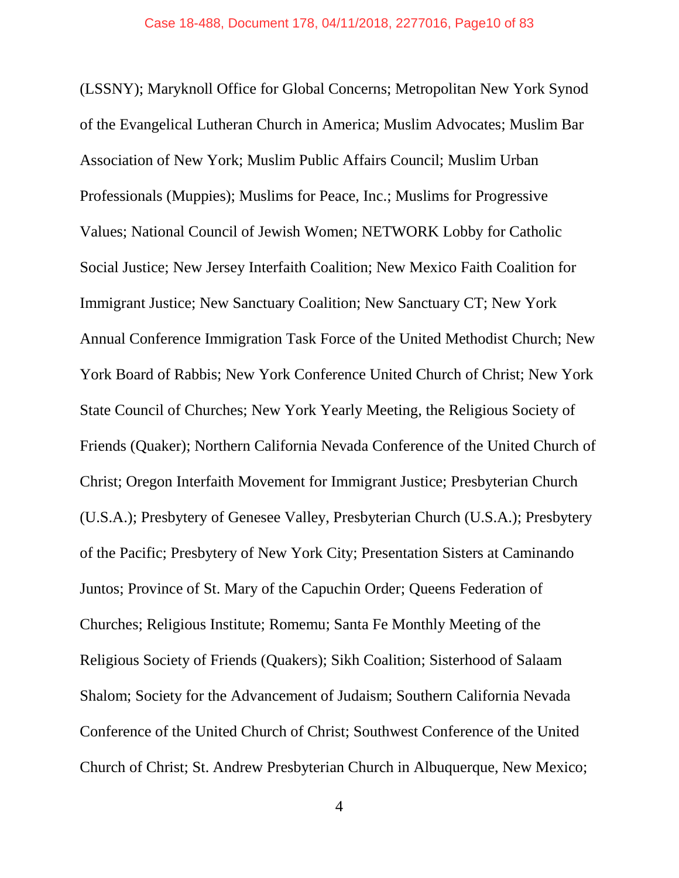(LSSNY); Maryknoll Office for Global Concerns; Metropolitan New York Synod of the Evangelical Lutheran Church in America; Muslim Advocates; Muslim Bar Association of New York; Muslim Public Affairs Council; Muslim Urban Professionals (Muppies); Muslims for Peace, Inc.; Muslims for Progressive Values; National Council of Jewish Women; NETWORK Lobby for Catholic Social Justice; New Jersey Interfaith Coalition; New Mexico Faith Coalition for Immigrant Justice; New Sanctuary Coalition; New Sanctuary CT; New York Annual Conference Immigration Task Force of the United Methodist Church; New York Board of Rabbis; New York Conference United Church of Christ; New York State Council of Churches; New York Yearly Meeting, the Religious Society of Friends (Quaker); Northern California Nevada Conference of the United Church of Christ; Oregon Interfaith Movement for Immigrant Justice; Presbyterian Church (U.S.A.); Presbytery of Genesee Valley, Presbyterian Church (U.S.A.); Presbytery of the Pacific; Presbytery of New York City; Presentation Sisters at Caminando Juntos; Province of St. Mary of the Capuchin Order; Queens Federation of Churches; Religious Institute; Romemu; Santa Fe Monthly Meeting of the Religious Society of Friends (Quakers); Sikh Coalition; Sisterhood of Salaam Shalom; Society for the Advancement of Judaism; Southern California Nevada Conference of the United Church of Christ; Southwest Conference of the United Church of Christ; St. Andrew Presbyterian Church in Albuquerque, New Mexico;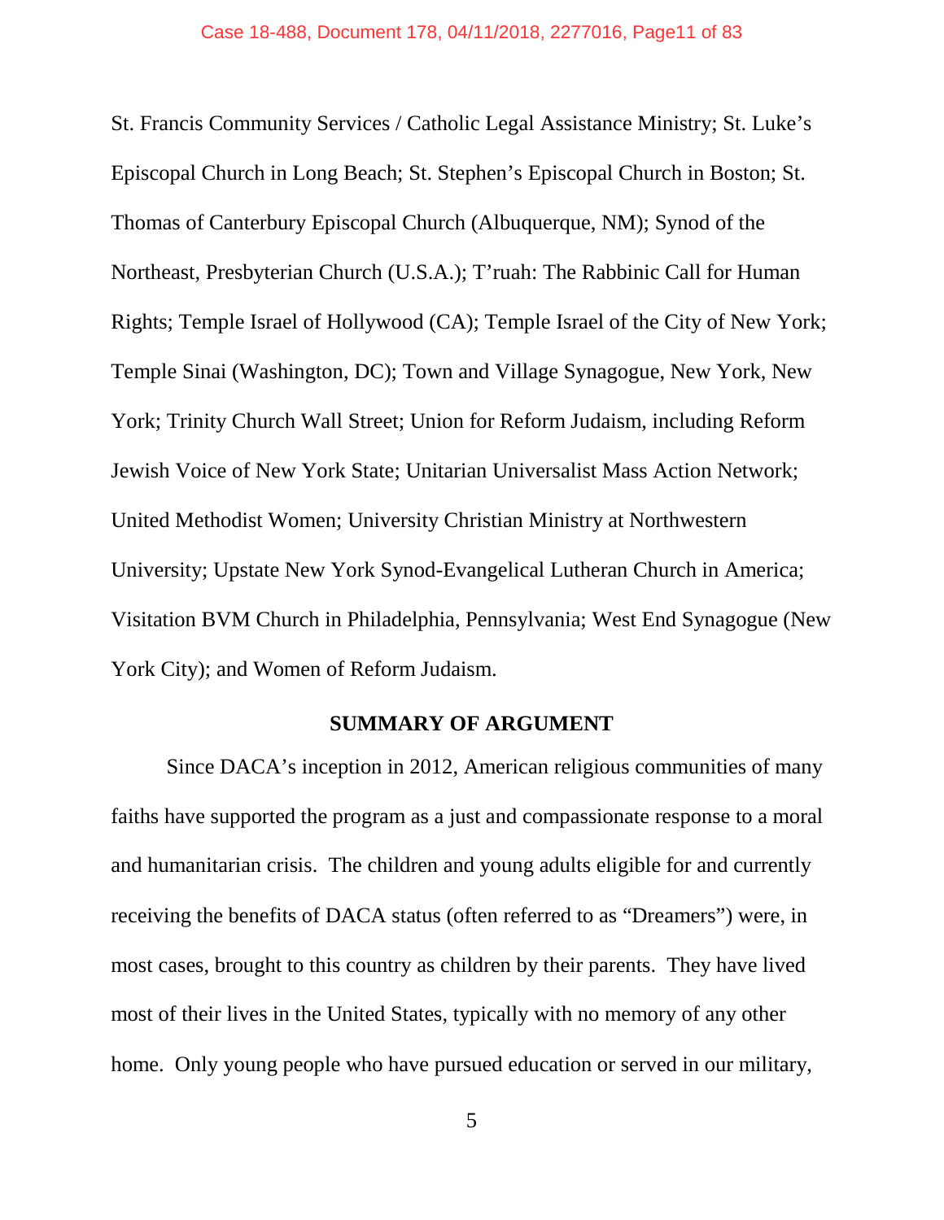St. Francis Community Services / Catholic Legal Assistance Ministry; St. Luke's Episcopal Church in Long Beach; St. Stephen's Episcopal Church in Boston; St. Thomas of Canterbury Episcopal Church (Albuquerque, NM); Synod of the Northeast, Presbyterian Church (U.S.A.); T'ruah: The Rabbinic Call for Human Rights; Temple Israel of Hollywood (CA); Temple Israel of the City of New York; Temple Sinai (Washington, DC); Town and Village Synagogue, New York, New York; Trinity Church Wall Street; Union for Reform Judaism, including Reform Jewish Voice of New York State; Unitarian Universalist Mass Action Network; United Methodist Women; University Christian Ministry at Northwestern University; Upstate New York Synod-Evangelical Lutheran Church in America; Visitation BVM Church in Philadelphia, Pennsylvania; West End Synagogue (New York City); and Women of Reform Judaism.

## SUMMARY OF ARGUMENT

Since DACA's inception in 2012, American religious communities of many faiths have supported the program as a just and compassionate response to a moral and humanitarian crisis. The children and young adults eligible for and currently receiving the benefits of DACA status (often referred to as "Dreamers") were, in most cases, brought to this country as children by their parents. They have lived most of their lives in the United States, typically with no memory of any other home. Only young people who have pursued education or served in our military,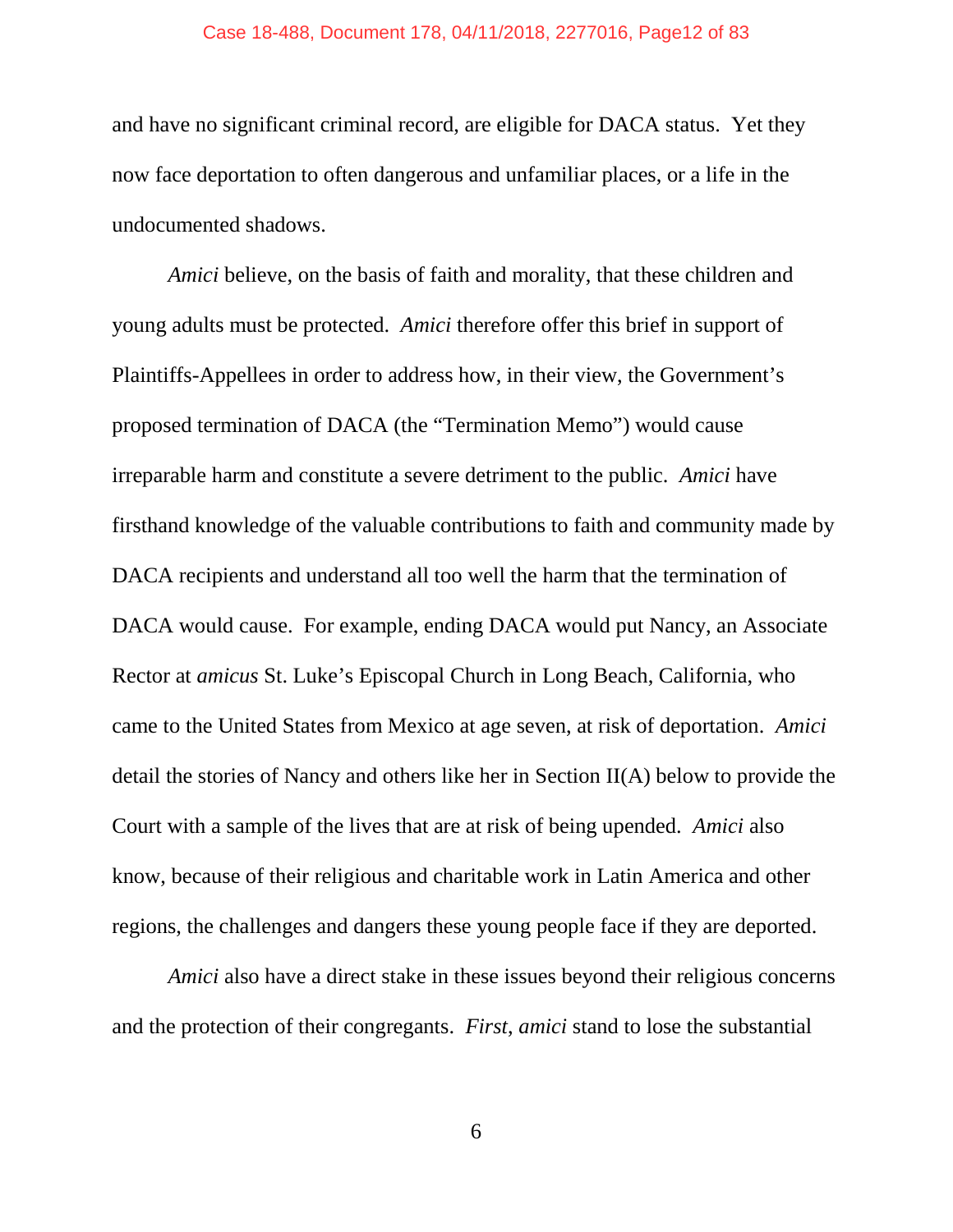and have no significant criminal record, are eligible for DACA status. Yet they now face deportation to often dangerous and unfamiliar places, or a life in the undocumented shadows.

*Amici* believe, on the basis of faith and morality, that these children and young adults must be protected. *Amici* therefore offer this brief in support of Plaintiffs-Appellees in order to address how, in their view, the Government's proposed termination of DACA (the "Termination Memo") would cause irreparable harm and constitute a severe detriment to the public. *Amici* have firsthand knowledge of the valuable contributions to faith and community made by DACA recipients and understand all too well the harm that the termination of DACA would cause. For example, ending DACA would put Nancy, an Associate Rector at *amicus* St. Luke's Episcopal Church in Long Beach, California, who came to the United States from Mexico at age seven, at risk of deportation. *Amici* detail the stories of Nancy and others like her in Section II(A) below to provide the Court with a sample of the lives that are at risk of being upended. *Amici* also know, because of their religious and charitable work in Latin America and other regions, the challenges and dangers these young people face if they are deported.

*Amici* also have a direct stake in these issues beyond their religious concerns and the protection of their congregants. *First*, *amici* stand to lose the substantial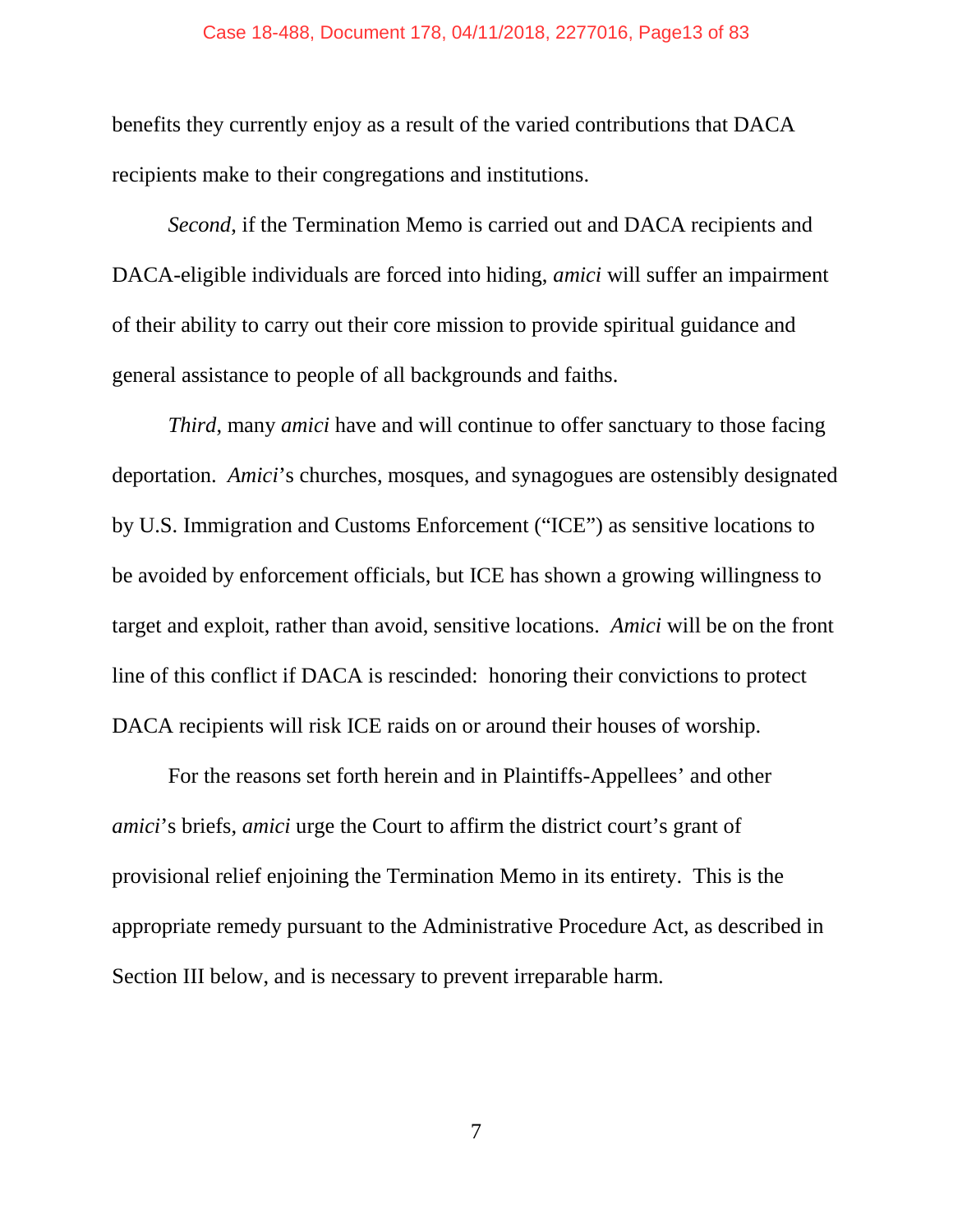benefits they currently enjoy as a result of the varied contributions that DACA recipients make to their congregations and institutions.

*Second*, if the Termination Memo is carried out and DACA recipients and DACA-eligible individuals are forced into hiding, *amici* will suffer an impairment of their ability to carry out their core mission to provide spiritual guidance and general assistance to people of all backgrounds and faiths.

*Third*, many *amici* have and will continue to offer sanctuary to those facing deportation. *Amici*'s churches, mosques, and synagogues are ostensibly designated by U.S. Immigration and Customs Enforcement ("ICE") as sensitive locations to be avoided by enforcement officials, but ICE has shown a growing willingness to target and exploit, rather than avoid, sensitive locations. *Amici* will be on the front line of this conflict if DACA is rescinded: honoring their convictions to protect DACA recipients will risk ICE raids on or around their houses of worship.

For the reasons set forth herein and in Plaintiffs-Appellees' and other *amici*'s briefs, *amici* urge the Court to affirm the district court's grant of provisional relief enjoining the Termination Memo in its entirety. This is the appropriate remedy pursuant to the Administrative Procedure Act, as described in Section III below, and is necessary to prevent irreparable harm.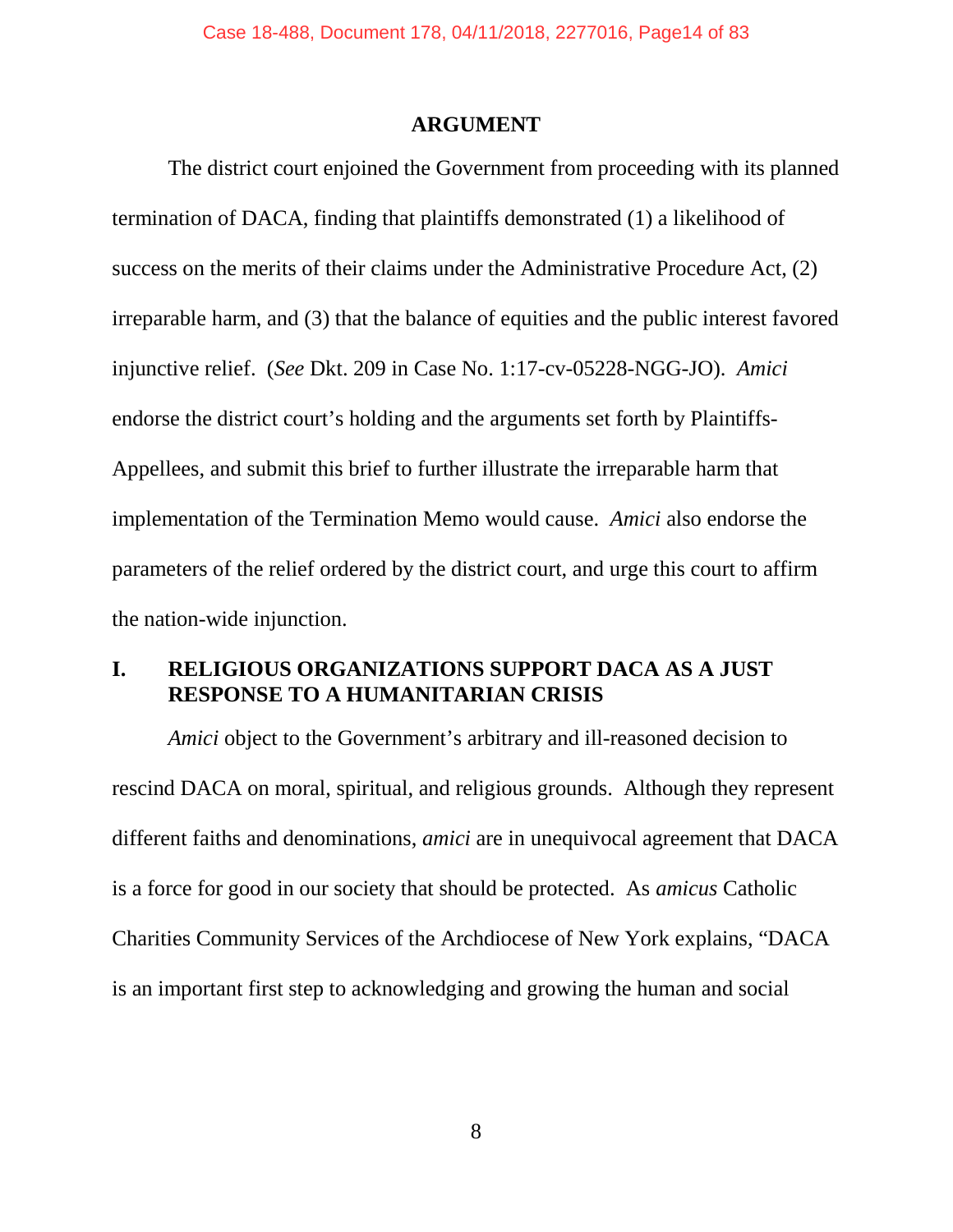## ARGUMENT

The district court enjoined the Government from proceeding with its planned termination of DACA, finding that plaintiffs demonstrated (1) a likelihood of success on the merits of their claims under the Administrative Procedure Act, (2) irreparable harm, and (3) that the balance of equities and the public interest favored injunctive relief. (*See* Dkt. 209 in Case No. 1:17-cv-05228-NGG-JO). *Amici* endorse the district court's holding and the arguments set forth by Plaintiffs-Appellees, and submit this brief to further illustrate the irreparable harm that implementation of the Termination Memo would cause. *Amici* also endorse the parameters of the relief ordered by the district court, and urge this court to affirm the nation-wide injunction.

### I. RELIGIOUS ORGANIZATIONS SUPPORT DACA AS A JUST RESPONSE TO A HUMANITARIAN CRISIS

*Amici* object to the Government's arbitrary and ill-reasoned decision to rescind DACA on moral, spiritual, and religious grounds. Although they represent different faiths and denominations, *amici* are in unequivocal agreement that DACA is a force for good in our society that should be protected. As *amicus* Catholic Charities Community Services of the Archdiocese of New York explains, "DACA is an important first step to acknowledging and growing the human and social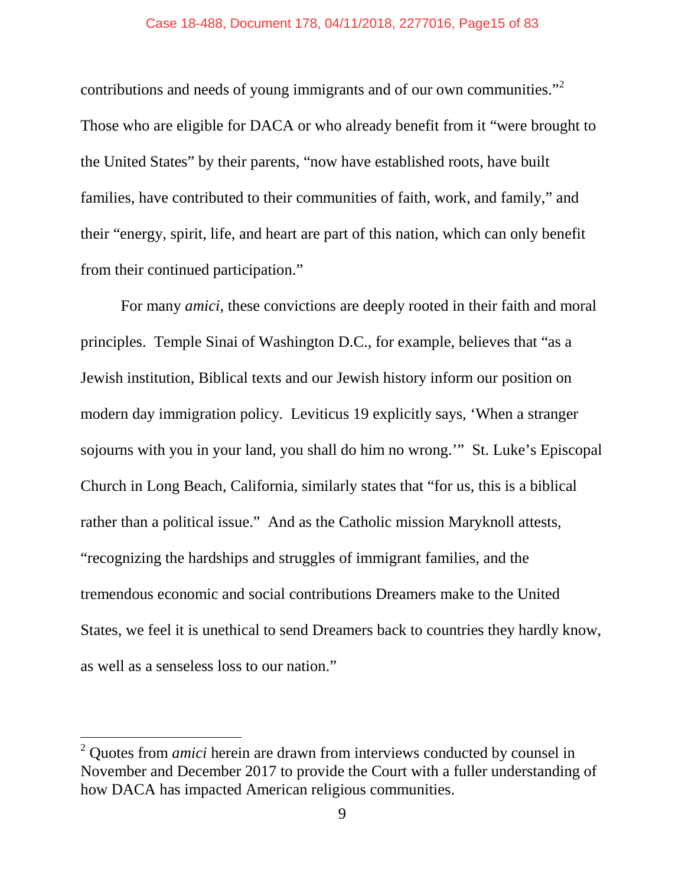contributions and needs of young immigrants and of our own communities."[2] Those who are eligible for DACA or who already benefit from it "were brought to the United States" by their parents, "now have established roots, have built families, have contributed to their communities of faith, work, and family," and their "energy, spirit, life, and heart are part of this nation, which can only benefit from their continued participation."

For many *amici*, these convictions are deeply rooted in their faith and moral principles. Temple Sinai of Washington D.C., for example, believes that "as a Jewish institution, Biblical texts and our Jewish history inform our position on modern day immigration policy. Leviticus 19 explicitly says, 'When a stranger sojourns with you in your land, you shall do him no wrong.'" St. Luke's Episcopal Church in Long Beach, California, similarly states that "for us, this is a biblical rather than a political issue." And as the Catholic mission Maryknoll attests, "recognizing the hardships and struggles of immigrant families, and the tremendous economic and social contributions Dreamers make to the United States, we feel it is unethical to send Dreamers back to countries they hardly know, as well as a senseless loss to our nation."

---

[2] Quotes from *amici* herein are drawn from interviews conducted by counsel in November and December 2017 to provide the Court with a fuller understanding of how DACA has impacted American religious communities.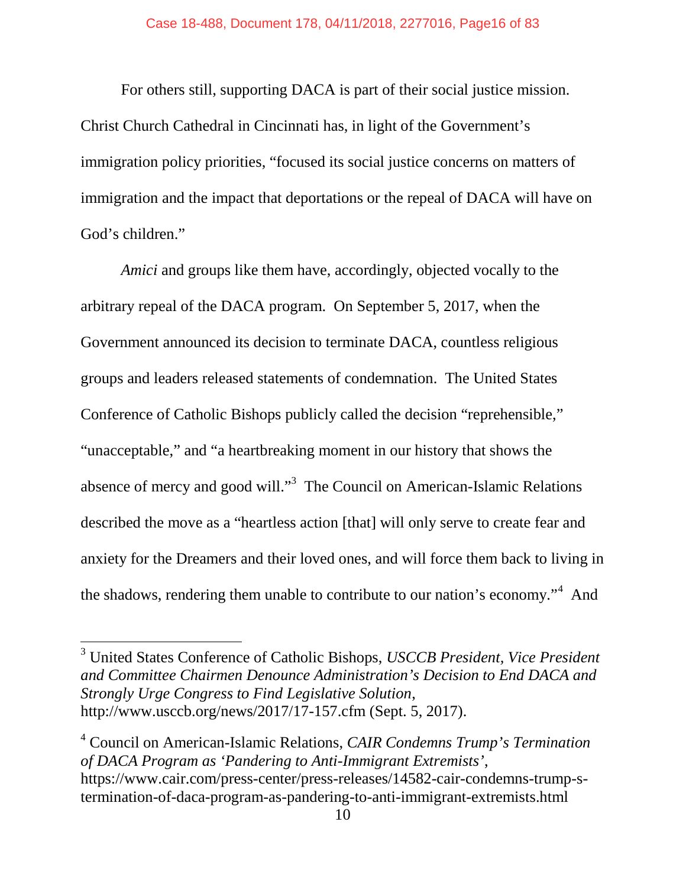For others still, supporting DACA is part of their social justice mission. Christ Church Cathedral in Cincinnati has, in light of the Government's immigration policy priorities, "focused its social justice concerns on matters of immigration and the impact that deportations or the repeal of DACA will have on God's children."

*Amici* and groups like them have, accordingly, objected vocally to the arbitrary repeal of the DACA program. On September 5, 2017, when the Government announced its decision to terminate DACA, countless religious groups and leaders released statements of condemnation. The United States Conference of Catholic Bishops publicly called the decision "reprehensible," "unacceptable," and "a heartbreaking moment in our history that shows the absence of mercy and good will."[3] The Council on American-Islamic Relations described the move as a "heartless action [that] will only serve to create fear and anxiety for the Dreamers and their loved ones, and will force them back to living in the shadows, rendering them unable to contribute to our nation's economy."[4] And

---

[3] United States Conference of Catholic Bishops, *USCCB President, Vice President and Committee Chairmen Denounce Administration's Decision to End DACA and Strongly Urge Congress to Find Legislative Solution*, http://www.usccb.org/news/2017/17-157.cfm (Sept. 5, 2017).

[4] Council on American-Islamic Relations, *CAIR Condemns Trump's Termination of DACA Program as 'Pandering to Anti-Immigrant Extremists'*, https://www.cair.com/press-center/press-releases/14582-cair-condemns-trump-s-termination-of-daca-program-as-pandering-to-anti-immigrant-extremists.html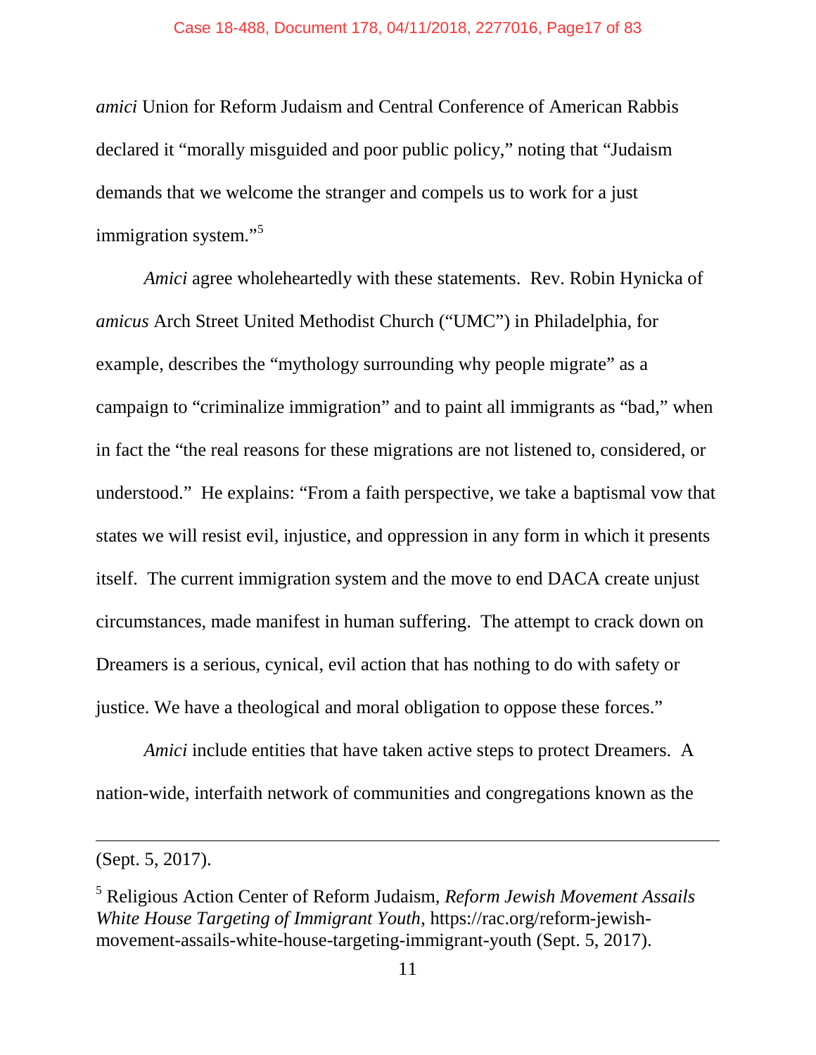*amici* Union for Reform Judaism and Central Conference of American Rabbis declared it "morally misguided and poor public policy," noting that "Judaism demands that we welcome the stranger and compels us to work for a just immigration system."[5]

*Amici* agree wholeheartedly with these statements. Rev. Robin Hynicka of *amicus* Arch Street United Methodist Church ("UMC") in Philadelphia, for example, describes the "mythology surrounding why people migrate" as a campaign to "criminalize immigration" and to paint all immigrants as "bad," when in fact the "the real reasons for these migrations are not listened to, considered, or understood." He explains: "From a faith perspective, we take a baptismal vow that states we will resist evil, injustice, and oppression in any form in which it presents itself. The current immigration system and the move to end DACA create unjust circumstances, made manifest in human suffering. The attempt to crack down on Dreamers is a serious, cynical, evil action that has nothing to do with safety or justice. We have a theological and moral obligation to oppose these forces."

*Amici* include entities that have taken active steps to protect Dreamers. A nation-wide, interfaith network of communities and congregations known as the

---

(Sept. 5, 2017).

[5] Religious Action Center of Reform Judaism, *Reform Jewish Movement Assails White House Targeting of Immigrant Youth*, https://rac.org/reform-jewish-movement-assails-white-house-targeting-immigrant-youth (Sept. 5, 2017).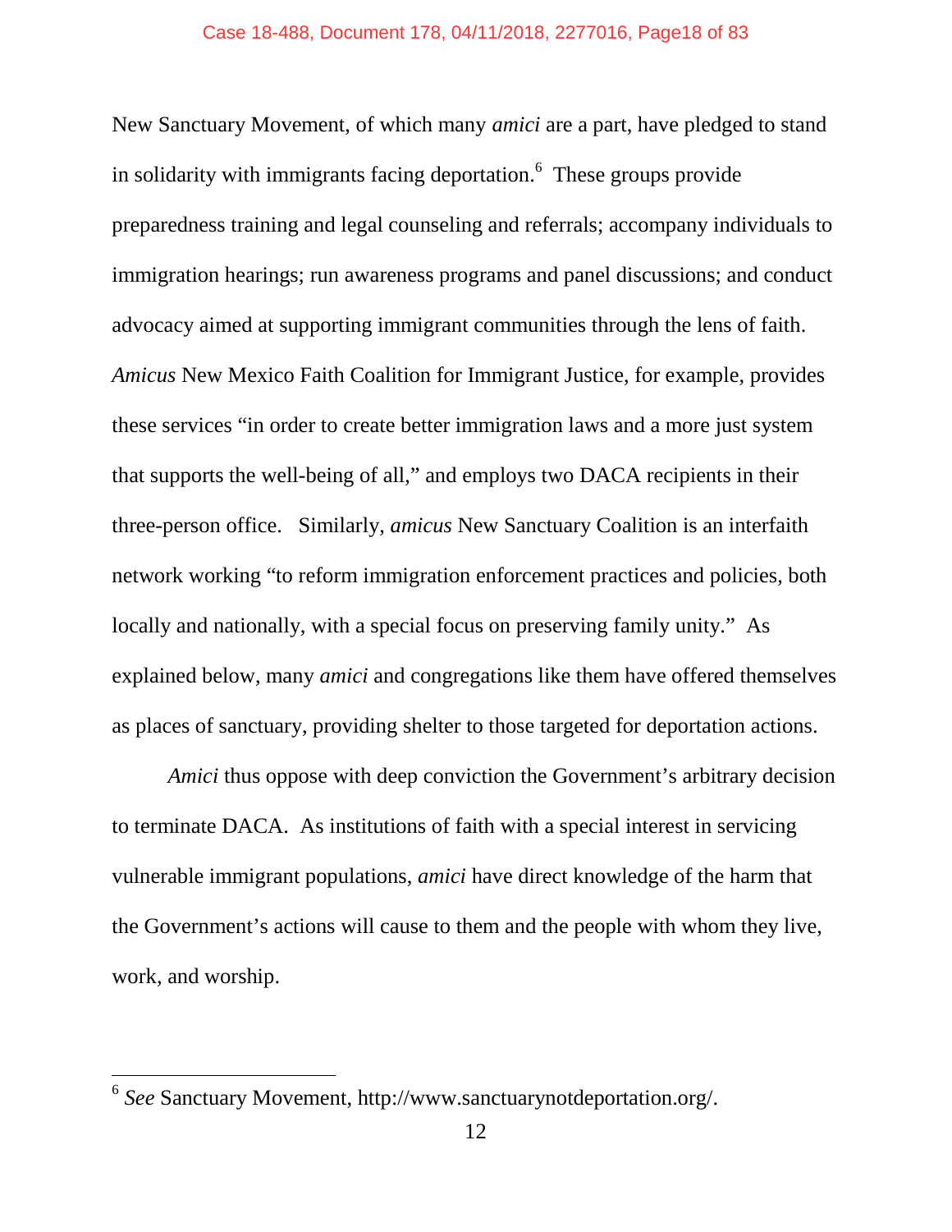New Sanctuary Movement, of which many *amici* are a part, have pledged to stand in solidarity with immigrants facing deportation.[6] These groups provide preparedness training and legal counseling and referrals; accompany individuals to immigration hearings; run awareness programs and panel discussions; and conduct advocacy aimed at supporting immigrant communities through the lens of faith. *Amicus* New Mexico Faith Coalition for Immigrant Justice, for example, provides these services "in order to create better immigration laws and a more just system that supports the well-being of all," and employs two DACA recipients in their three-person office. Similarly, *amicus* New Sanctuary Coalition is an interfaith network working "to reform immigration enforcement practices and policies, both locally and nationally, with a special focus on preserving family unity." As explained below, many *amici* and congregations like them have offered themselves as places of sanctuary, providing shelter to those targeted for deportation actions.

*Amici* thus oppose with deep conviction the Government's arbitrary decision to terminate DACA. As institutions of faith with a special interest in servicing vulnerable immigrant populations, *amici* have direct knowledge of the harm that the Government's actions will cause to them and the people with whom they live, work, and worship.

---

[6] *See* Sanctuary Movement, http://www.sanctuarynotdeportation.org/.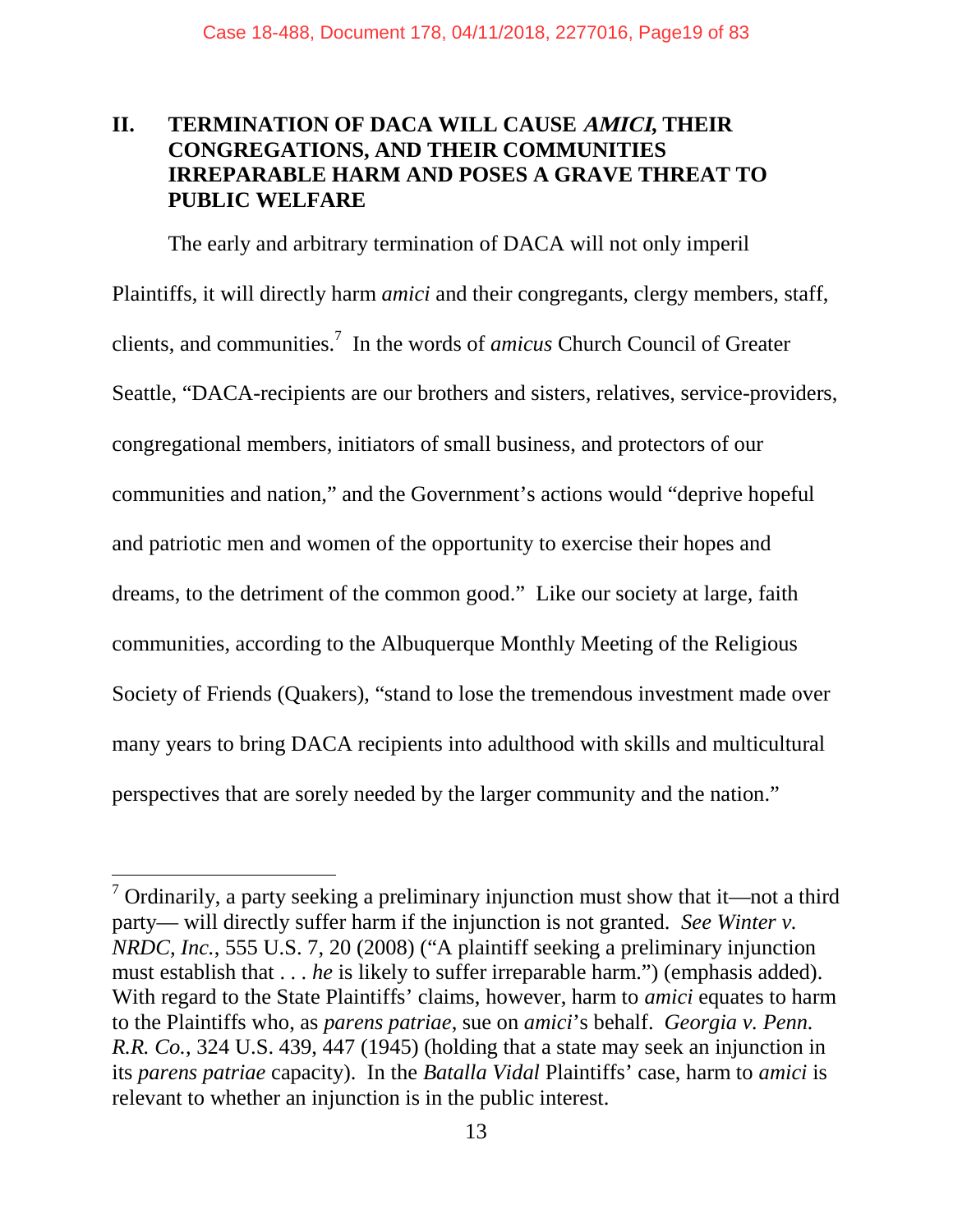## II. TERMINATION OF DACA WILL CAUSE *AMICI,* THEIR CONGREGATIONS, AND THEIR COMMUNITIES IRREPARABLE HARM AND POSES A GRAVE THREAT TO PUBLIC WELFARE

The early and arbitrary termination of DACA will not only imperil Plaintiffs, it will directly harm *amici* and their congregants, clergy members, staff, clients, and communities.[7] In the words of *amicus* Church Council of Greater Seattle, "DACA-recipients are our brothers and sisters, relatives, service-providers, congregational members, initiators of small business, and protectors of our communities and nation," and the Government's actions would "deprive hopeful and patriotic men and women of the opportunity to exercise their hopes and dreams, to the detriment of the common good." Like our society at large, faith communities, according to the Albuquerque Monthly Meeting of the Religious Society of Friends (Quakers), "stand to lose the tremendous investment made over many years to bring DACA recipients into adulthood with skills and multicultural perspectives that are sorely needed by the larger community and the nation."

---

[7] Ordinarily, a party seeking a preliminary injunction must show that it—not a third party— will directly suffer harm if the injunction is not granted. *See Winter v. NRDC, Inc.*, 555 U.S. 7, 20 (2008) ("A plaintiff seeking a preliminary injunction must establish that . . . *he* is likely to suffer irreparable harm.") (emphasis added). With regard to the State Plaintiffs' claims, however, harm to *amici* equates to harm to the Plaintiffs who, as *parens patriae*, sue on *amici*'s behalf. *Georgia v. Penn. R.R. Co.*, 324 U.S. 439, 447 (1945) (holding that a state may seek an injunction in its *parens patriae* capacity). In the *Batalla Vidal* Plaintiffs' case, harm to *amici* is relevant to whether an injunction is in the public interest.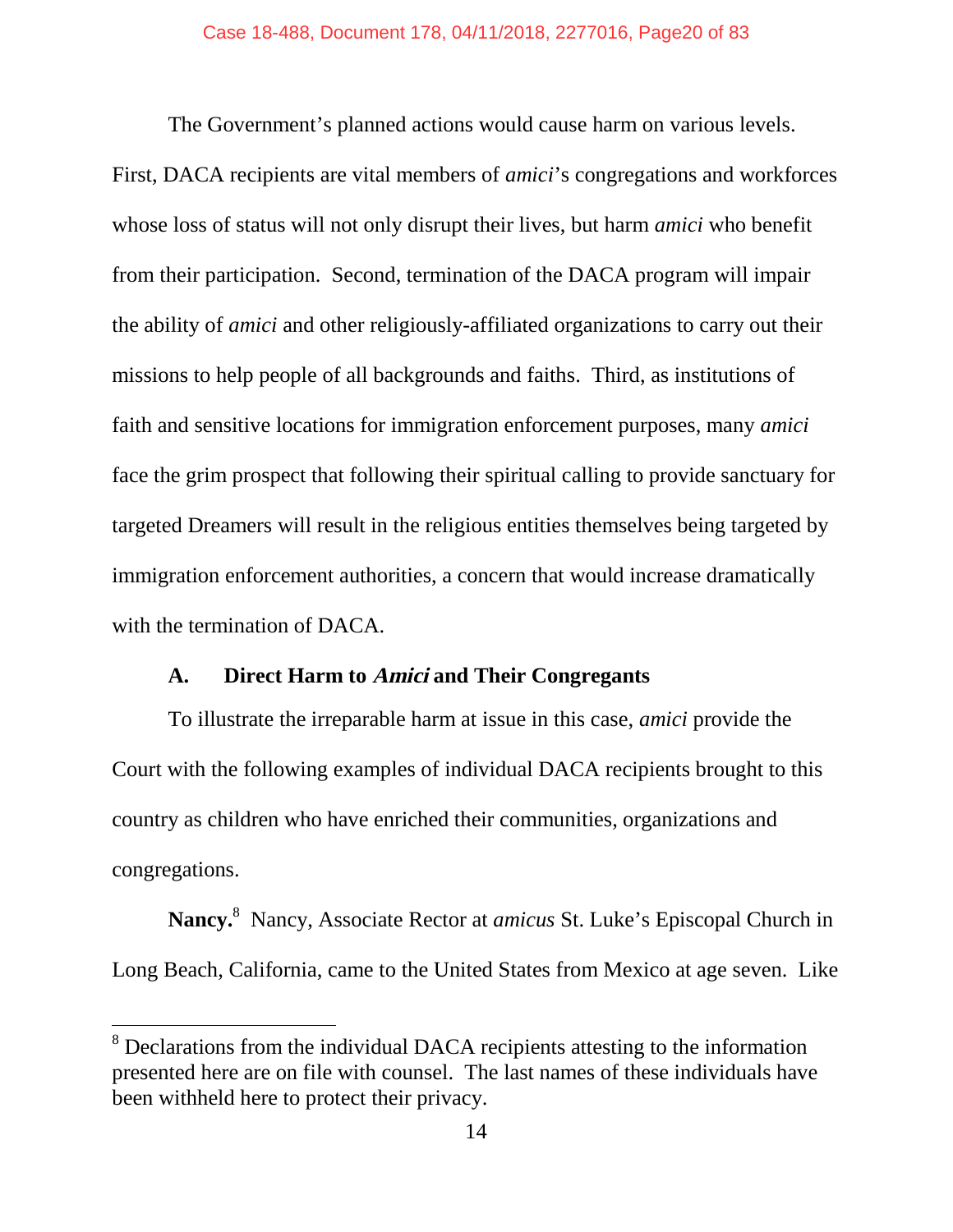The Government's planned actions would cause harm on various levels. First, DACA recipients are vital members of *amici*'s congregations and workforces whose loss of status will not only disrupt their lives, but harm *amici* who benefit from their participation. Second, termination of the DACA program will impair the ability of *amici* and other religiously-affiliated organizations to carry out their missions to help people of all backgrounds and faiths. Third, as institutions of faith and sensitive locations for immigration enforcement purposes, many *amici* face the grim prospect that following their spiritual calling to provide sanctuary for targeted Dreamers will result in the religious entities themselves being targeted by immigration enforcement authorities, a concern that would increase dramatically with the termination of DACA.

### A. Direct Harm to *Amici* and Their Congregants

To illustrate the irreparable harm at issue in this case, *amici* provide the Court with the following examples of individual DACA recipients brought to this country as children who have enriched their communities, organizations and congregations.

**Nancy.**[8] Nancy, Associate Rector at *amicus* St. Luke's Episcopal Church in Long Beach, California, came to the United States from Mexico at age seven. Like

[8] Declarations from the individual DACA recipients attesting to the information presented here are on file with counsel. The last names of these individuals have been withheld here to protect their privacy.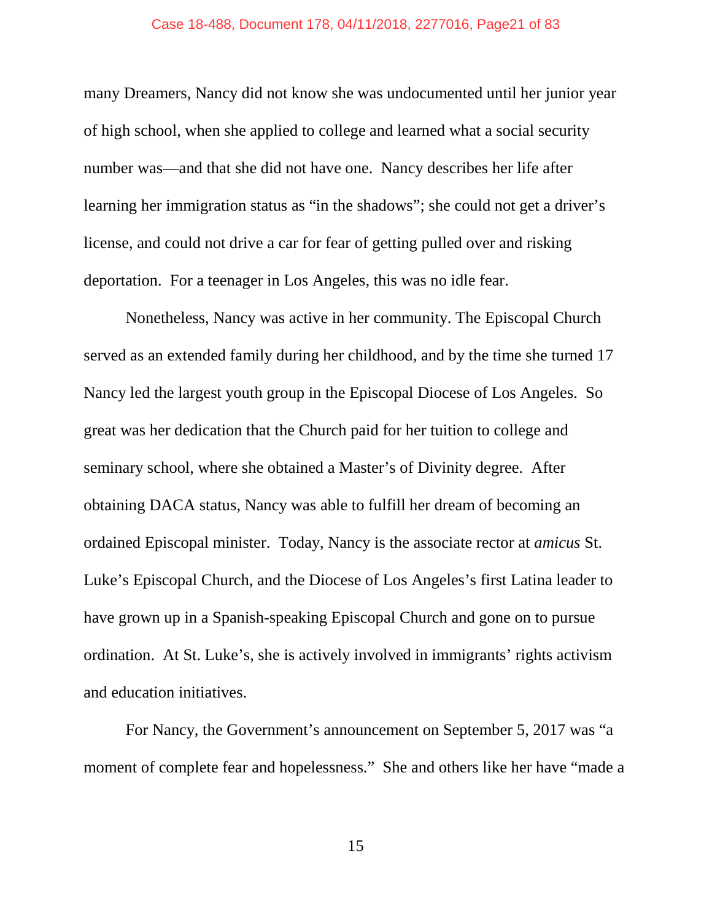many Dreamers, Nancy did not know she was undocumented until her junior year of high school, when she applied to college and learned what a social security number was—and that she did not have one. Nancy describes her life after learning her immigration status as "in the shadows"; she could not get a driver's license, and could not drive a car for fear of getting pulled over and risking deportation. For a teenager in Los Angeles, this was no idle fear.

Nonetheless, Nancy was active in her community. The Episcopal Church served as an extended family during her childhood, and by the time she turned 17 Nancy led the largest youth group in the Episcopal Diocese of Los Angeles. So great was her dedication that the Church paid for her tuition to college and seminary school, where she obtained a Master's of Divinity degree. After obtaining DACA status, Nancy was able to fulfill her dream of becoming an ordained Episcopal minister. Today, Nancy is the associate rector at *amicus* St. Luke's Episcopal Church, and the Diocese of Los Angeles's first Latina leader to have grown up in a Spanish-speaking Episcopal Church and gone on to pursue ordination. At St. Luke's, she is actively involved in immigrants' rights activism and education initiatives.

For Nancy, the Government's announcement on September 5, 2017 was "a moment of complete fear and hopelessness." She and others like her have "made a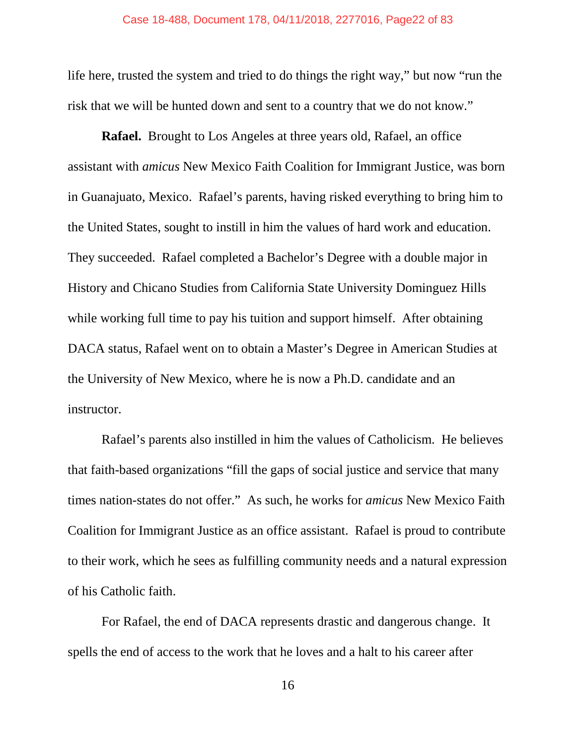life here, trusted the system and tried to do things the right way," but now "run the risk that we will be hunted down and sent to a country that we do not know."

**Rafael.** Brought to Los Angeles at three years old, Rafael, an office assistant with *amicus* New Mexico Faith Coalition for Immigrant Justice, was born in Guanajuato, Mexico. Rafael's parents, having risked everything to bring him to the United States, sought to instill in him the values of hard work and education. They succeeded. Rafael completed a Bachelor's Degree with a double major in History and Chicano Studies from California State University Dominguez Hills while working full time to pay his tuition and support himself. After obtaining DACA status, Rafael went on to obtain a Master's Degree in American Studies at the University of New Mexico, where he is now a Ph.D. candidate and an instructor.

Rafael's parents also instilled in him the values of Catholicism. He believes that faith-based organizations "fill the gaps of social justice and service that many times nation-states do not offer." As such, he works for *amicus* New Mexico Faith Coalition for Immigrant Justice as an office assistant. Rafael is proud to contribute to their work, which he sees as fulfilling community needs and a natural expression of his Catholic faith.

For Rafael, the end of DACA represents drastic and dangerous change. It spells the end of access to the work that he loves and a halt to his career after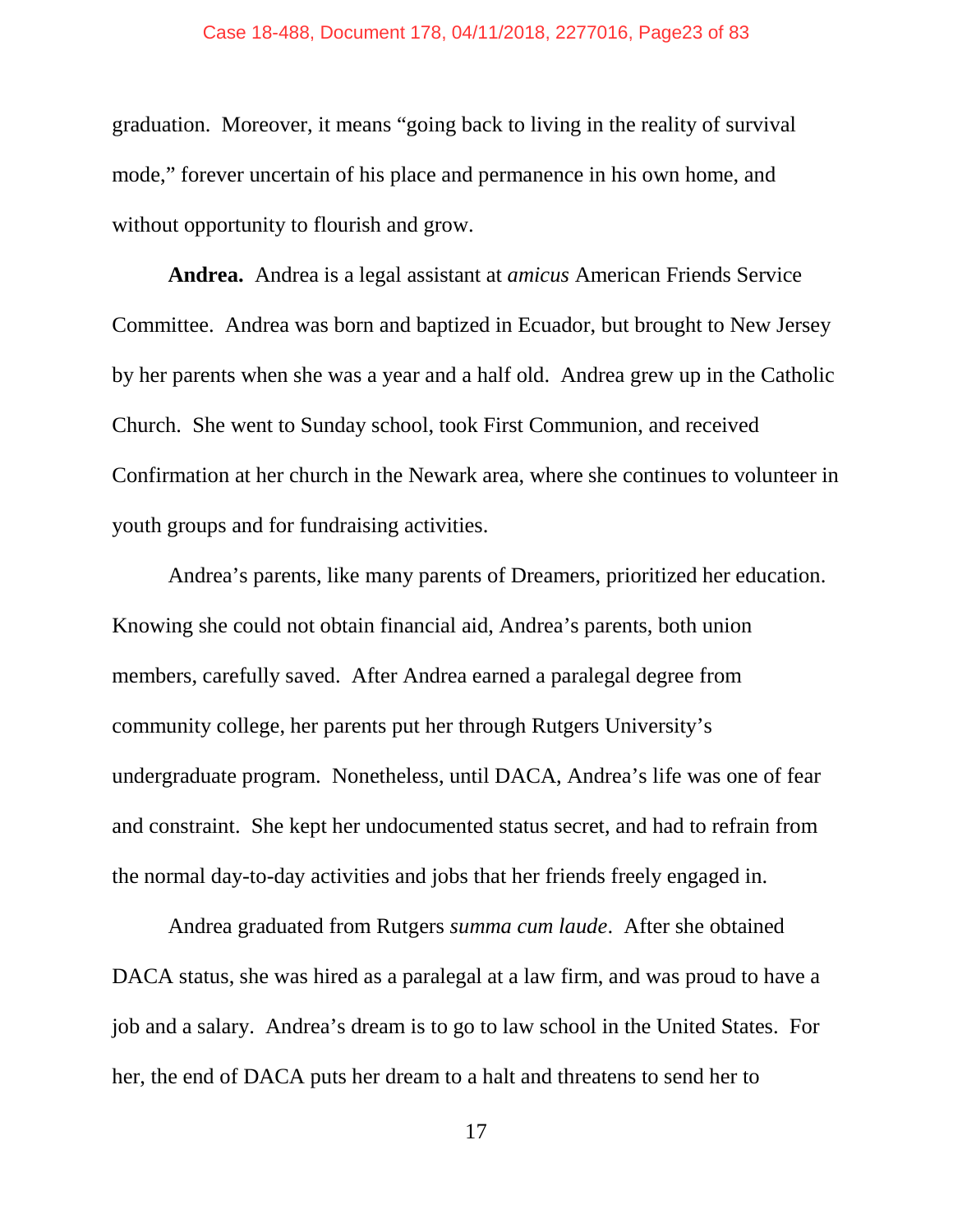graduation. Moreover, it means "going back to living in the reality of survival mode," forever uncertain of his place and permanence in his own home, and without opportunity to flourish and grow.

**Andrea.** Andrea is a legal assistant at *amicus* American Friends Service Committee. Andrea was born and baptized in Ecuador, but brought to New Jersey by her parents when she was a year and a half old. Andrea grew up in the Catholic Church. She went to Sunday school, took First Communion, and received Confirmation at her church in the Newark area, where she continues to volunteer in youth groups and for fundraising activities.

Andrea's parents, like many parents of Dreamers, prioritized her education. Knowing she could not obtain financial aid, Andrea's parents, both union members, carefully saved. After Andrea earned a paralegal degree from community college, her parents put her through Rutgers University's undergraduate program. Nonetheless, until DACA, Andrea's life was one of fear and constraint. She kept her undocumented status secret, and had to refrain from the normal day-to-day activities and jobs that her friends freely engaged in.

Andrea graduated from Rutgers *summa cum laude*. After she obtained DACA status, she was hired as a paralegal at a law firm, and was proud to have a job and a salary. Andrea's dream is to go to law school in the United States. For her, the end of DACA puts her dream to a halt and threatens to send her to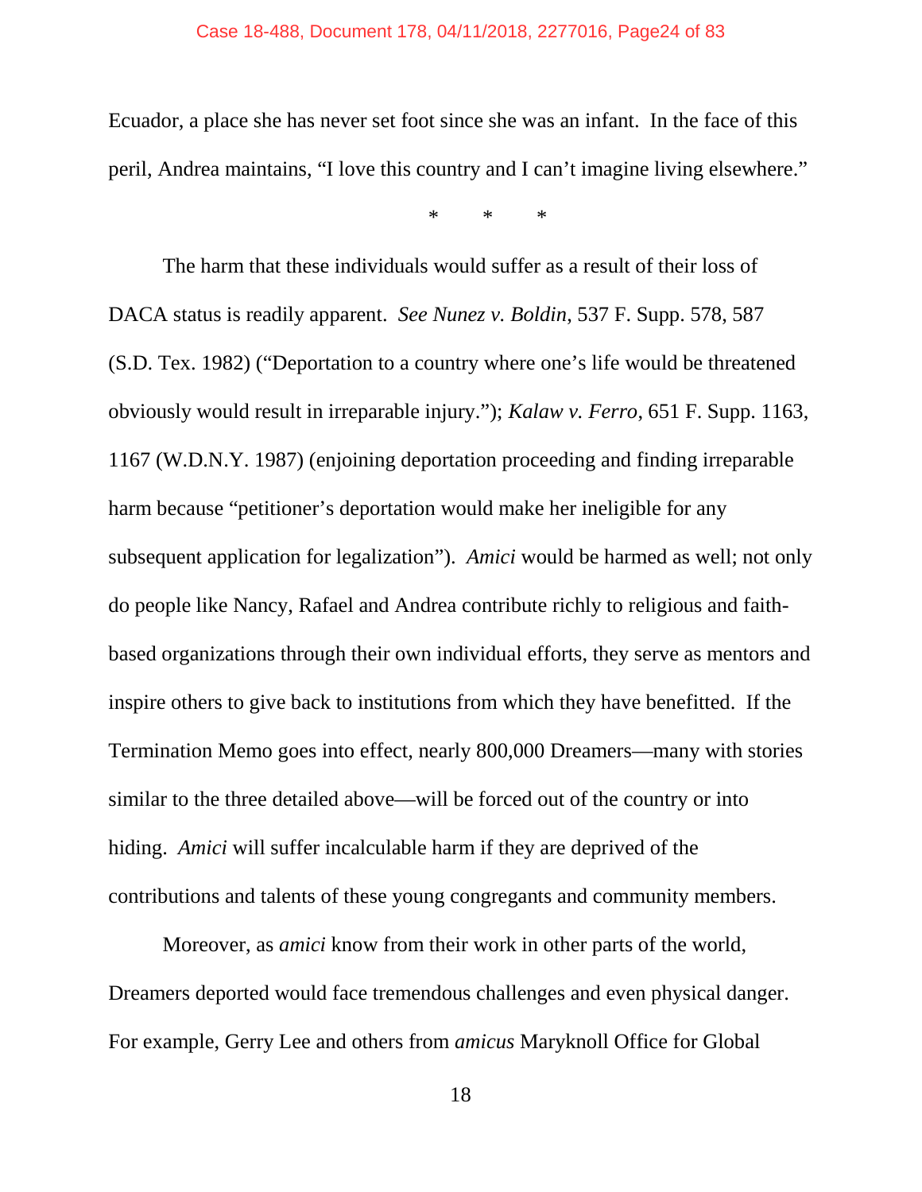Ecuador, a place she has never set foot since she was an infant. In the face of this peril, Andrea maintains, "I love this country and I can't imagine living elsewhere."

\* \* \*

The harm that these individuals would suffer as a result of their loss of DACA status is readily apparent. *See Nunez v. Boldin*, 537 F. Supp. 578, 587 (S.D. Tex. 1982) ("Deportation to a country where one's life would be threatened obviously would result in irreparable injury."); *Kalaw v. Ferro*, 651 F. Supp. 1163, 1167 (W.D.N.Y. 1987) (enjoining deportation proceeding and finding irreparable harm because "petitioner's deportation would make her ineligible for any subsequent application for legalization"). *Amici* would be harmed as well; not only do people like Nancy, Rafael and Andrea contribute richly to religious and faith-based organizations through their own individual efforts, they serve as mentors and inspire others to give back to institutions from which they have benefitted. If the Termination Memo goes into effect, nearly 800,000 Dreamers—many with stories similar to the three detailed above—will be forced out of the country or into hiding. *Amici* will suffer incalculable harm if they are deprived of the contributions and talents of these young congregants and community members.

Moreover, as *amici* know from their work in other parts of the world, Dreamers deported would face tremendous challenges and even physical danger. For example, Gerry Lee and others from *amicus* Maryknoll Office for Global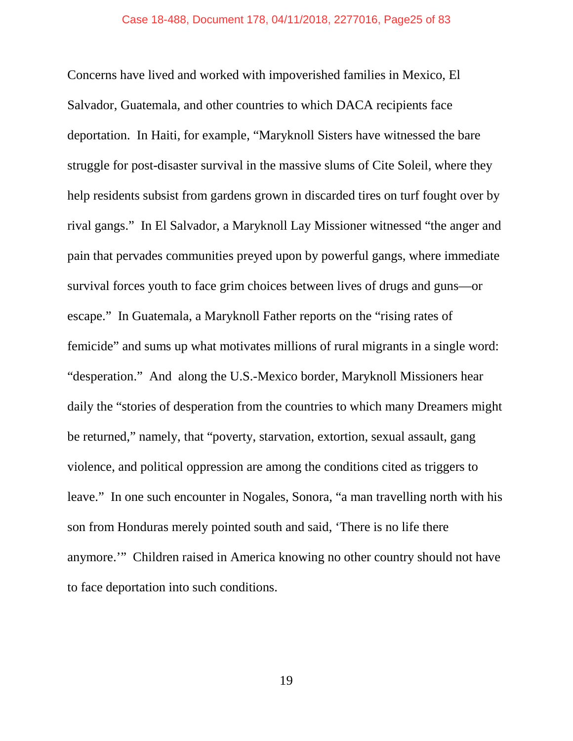Concerns have lived and worked with impoverished families in Mexico, El Salvador, Guatemala, and other countries to which DACA recipients face deportation. In Haiti, for example, "Maryknoll Sisters have witnessed the bare struggle for post-disaster survival in the massive slums of Cite Soleil, where they help residents subsist from gardens grown in discarded tires on turf fought over by rival gangs." In El Salvador, a Maryknoll Lay Missioner witnessed "the anger and pain that pervades communities preyed upon by powerful gangs, where immediate survival forces youth to face grim choices between lives of drugs and guns—or escape." In Guatemala, a Maryknoll Father reports on the "rising rates of femicide" and sums up what motivates millions of rural migrants in a single word: "desperation." And along the U.S.-Mexico border, Maryknoll Missioners hear daily the "stories of desperation from the countries to which many Dreamers might be returned," namely, that "poverty, starvation, extortion, sexual assault, gang violence, and political oppression are among the conditions cited as triggers to leave." In one such encounter in Nogales, Sonora, "a man travelling north with his son from Honduras merely pointed south and said, 'There is no life there anymore.'" Children raised in America knowing no other country should not have to face deportation into such conditions.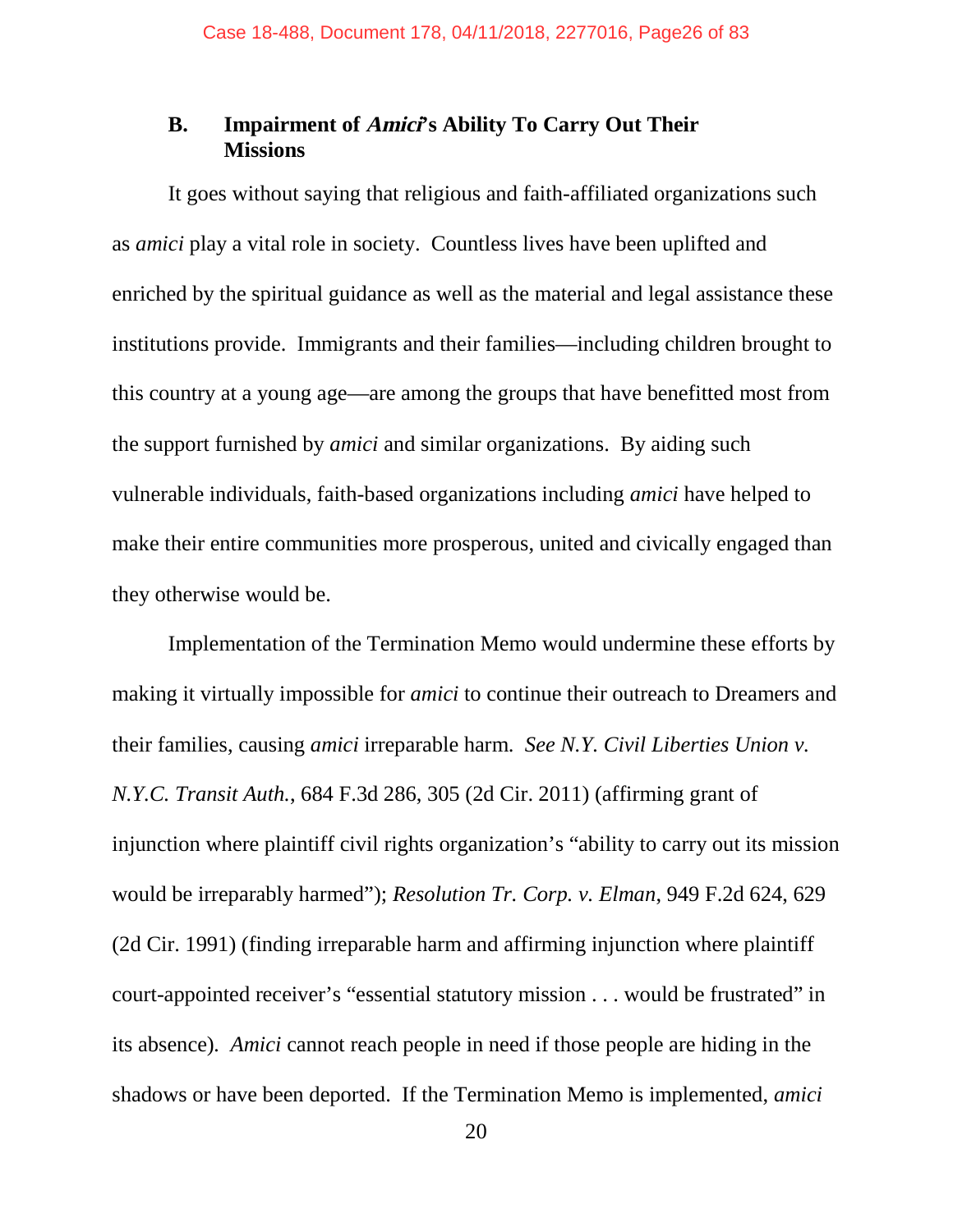### B. Impairment of *Amici*'s Ability To Carry Out Their Missions

It goes without saying that religious and faith-affiliated organizations such as *amici* play a vital role in society. Countless lives have been uplifted and enriched by the spiritual guidance as well as the material and legal assistance these institutions provide. Immigrants and their families—including children brought to this country at a young age—are among the groups that have benefitted most from the support furnished by *amici* and similar organizations. By aiding such vulnerable individuals, faith-based organizations including *amici* have helped to make their entire communities more prosperous, united and civically engaged than they otherwise would be.

Implementation of the Termination Memo would undermine these efforts by making it virtually impossible for *amici* to continue their outreach to Dreamers and their families, causing *amici* irreparable harm. *See N.Y. Civil Liberties Union v. N.Y.C. Transit Auth.*, 684 F.3d 286, 305 (2d Cir. 2011) (affirming grant of injunction where plaintiff civil rights organization's "ability to carry out its mission would be irreparably harmed"); *Resolution Tr. Corp. v. Elman*, 949 F.2d 624, 629 (2d Cir. 1991) (finding irreparable harm and affirming injunction where plaintiff court-appointed receiver's "essential statutory mission . . . would be frustrated" in its absence). *Amici* cannot reach people in need if those people are hiding in the shadows or have been deported. If the Termination Memo is implemented, *amici*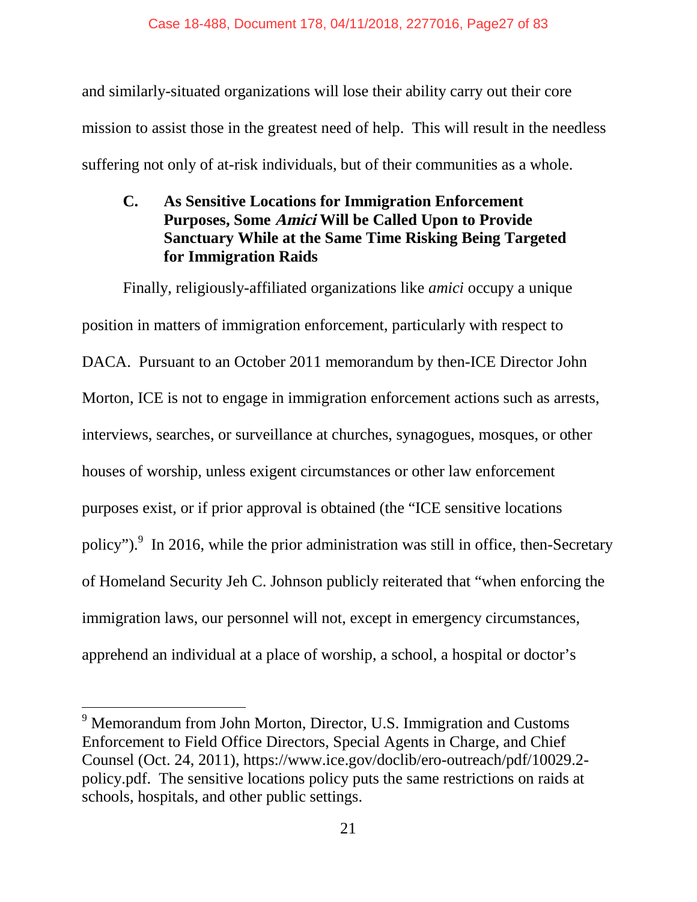and similarly-situated organizations will lose their ability carry out their core mission to assist those in the greatest need of help. This will result in the needless suffering not only of at-risk individuals, but of their communities as a whole.

### C. As Sensitive Locations for Immigration Enforcement Purposes, Some *Amici* Will be Called Upon to Provide Sanctuary While at the Same Time Risking Being Targeted for Immigration Raids

Finally, religiously-affiliated organizations like *amici* occupy a unique position in matters of immigration enforcement, particularly with respect to DACA. Pursuant to an October 2011 memorandum by then-ICE Director John Morton, ICE is not to engage in immigration enforcement actions such as arrests, interviews, searches, or surveillance at churches, synagogues, mosques, or other houses of worship, unless exigent circumstances or other law enforcement purposes exist, or if prior approval is obtained (the "ICE sensitive locations policy").[9] In 2016, while the prior administration was still in office, then-Secretary of Homeland Security Jeh C. Johnson publicly reiterated that "when enforcing the immigration laws, our personnel will not, except in emergency circumstances, apprehend an individual at a place of worship, a school, a hospital or doctor's

---

[9] Memorandum from John Morton, Director, U.S. Immigration and Customs Enforcement to Field Office Directors, Special Agents in Charge, and Chief Counsel (Oct. 24, 2011), https://www.ice.gov/doclib/ero-outreach/pdf/10029.2-policy.pdf. The sensitive locations policy puts the same restrictions on raids at schools, hospitals, and other public settings.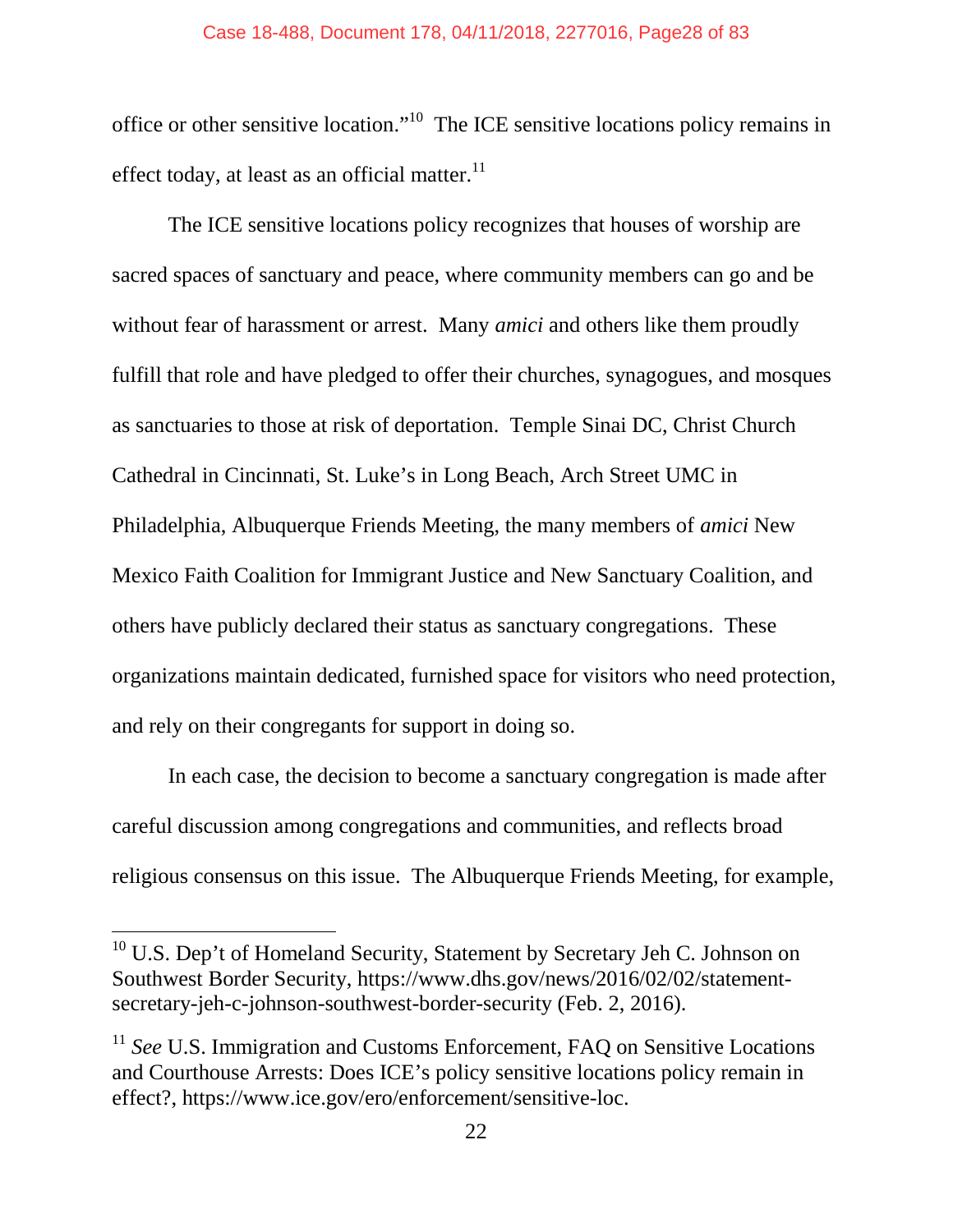office or other sensitive location."[10] The ICE sensitive locations policy remains in effect today, at least as an official matter.[11]

The ICE sensitive locations policy recognizes that houses of worship are sacred spaces of sanctuary and peace, where community members can go and be without fear of harassment or arrest. Many *amici* and others like them proudly fulfill that role and have pledged to offer their churches, synagogues, and mosques as sanctuaries to those at risk of deportation. Temple Sinai DC, Christ Church Cathedral in Cincinnati, St. Luke's in Long Beach, Arch Street UMC in Philadelphia, Albuquerque Friends Meeting, the many members of *amici* New Mexico Faith Coalition for Immigrant Justice and New Sanctuary Coalition, and others have publicly declared their status as sanctuary congregations. These organizations maintain dedicated, furnished space for visitors who need protection, and rely on their congregants for support in doing so.

In each case, the decision to become a sanctuary congregation is made after careful discussion among congregations and communities, and reflects broad religious consensus on this issue. The Albuquerque Friends Meeting, for example,

---

[10] U.S. Dep't of Homeland Security, Statement by Secretary Jeh C. Johnson on Southwest Border Security, https://www.dhs.gov/news/2016/02/02/statement-secretary-jeh-c-johnson-southwest-border-security (Feb. 2, 2016).

[11] *See* U.S. Immigration and Customs Enforcement, FAQ on Sensitive Locations and Courthouse Arrests: Does ICE's policy sensitive locations policy remain in effect?, https://www.ice.gov/ero/enforcement/sensitive-loc.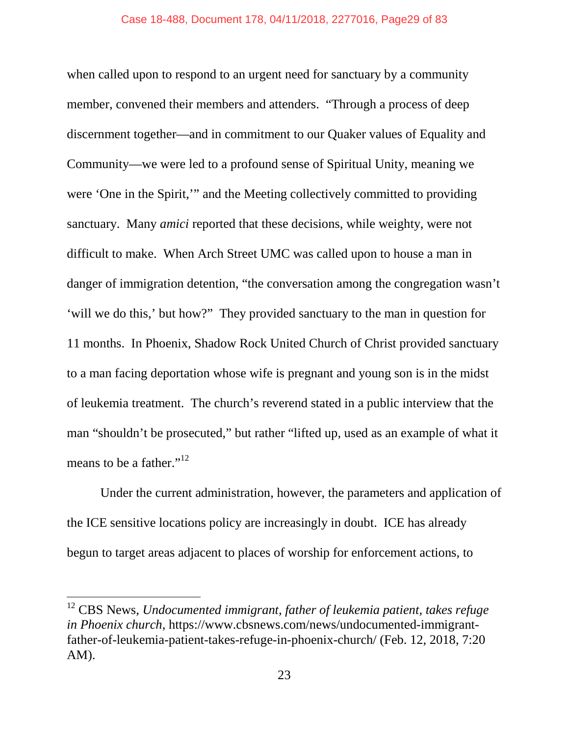when called upon to respond to an urgent need for sanctuary by a community member, convened their members and attenders. "Through a process of deep discernment together—and in commitment to our Quaker values of Equality and Community—we were led to a profound sense of Spiritual Unity, meaning we were 'One in the Spirit,'" and the Meeting collectively committed to providing sanctuary. Many *amici* reported that these decisions, while weighty, were not difficult to make. When Arch Street UMC was called upon to house a man in danger of immigration detention, "the conversation among the congregation wasn't 'will we do this,' but how?" They provided sanctuary to the man in question for 11 months. In Phoenix, Shadow Rock United Church of Christ provided sanctuary to a man facing deportation whose wife is pregnant and young son is in the midst of leukemia treatment. The church's reverend stated in a public interview that the man "shouldn't be prosecuted," but rather "lifted up, used as an example of what it means to be a father."[12]

Under the current administration, however, the parameters and application of the ICE sensitive locations policy are increasingly in doubt. ICE has already begun to target areas adjacent to places of worship for enforcement actions, to

---

[12] CBS News, *Undocumented immigrant, father of leukemia patient, takes refuge in Phoenix church*, https://www.cbsnews.com/news/undocumented-immigrant-father-of-leukemia-patient-takes-refuge-in-phoenix-church/ (Feb. 12, 2018, 7:20 AM).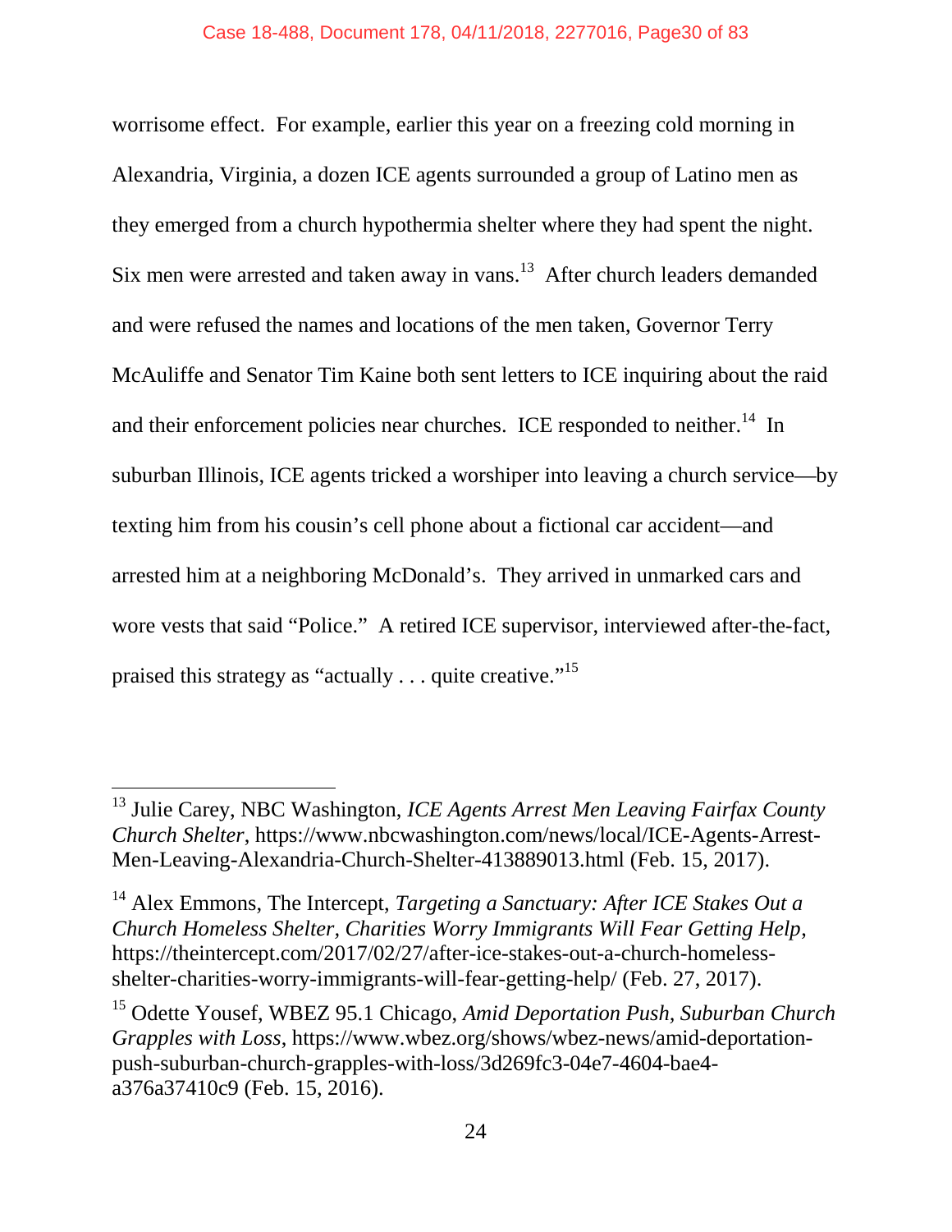worrisome effect. For example, earlier this year on a freezing cold morning in Alexandria, Virginia, a dozen ICE agents surrounded a group of Latino men as they emerged from a church hypothermia shelter where they had spent the night. Six men were arrested and taken away in vans.[13] After church leaders demanded and were refused the names and locations of the men taken, Governor Terry McAuliffe and Senator Tim Kaine both sent letters to ICE inquiring about the raid and their enforcement policies near churches. ICE responded to neither.[14] In suburban Illinois, ICE agents tricked a worshiper into leaving a church service—by texting him from his cousin's cell phone about a fictional car accident—and arrested him at a neighboring McDonald's. They arrived in unmarked cars and wore vests that said "Police." A retired ICE supervisor, interviewed after-the-fact, praised this strategy as "actually . . . quite creative."[15]

---

[13] Julie Carey, NBC Washington, *ICE Agents Arrest Men Leaving Fairfax County Church Shelter*, https://www.nbcwashington.com/news/local/ICE-Agents-Arrest-Men-Leaving-Alexandria-Church-Shelter-413889013.html (Feb. 15, 2017).

[14] Alex Emmons, The Intercept, *Targeting a Sanctuary: After ICE Stakes Out a Church Homeless Shelter, Charities Worry Immigrants Will Fear Getting Help*, https://theintercept.com/2017/02/27/after-ice-stakes-out-a-church-homeless-shelter-charities-worry-immigrants-will-fear-getting-help/ (Feb. 27, 2017).

[15] Odette Yousef, WBEZ 95.1 Chicago, *Amid Deportation Push, Suburban Church Grapples with Loss*, https://www.wbez.org/shows/wbez-news/amid-deportation-push-suburban-church-grapples-with-loss/3d269fc3-04e7-4604-bae4-a376a37410c9 (Feb. 15, 2016).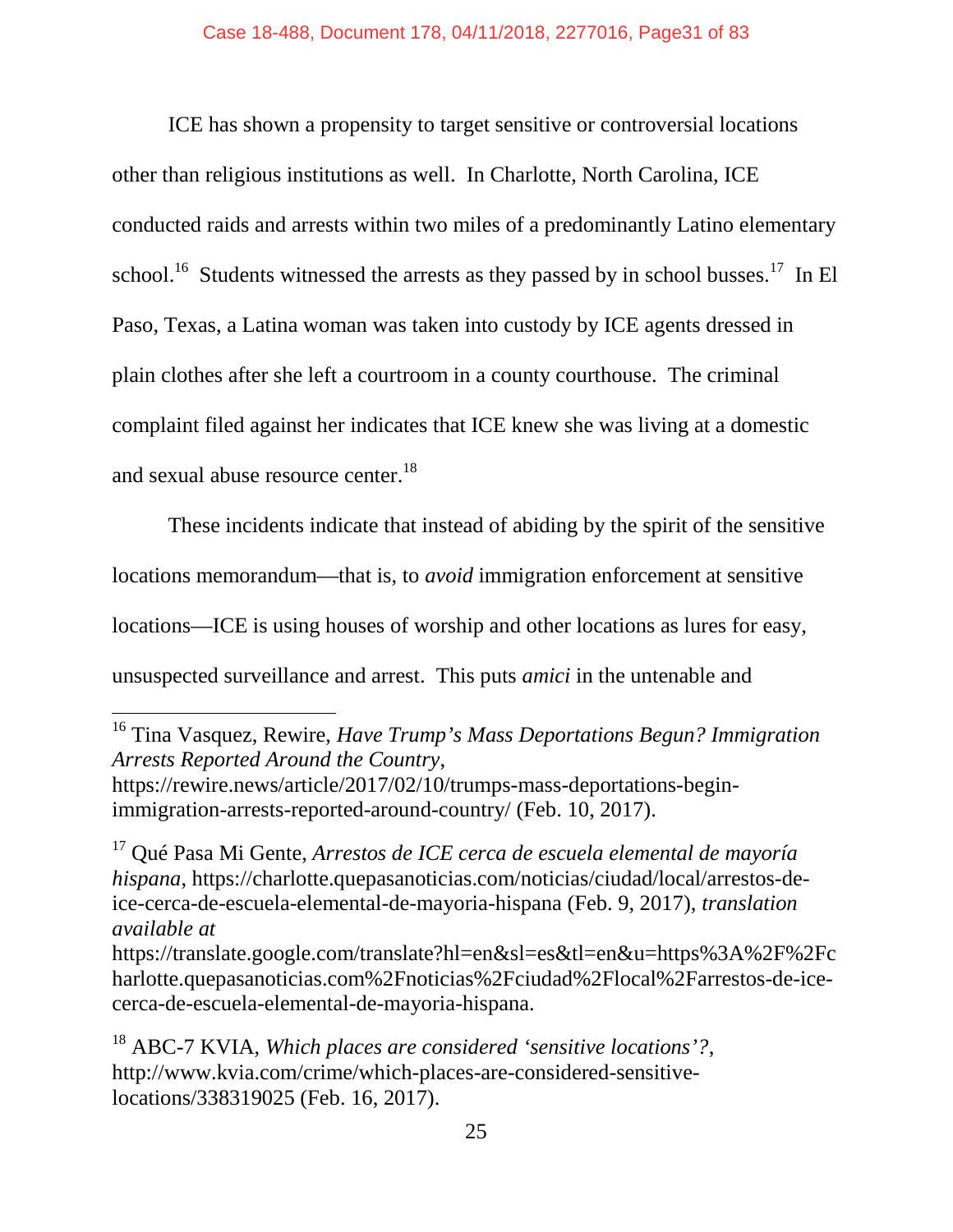ICE has shown a propensity to target sensitive or controversial locations other than religious institutions as well. In Charlotte, North Carolina, ICE conducted raids and arrests within two miles of a predominantly Latino elementary school.[16] Students witnessed the arrests as they passed by in school busses.[17] In El Paso, Texas, a Latina woman was taken into custody by ICE agents dressed in plain clothes after she left a courtroom in a county courthouse. The criminal complaint filed against her indicates that ICE knew she was living at a domestic and sexual abuse resource center.[18]

These incidents indicate that instead of abiding by the spirit of the sensitive locations memorandum—that is, to *avoid* immigration enforcement at sensitive locations—ICE is using houses of worship and other locations as lures for easy, unsuspected surveillance and arrest. This puts *amici* in the untenable and

---

[16] Tina Vasquez, Rewire, *Have Trump's Mass Deportations Begun? Immigration Arrests Reported Around the Country*, https://rewire.news/article/2017/02/10/trumps-mass-deportations-begin-immigration-arrests-reported-around-country/ (Feb. 10, 2017).

[17] Qué Pasa Mi Gente, *Arrestos de ICE cerca de escuela elemental de mayoría hispana*, https://charlotte.quepasanoticias.com/noticias/ciudad/local/arrestos-de-ice-cerca-de-escuela-elemental-de-mayoria-hispana (Feb. 9, 2017), *translation available at* https://translate.google.com/translate?hl=en&sl=es&tl=en&u=https%3A%2F%2Fcharlotte.quepasanoticias.com%2Fnoticias%2Fciudad%2Flocal%2Farrestos-de-ice-cerca-de-escuela-elemental-de-mayoria-hispana.

[18] ABC-7 KVIA, *Which places are considered 'sensitive locations'?*, http://www.kvia.com/crime/which-places-are-considered-sensitive-locations/338319025 (Feb. 16, 2017).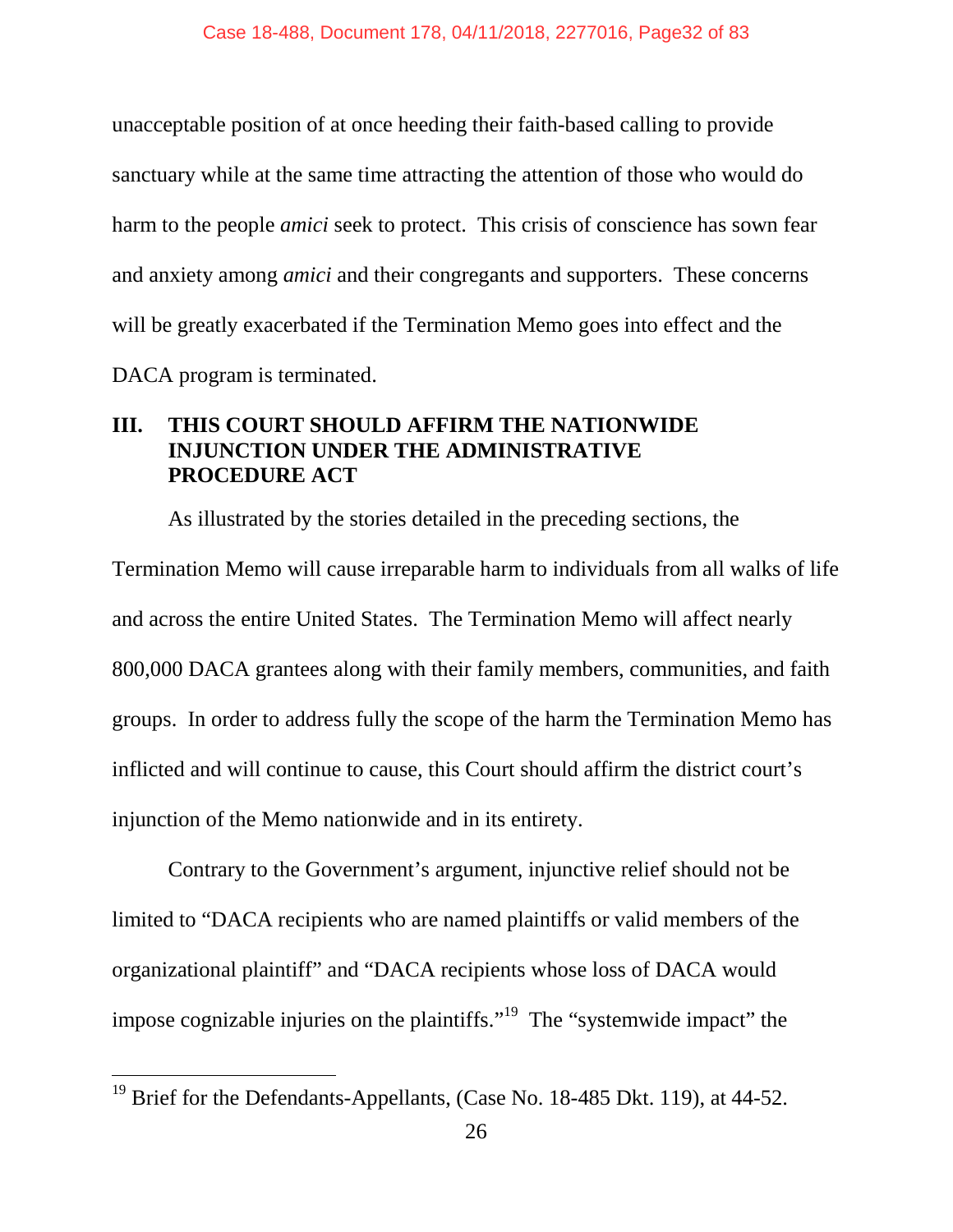unacceptable position of at once heeding their faith-based calling to provide sanctuary while at the same time attracting the attention of those who would do harm to the people *amici* seek to protect. This crisis of conscience has sown fear and anxiety among *amici* and their congregants and supporters. These concerns will be greatly exacerbated if the Termination Memo goes into effect and the DACA program is terminated.

## III. THIS COURT SHOULD AFFIRM THE NATIONWIDE INJUNCTION UNDER THE ADMINISTRATIVE PROCEDURE ACT

As illustrated by the stories detailed in the preceding sections, the Termination Memo will cause irreparable harm to individuals from all walks of life and across the entire United States. The Termination Memo will affect nearly 800,000 DACA grantees along with their family members, communities, and faith groups. In order to address fully the scope of the harm the Termination Memo has inflicted and will continue to cause, this Court should affirm the district court's injunction of the Memo nationwide and in its entirety.

Contrary to the Government's argument, injunctive relief should not be limited to "DACA recipients who are named plaintiffs or valid members of the organizational plaintiff" and "DACA recipients whose loss of DACA would impose cognizable injuries on the plaintiffs."[19] The "systemwide impact" the

[19] Brief for the Defendants-Appellants, (Case No. 18-485 Dkt. 119), at 44-52.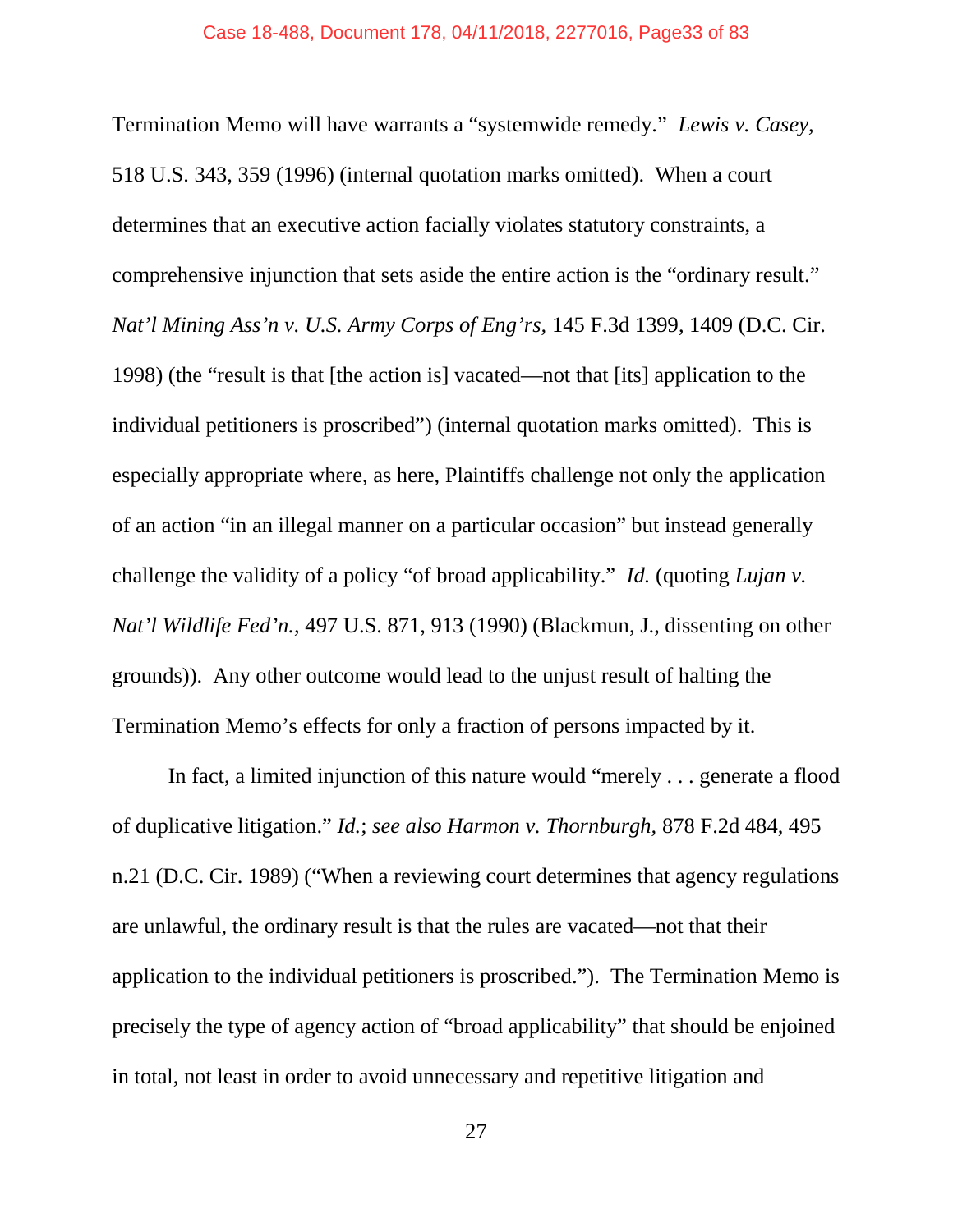Termination Memo will have warrants a "systemwide remedy." *Lewis v. Casey*, 518 U.S. 343, 359 (1996) (internal quotation marks omitted). When a court determines that an executive action facially violates statutory constraints, a comprehensive injunction that sets aside the entire action is the "ordinary result." *Nat'l Mining Ass'n v. U.S. Army Corps of Eng'rs*, 145 F.3d 1399, 1409 (D.C. Cir. 1998) (the "result is that [the action is] vacated—not that [its] application to the individual petitioners is proscribed") (internal quotation marks omitted). This is especially appropriate where, as here, Plaintiffs challenge not only the application of an action "in an illegal manner on a particular occasion" but instead generally challenge the validity of a policy "of broad applicability." *Id.* (quoting *Lujan v. Nat'l Wildlife Fed'n.*, 497 U.S. 871, 913 (1990) (Blackmun, J., dissenting on other grounds)). Any other outcome would lead to the unjust result of halting the Termination Memo's effects for only a fraction of persons impacted by it.

In fact, a limited injunction of this nature would "merely . . . generate a flood of duplicative litigation." *Id.*; *see also Harmon v. Thornburgh*, 878 F.2d 484, 495 n.21 (D.C. Cir. 1989) ("When a reviewing court determines that agency regulations are unlawful, the ordinary result is that the rules are vacated—not that their application to the individual petitioners is proscribed."). The Termination Memo is precisely the type of agency action of "broad applicability" that should be enjoined in total, not least in order to avoid unnecessary and repetitive litigation and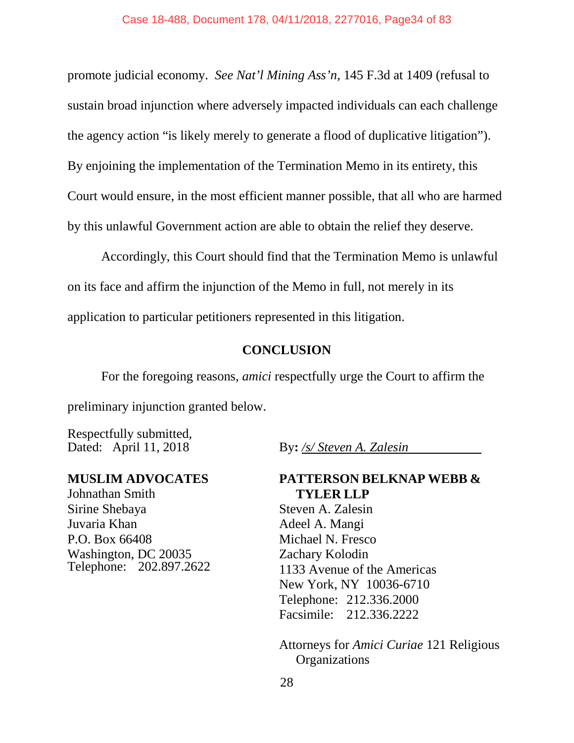promote judicial economy. *See Nat'l Mining Ass'n*, 145 F.3d at 1409 (refusal to sustain broad injunction where adversely impacted individuals can each challenge the agency action "is likely merely to generate a flood of duplicative litigation"). By enjoining the implementation of the Termination Memo in its entirety, this Court would ensure, in the most efficient manner possible, that all who are harmed by this unlawful Government action are able to obtain the relief they deserve.

Accordingly, this Court should find that the Termination Memo is unlawful on its face and affirm the injunction of the Memo in full, not merely in its application to particular petitioners represented in this litigation.

## CONCLUSION

For the foregoing reasons, *amici* respectfully urge the Court to affirm the preliminary injunction granted below.

Respectfully submitted,
Dated: April 11, 2018

By: */s/ Steven A. Zalesin*

**MUSLIM ADVOCATES**
Johnathan Smith
Sirine Shebaya
Juvaria Khan
P.O. Box 66408
Washington, DC 20035
Telephone: 202.897.2622

**PATTERSON BELKNAP WEBB & TYLER LLP**
Steven A. Zalesin
Adeel A. Mangi
Michael N. Fresco
Zachary Kolodin
1133 Avenue of the Americas
New York, NY 10036-6710
Telephone: 212.336.2000
Facsimile: 212.336.2222

Attorneys for *Amici Curiae* 121 Religious Organizations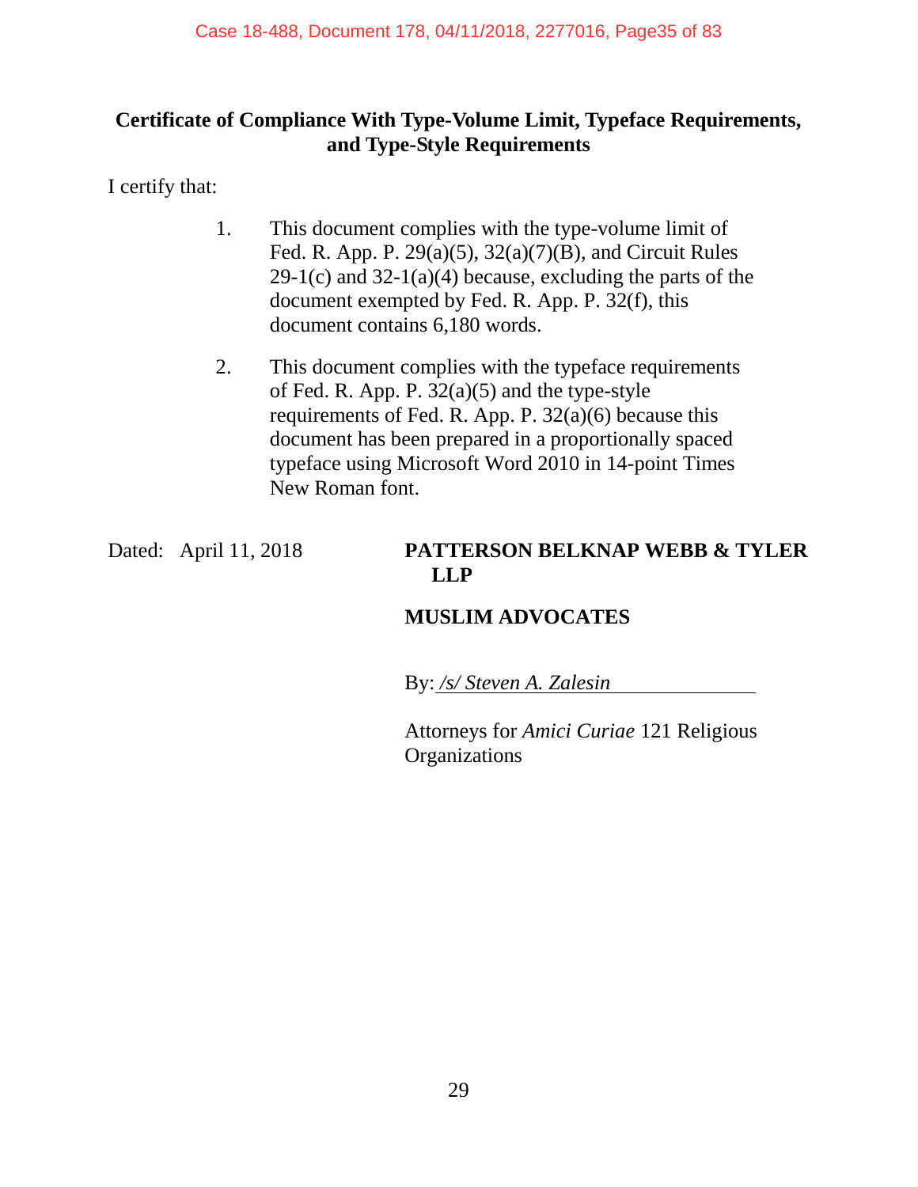## Certificate of Compliance With Type-Volume Limit, Typeface Requirements, and Type-Style Requirements

I certify that:

1. This document complies with the type-volume limit of Fed. R. App. P. 29(a)(5), 32(a)(7)(B), and Circuit Rules 29-1(c) and 32-1(a)(4) because, excluding the parts of the document exempted by Fed. R. App. P. 32(f), this document contains 6,180 words.

2. This document complies with the typeface requirements of Fed. R. App. P. 32(a)(5) and the type-style requirements of Fed. R. App. P. 32(a)(6) because this document has been prepared in a proportionally spaced typeface using Microsoft Word 2010 in 14-point Times New Roman font.

Dated: April 11, 2018

**PATTERSON BELKNAP WEBB & TYLER LLP**

**MUSLIM ADVOCATES**

By: */s/ Steven A. Zalesin*

Attorneys for *Amici Curiae* 121 Religious Organizations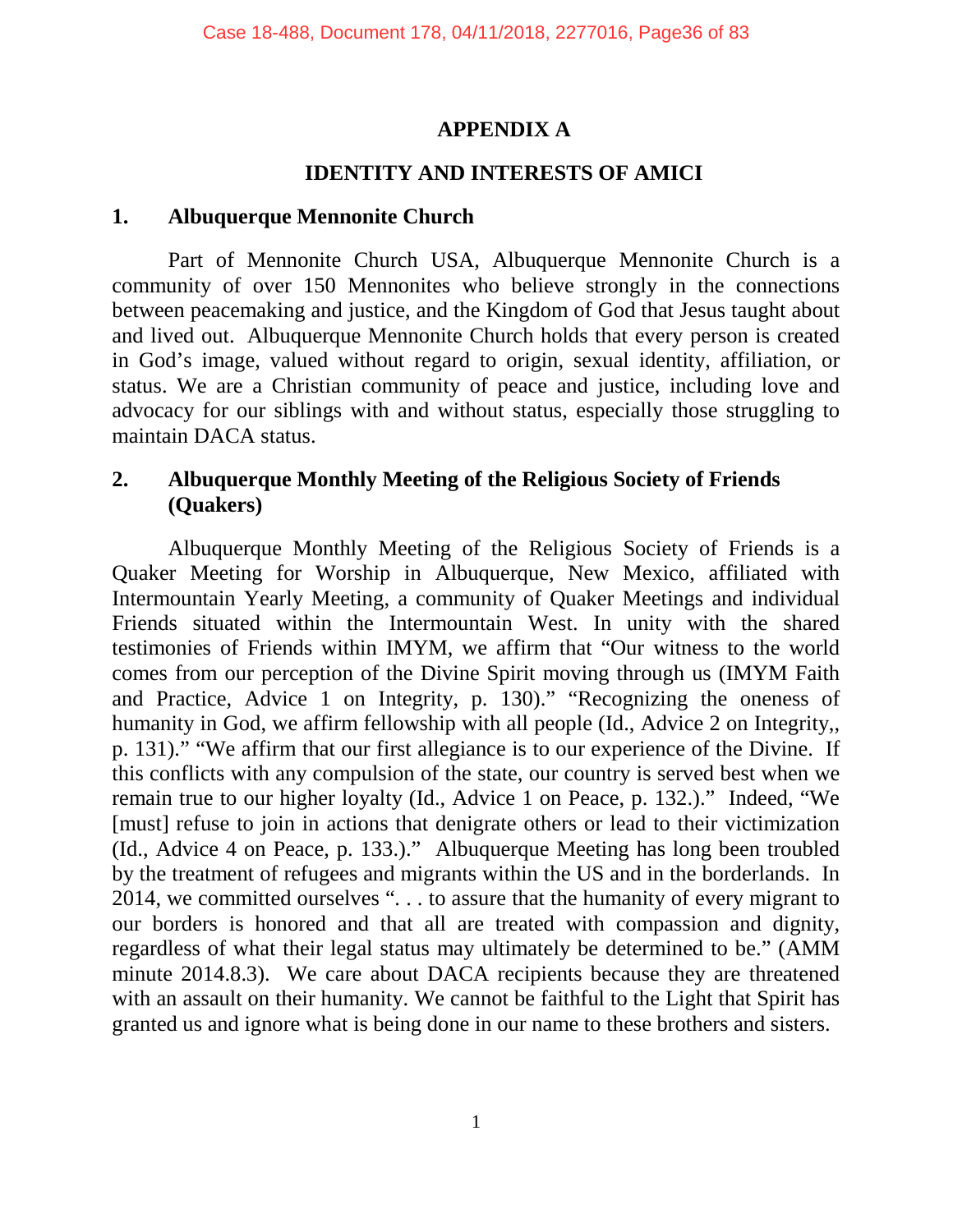## APPENDIX A

## IDENTITY AND INTERESTS OF AMICI

### 1. Albuquerque Mennonite Church

Part of Mennonite Church USA, Albuquerque Mennonite Church is a community of over 150 Mennonites who believe strongly in the connections between peacemaking and justice, and the Kingdom of God that Jesus taught about and lived out. Albuquerque Mennonite Church holds that every person is created in God's image, valued without regard to origin, sexual identity, affiliation, or status. We are a Christian community of peace and justice, including love and advocacy for our siblings with and without status, especially those struggling to maintain DACA status.

### 2. Albuquerque Monthly Meeting of the Religious Society of Friends (Quakers)

Albuquerque Monthly Meeting of the Religious Society of Friends is a Quaker Meeting for Worship in Albuquerque, New Mexico, affiliated with Intermountain Yearly Meeting, a community of Quaker Meetings and individual Friends situated within the Intermountain West. In unity with the shared testimonies of Friends within IMYM, we affirm that "Our witness to the world comes from our perception of the Divine Spirit moving through us (IMYM Faith and Practice, Advice 1 on Integrity, p. 130)." "Recognizing the oneness of humanity in God, we affirm fellowship with all people (Id., Advice 2 on Integrity,, p. 131)." "We affirm that our first allegiance is to our experience of the Divine. If this conflicts with any compulsion of the state, our country is served best when we remain true to our higher loyalty (Id., Advice 1 on Peace, p. 132.)." Indeed, "We [must] refuse to join in actions that denigrate others or lead to their victimization (Id., Advice 4 on Peace, p. 133.)." Albuquerque Meeting has long been troubled by the treatment of refugees and migrants within the US and in the borderlands. In 2014, we committed ourselves ". . . to assure that the humanity of every migrant to our borders is honored and that all are treated with compassion and dignity, regardless of what their legal status may ultimately be determined to be." (AMM minute 2014.8.3). We care about DACA recipients because they are threatened with an assault on their humanity. We cannot be faithful to the Light that Spirit has granted us and ignore what is being done in our name to these brothers and sisters.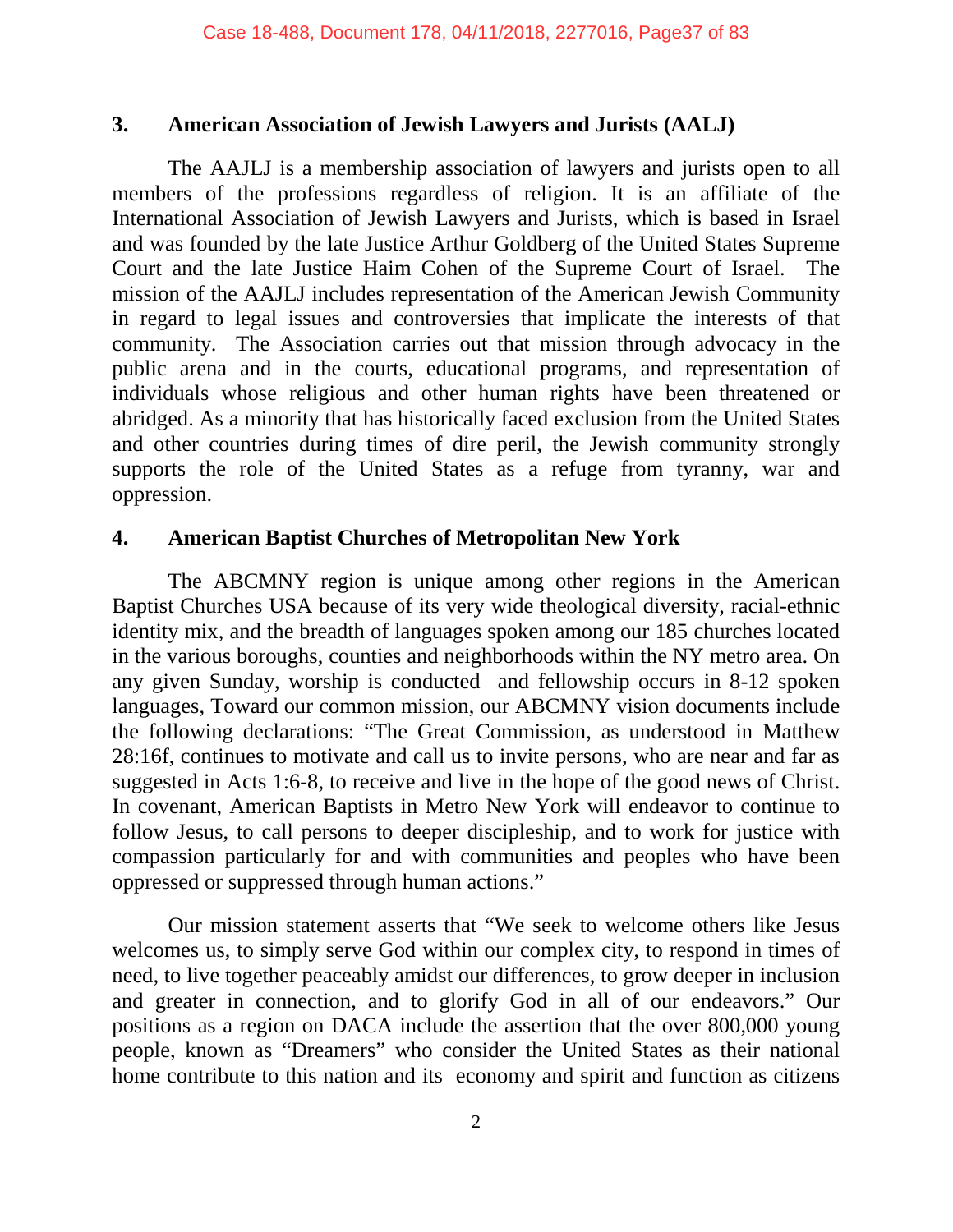### 3. American Association of Jewish Lawyers and Jurists (AALJ)

The AAJLJ is a membership association of lawyers and jurists open to all members of the professions regardless of religion. It is an affiliate of the International Association of Jewish Lawyers and Jurists, which is based in Israel and was founded by the late Justice Arthur Goldberg of the United States Supreme Court and the late Justice Haim Cohen of the Supreme Court of Israel. The mission of the AAJLJ includes representation of the American Jewish Community in regard to legal issues and controversies that implicate the interests of that community. The Association carries out that mission through advocacy in the public arena and in the courts, educational programs, and representation of individuals whose religious and other human rights have been threatened or abridged. As a minority that has historically faced exclusion from the United States and other countries during times of dire peril, the Jewish community strongly supports the role of the United States as a refuge from tyranny, war and oppression.

### 4. American Baptist Churches of Metropolitan New York

The ABCMNY region is unique among other regions in the American Baptist Churches USA because of its very wide theological diversity, racial-ethnic identity mix, and the breadth of languages spoken among our 185 churches located in the various boroughs, counties and neighborhoods within the NY metro area. On any given Sunday, worship is conducted and fellowship occurs in 8-12 spoken languages, Toward our common mission, our ABCMNY vision documents include the following declarations: "The Great Commission, as understood in Matthew 28:16f, continues to motivate and call us to invite persons, who are near and far as suggested in Acts 1:6-8, to receive and live in the hope of the good news of Christ. In covenant, American Baptists in Metro New York will endeavor to continue to follow Jesus, to call persons to deeper discipleship, and to work for justice with compassion particularly for and with communities and peoples who have been oppressed or suppressed through human actions."

Our mission statement asserts that "We seek to welcome others like Jesus welcomes us, to simply serve God within our complex city, to respond in times of need, to live together peaceably amidst our differences, to grow deeper in inclusion and greater in connection, and to glorify God in all of our endeavors." Our positions as a region on DACA include the assertion that the over 800,000 young people, known as "Dreamers" who consider the United States as their national home contribute to this nation and its economy and spirit and function as citizens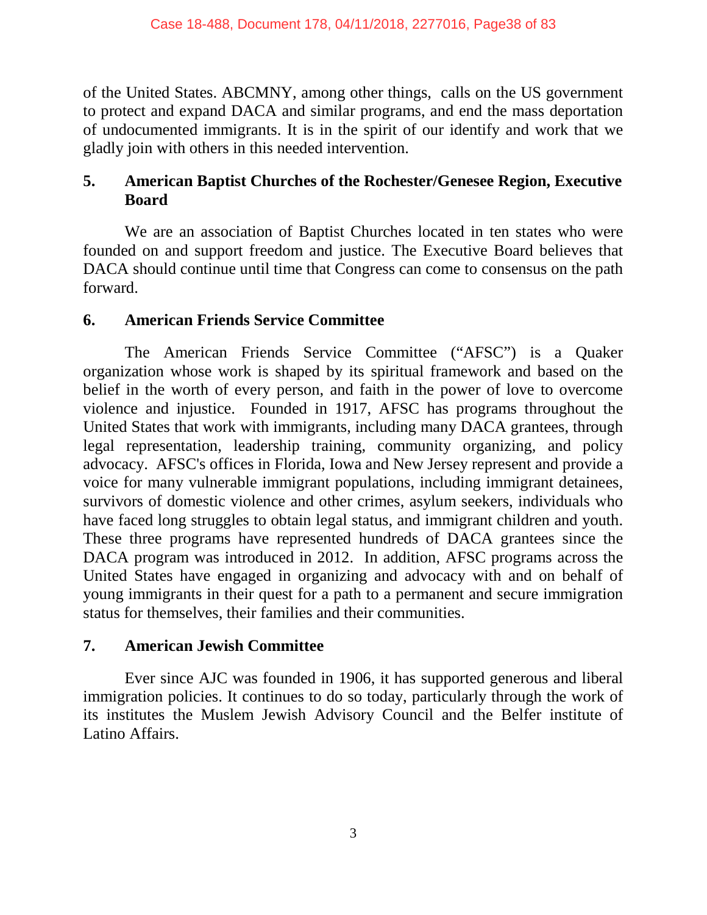of the United States. ABCMNY, among other things, calls on the US government to protect and expand DACA and similar programs, and end the mass deportation of undocumented immigrants. It is in the spirit of our identify and work that we gladly join with others in this needed intervention.

### 5. American Baptist Churches of the Rochester/Genesee Region, Executive Board

We are an association of Baptist Churches located in ten states who were founded on and support freedom and justice. The Executive Board believes that DACA should continue until time that Congress can come to consensus on the path forward.

### 6. American Friends Service Committee

The American Friends Service Committee ("AFSC") is a Quaker organization whose work is shaped by its spiritual framework and based on the belief in the worth of every person, and faith in the power of love to overcome violence and injustice. Founded in 1917, AFSC has programs throughout the United States that work with immigrants, including many DACA grantees, through legal representation, leadership training, community organizing, and policy advocacy. AFSC's offices in Florida, Iowa and New Jersey represent and provide a voice for many vulnerable immigrant populations, including immigrant detainees, survivors of domestic violence and other crimes, asylum seekers, individuals who have faced long struggles to obtain legal status, and immigrant children and youth. These three programs have represented hundreds of DACA grantees since the DACA program was introduced in 2012. In addition, AFSC programs across the United States have engaged in organizing and advocacy with and on behalf of young immigrants in their quest for a path to a permanent and secure immigration status for themselves, their families and their communities.

### 7. American Jewish Committee

Ever since AJC was founded in 1906, it has supported generous and liberal immigration policies. It continues to do so today, particularly through the work of its institutes the Muslem Jewish Advisory Council and the Belfer institute of Latino Affairs.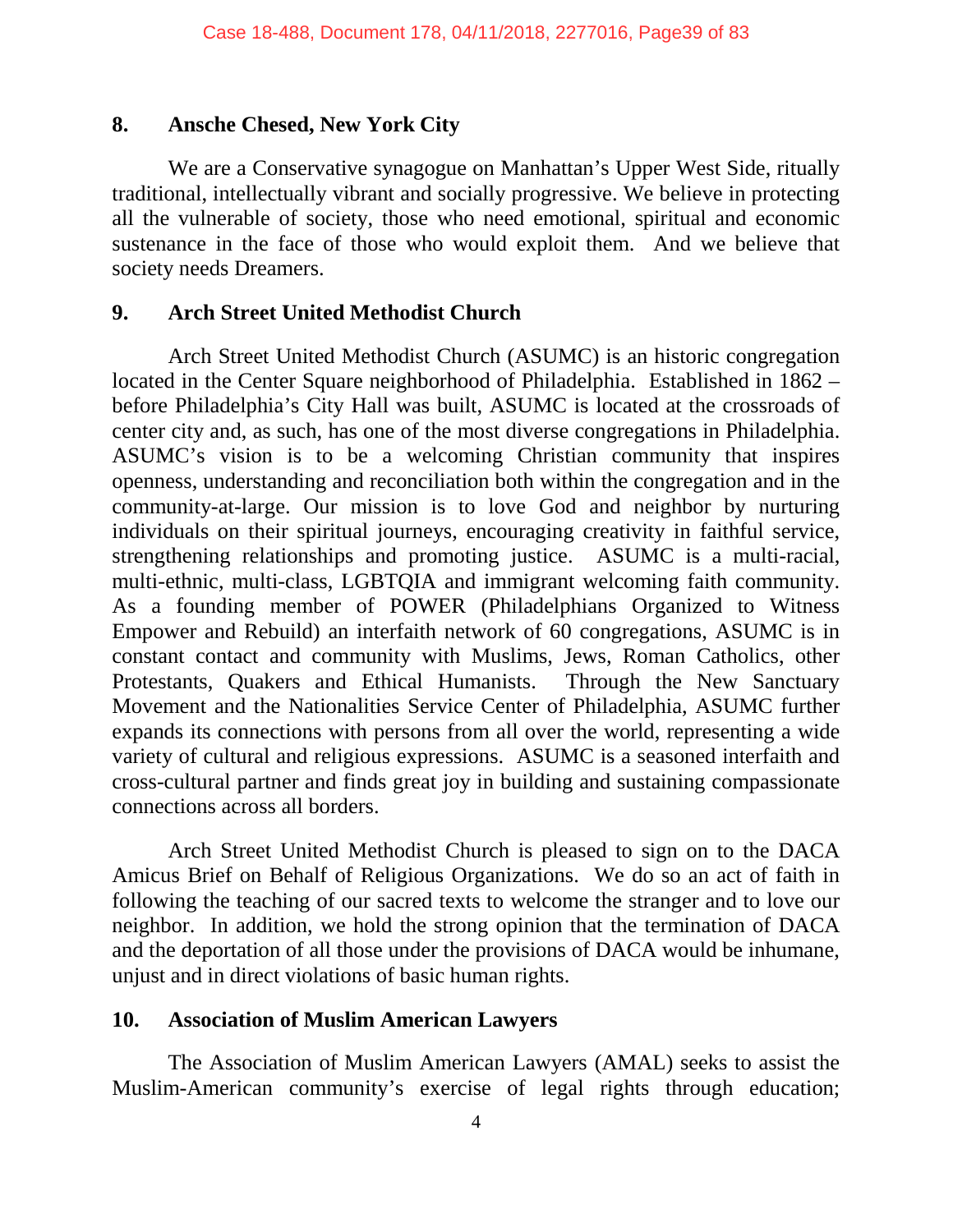## 8. Ansche Chesed, New York City

We are a Conservative synagogue on Manhattan's Upper West Side, ritually traditional, intellectually vibrant and socially progressive. We believe in protecting all the vulnerable of society, those who need emotional, spiritual and economic sustenance in the face of those who would exploit them. And we believe that society needs Dreamers.

## 9. Arch Street United Methodist Church

Arch Street United Methodist Church (ASUMC) is an historic congregation located in the Center Square neighborhood of Philadelphia. Established in 1862 – before Philadelphia's City Hall was built, ASUMC is located at the crossroads of center city and, as such, has one of the most diverse congregations in Philadelphia. ASUMC's vision is to be a welcoming Christian community that inspires openness, understanding and reconciliation both within the congregation and in the community-at-large. Our mission is to love God and neighbor by nurturing individuals on their spiritual journeys, encouraging creativity in faithful service, strengthening relationships and promoting justice. ASUMC is a multi-racial, multi-ethnic, multi-class, LGBTQIA and immigrant welcoming faith community. As a founding member of POWER (Philadelphians Organized to Witness Empower and Rebuild) an interfaith network of 60 congregations, ASUMC is in constant contact and community with Muslims, Jews, Roman Catholics, other Protestants, Quakers and Ethical Humanists. Through the New Sanctuary Movement and the Nationalities Service Center of Philadelphia, ASUMC further expands its connections with persons from all over the world, representing a wide variety of cultural and religious expressions. ASUMC is a seasoned interfaith and cross-cultural partner and finds great joy in building and sustaining compassionate connections across all borders.

Arch Street United Methodist Church is pleased to sign on to the DACA Amicus Brief on Behalf of Religious Organizations. We do so an act of faith in following the teaching of our sacred texts to welcome the stranger and to love our neighbor. In addition, we hold the strong opinion that the termination of DACA and the deportation of all those under the provisions of DACA would be inhumane, unjust and in direct violations of basic human rights.

## 10. Association of Muslim American Lawyers

The Association of Muslim American Lawyers (AMAL) seeks to assist the Muslim-American community's exercise of legal rights through education;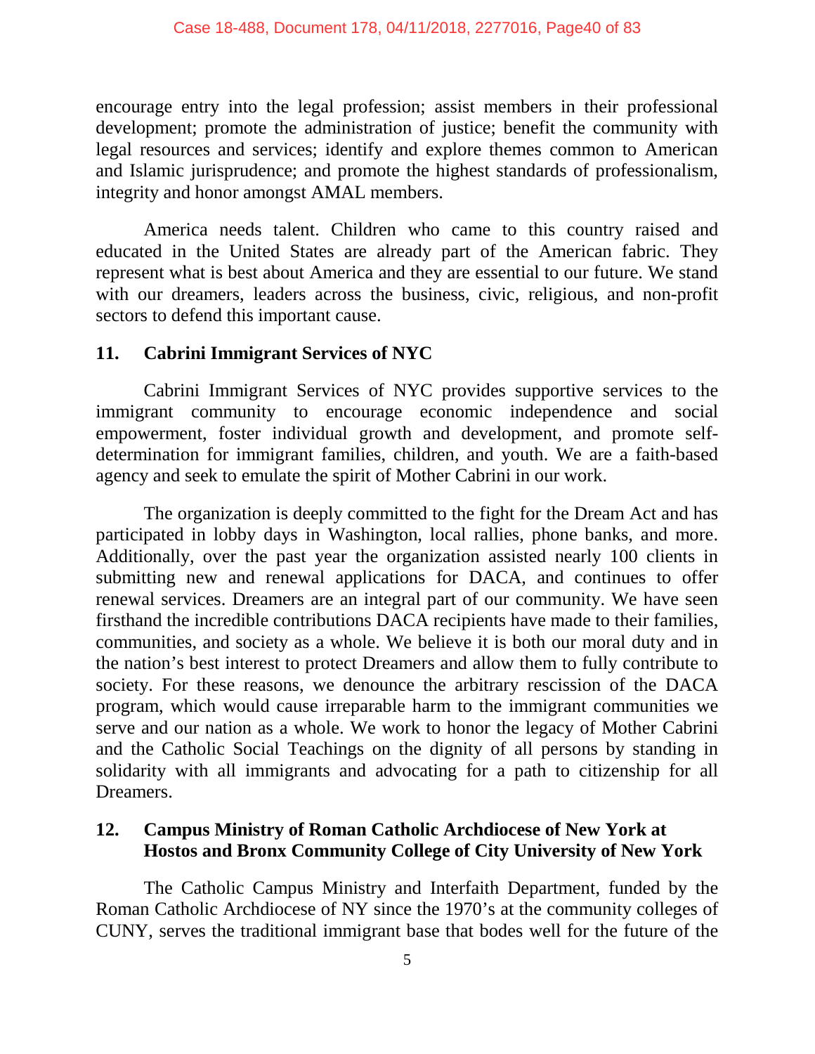encourage entry into the legal profession; assist members in their professional development; promote the administration of justice; benefit the community with legal resources and services; identify and explore themes common to American and Islamic jurisprudence; and promote the highest standards of professionalism, integrity and honor amongst AMAL members.

America needs talent. Children who came to this country raised and educated in the United States are already part of the American fabric. They represent what is best about America and they are essential to our future. We stand with our dreamers, leaders across the business, civic, religious, and non-profit sectors to defend this important cause.

### 11. Cabrini Immigrant Services of NYC

Cabrini Immigrant Services of NYC provides supportive services to the immigrant community to encourage economic independence and social empowerment, foster individual growth and development, and promote self-determination for immigrant families, children, and youth. We are a faith-based agency and seek to emulate the spirit of Mother Cabrini in our work.

The organization is deeply committed to the fight for the Dream Act and has participated in lobby days in Washington, local rallies, phone banks, and more. Additionally, over the past year the organization assisted nearly 100 clients in submitting new and renewal applications for DACA, and continues to offer renewal services. Dreamers are an integral part of our community. We have seen firsthand the incredible contributions DACA recipients have made to their families, communities, and society as a whole. We believe it is both our moral duty and in the nation's best interest to protect Dreamers and allow them to fully contribute to society. For these reasons, we denounce the arbitrary rescission of the DACA program, which would cause irreparable harm to the immigrant communities we serve and our nation as a whole. We work to honor the legacy of Mother Cabrini and the Catholic Social Teachings on the dignity of all persons by standing in solidarity with all immigrants and advocating for a path to citizenship for all Dreamers.

### 12. Campus Ministry of Roman Catholic Archdiocese of New York at Hostos and Bronx Community College of City University of New York

The Catholic Campus Ministry and Interfaith Department, funded by the Roman Catholic Archdiocese of NY since the 1970's at the community colleges of CUNY, serves the traditional immigrant base that bodes well for the future of the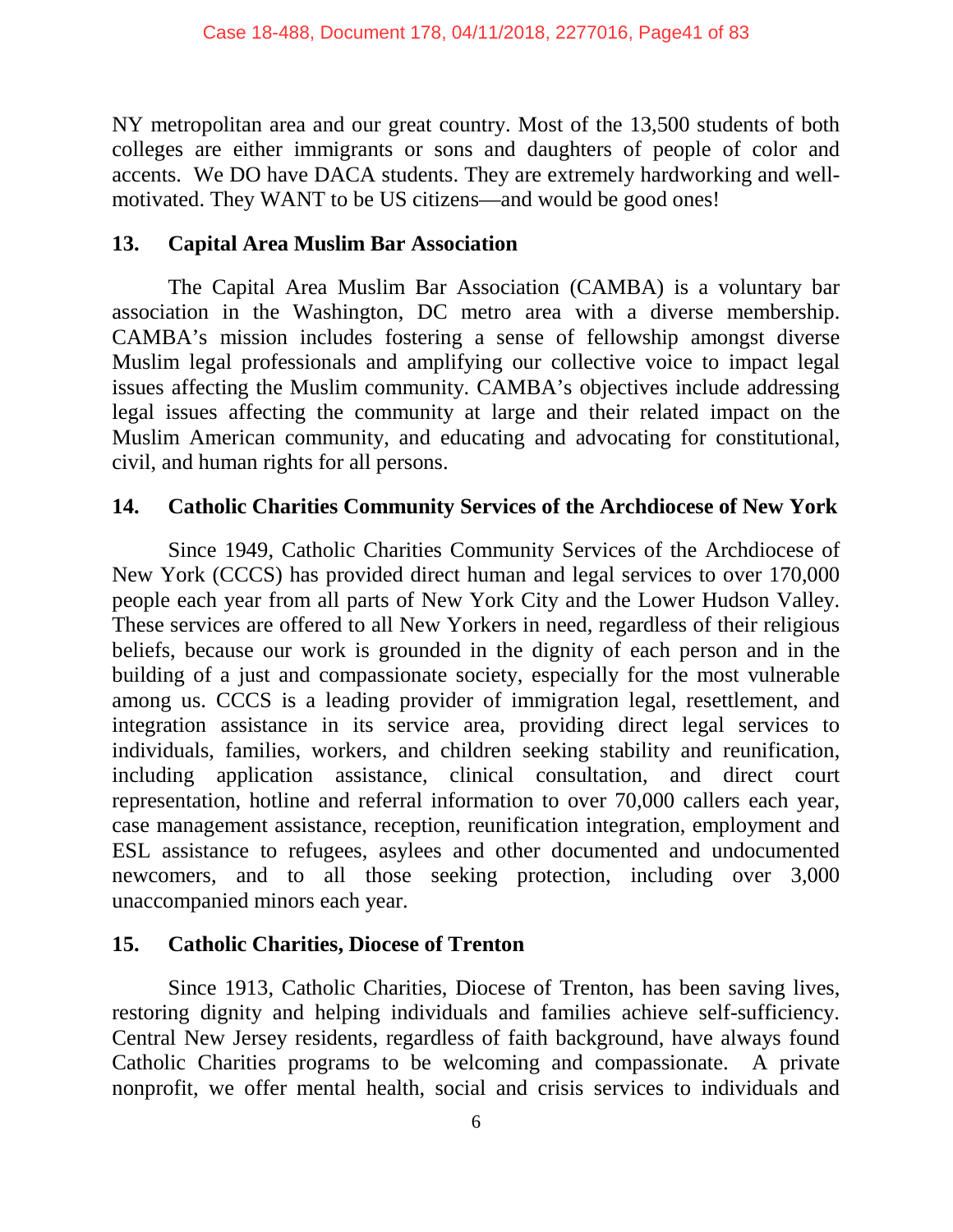NY metropolitan area and our great country. Most of the 13,500 students of both colleges are either immigrants or sons and daughters of people of color and accents. We DO have DACA students. They are extremely hardworking and well-motivated. They WANT to be US citizens—and would be good ones!

### 13. Capital Area Muslim Bar Association

The Capital Area Muslim Bar Association (CAMBA) is a voluntary bar association in the Washington, DC metro area with a diverse membership. CAMBA's mission includes fostering a sense of fellowship amongst diverse Muslim legal professionals and amplifying our collective voice to impact legal issues affecting the Muslim community. CAMBA's objectives include addressing legal issues affecting the community at large and their related impact on the Muslim American community, and educating and advocating for constitutional, civil, and human rights for all persons.

### 14. Catholic Charities Community Services of the Archdiocese of New York

Since 1949, Catholic Charities Community Services of the Archdiocese of New York (CCCS) has provided direct human and legal services to over 170,000 people each year from all parts of New York City and the Lower Hudson Valley. These services are offered to all New Yorkers in need, regardless of their religious beliefs, because our work is grounded in the dignity of each person and in the building of a just and compassionate society, especially for the most vulnerable among us. CCCS is a leading provider of immigration legal, resettlement, and integration assistance in its service area, providing direct legal services to individuals, families, workers, and children seeking stability and reunification, including application assistance, clinical consultation, and direct court representation, hotline and referral information to over 70,000 callers each year, case management assistance, reception, reunification integration, employment and ESL assistance to refugees, asylees and other documented and undocumented newcomers, and to all those seeking protection, including over 3,000 unaccompanied minors each year.

### 15. Catholic Charities, Diocese of Trenton

Since 1913, Catholic Charities, Diocese of Trenton, has been saving lives, restoring dignity and helping individuals and families achieve self-sufficiency. Central New Jersey residents, regardless of faith background, have always found Catholic Charities programs to be welcoming and compassionate. A private nonprofit, we offer mental health, social and crisis services to individuals and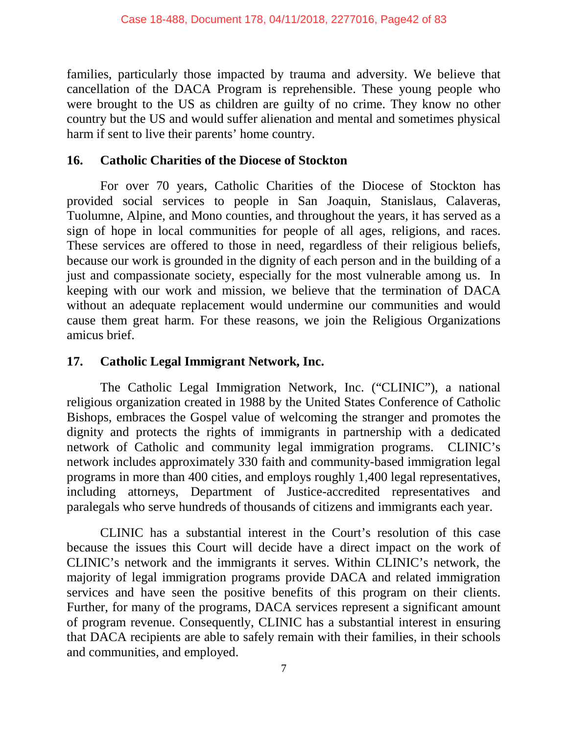families, particularly those impacted by trauma and adversity. We believe that cancellation of the DACA Program is reprehensible. These young people who were brought to the US as children are guilty of no crime. They know no other country but the US and would suffer alienation and mental and sometimes physical harm if sent to live their parents' home country.

## 16. Catholic Charities of the Diocese of Stockton

For over 70 years, Catholic Charities of the Diocese of Stockton has provided social services to people in San Joaquin, Stanislaus, Calaveras, Tuolumne, Alpine, and Mono counties, and throughout the years, it has served as a sign of hope in local communities for people of all ages, religions, and races. These services are offered to those in need, regardless of their religious beliefs, because our work is grounded in the dignity of each person and in the building of a just and compassionate society, especially for the most vulnerable among us. In keeping with our work and mission, we believe that the termination of DACA without an adequate replacement would undermine our communities and would cause them great harm. For these reasons, we join the Religious Organizations amicus brief.

## 17. Catholic Legal Immigrant Network, Inc.

The Catholic Legal Immigration Network, Inc. ("CLINIC"), a national religious organization created in 1988 by the United States Conference of Catholic Bishops, embraces the Gospel value of welcoming the stranger and promotes the dignity and protects the rights of immigrants in partnership with a dedicated network of Catholic and community legal immigration programs. CLINIC's network includes approximately 330 faith and community-based immigration legal programs in more than 400 cities, and employs roughly 1,400 legal representatives, including attorneys, Department of Justice-accredited representatives and paralegals who serve hundreds of thousands of citizens and immigrants each year.

CLINIC has a substantial interest in the Court's resolution of this case because the issues this Court will decide have a direct impact on the work of CLINIC's network and the immigrants it serves. Within CLINIC's network, the majority of legal immigration programs provide DACA and related immigration services and have seen the positive benefits of this program on their clients. Further, for many of the programs, DACA services represent a significant amount of program revenue. Consequently, CLINIC has a substantial interest in ensuring that DACA recipients are able to safely remain with their families, in their schools and communities, and employed.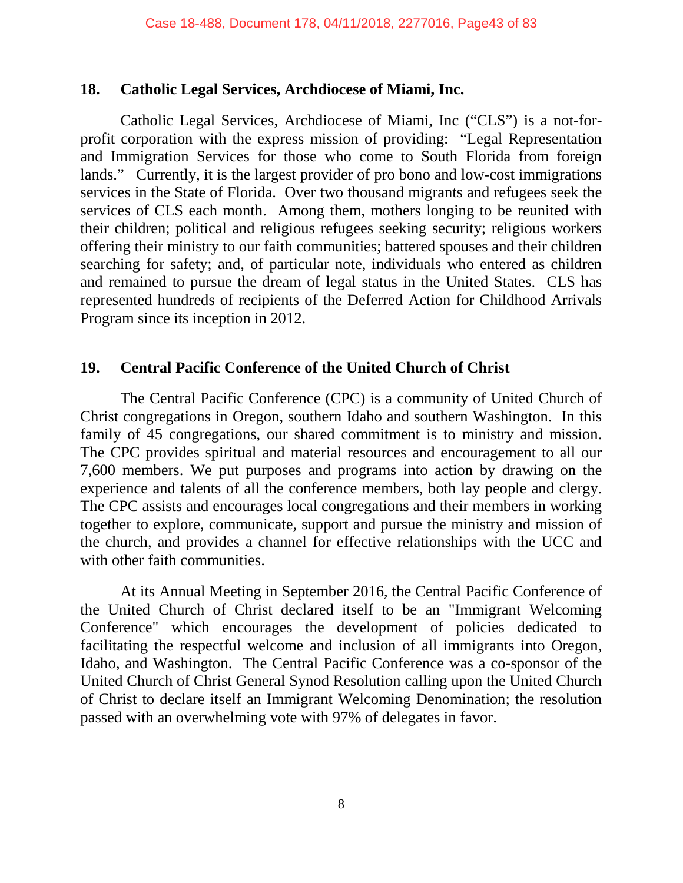### 18. Catholic Legal Services, Archdiocese of Miami, Inc.

Catholic Legal Services, Archdiocese of Miami, Inc ("CLS") is a not-for-profit corporation with the express mission of providing: "Legal Representation and Immigration Services for those who come to South Florida from foreign lands." Currently, it is the largest provider of pro bono and low-cost immigrations services in the State of Florida. Over two thousand migrants and refugees seek the services of CLS each month. Among them, mothers longing to be reunited with their children; political and religious refugees seeking security; religious workers offering their ministry to our faith communities; battered spouses and their children searching for safety; and, of particular note, individuals who entered as children and remained to pursue the dream of legal status in the United States. CLS has represented hundreds of recipients of the Deferred Action for Childhood Arrivals Program since its inception in 2012.

### 19. Central Pacific Conference of the United Church of Christ

The Central Pacific Conference (CPC) is a community of United Church of Christ congregations in Oregon, southern Idaho and southern Washington. In this family of 45 congregations, our shared commitment is to ministry and mission. The CPC provides spiritual and material resources and encouragement to all our 7,600 members. We put purposes and programs into action by drawing on the experience and talents of all the conference members, both lay people and clergy. The CPC assists and encourages local congregations and their members in working together to explore, communicate, support and pursue the ministry and mission of the church, and provides a channel for effective relationships with the UCC and with other faith communities.

At its Annual Meeting in September 2016, the Central Pacific Conference of the United Church of Christ declared itself to be an "Immigrant Welcoming Conference" which encourages the development of policies dedicated to facilitating the respectful welcome and inclusion of all immigrants into Oregon, Idaho, and Washington. The Central Pacific Conference was a co-sponsor of the United Church of Christ General Synod Resolution calling upon the United Church of Christ to declare itself an Immigrant Welcoming Denomination; the resolution passed with an overwhelming vote with 97% of delegates in favor.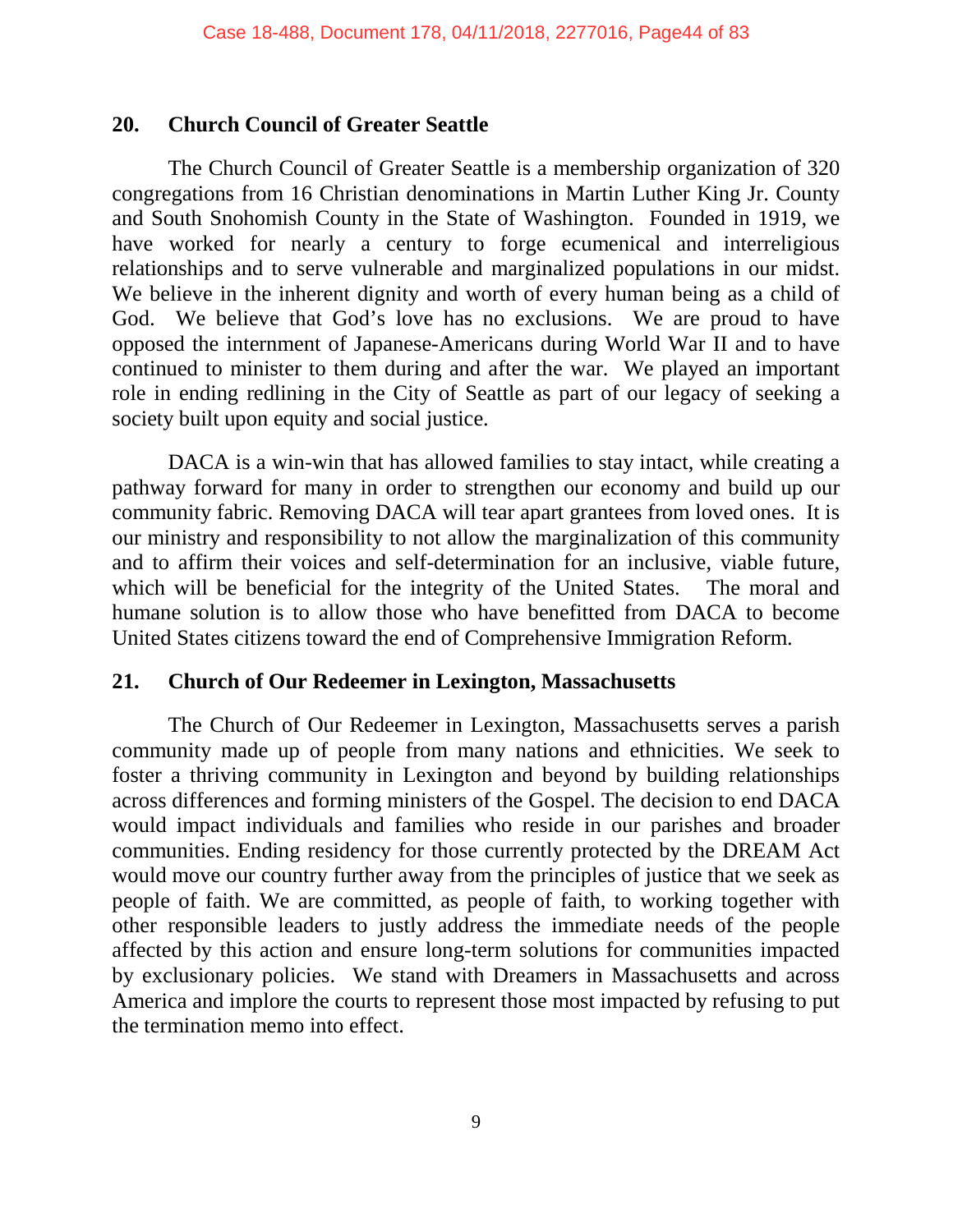## 20. Church Council of Greater Seattle

The Church Council of Greater Seattle is a membership organization of 320 congregations from 16 Christian denominations in Martin Luther King Jr. County and South Snohomish County in the State of Washington. Founded in 1919, we have worked for nearly a century to forge ecumenical and interreligious relationships and to serve vulnerable and marginalized populations in our midst. We believe in the inherent dignity and worth of every human being as a child of God. We believe that God's love has no exclusions. We are proud to have opposed the internment of Japanese-Americans during World War II and to have continued to minister to them during and after the war. We played an important role in ending redlining in the City of Seattle as part of our legacy of seeking a society built upon equity and social justice.

DACA is a win-win that has allowed families to stay intact, while creating a pathway forward for many in order to strengthen our economy and build up our community fabric. Removing DACA will tear apart grantees from loved ones. It is our ministry and responsibility to not allow the marginalization of this community and to affirm their voices and self-determination for an inclusive, viable future, which will be beneficial for the integrity of the United States. The moral and humane solution is to allow those who have benefitted from DACA to become United States citizens toward the end of Comprehensive Immigration Reform.

## 21. Church of Our Redeemer in Lexington, Massachusetts

The Church of Our Redeemer in Lexington, Massachusetts serves a parish community made up of people from many nations and ethnicities. We seek to foster a thriving community in Lexington and beyond by building relationships across differences and forming ministers of the Gospel. The decision to end DACA would impact individuals and families who reside in our parishes and broader communities. Ending residency for those currently protected by the DREAM Act would move our country further away from the principles of justice that we seek as people of faith. We are committed, as people of faith, to working together with other responsible leaders to justly address the immediate needs of the people affected by this action and ensure long-term solutions for communities impacted by exclusionary policies. We stand with Dreamers in Massachusetts and across America and implore the courts to represent those most impacted by refusing to put the termination memo into effect.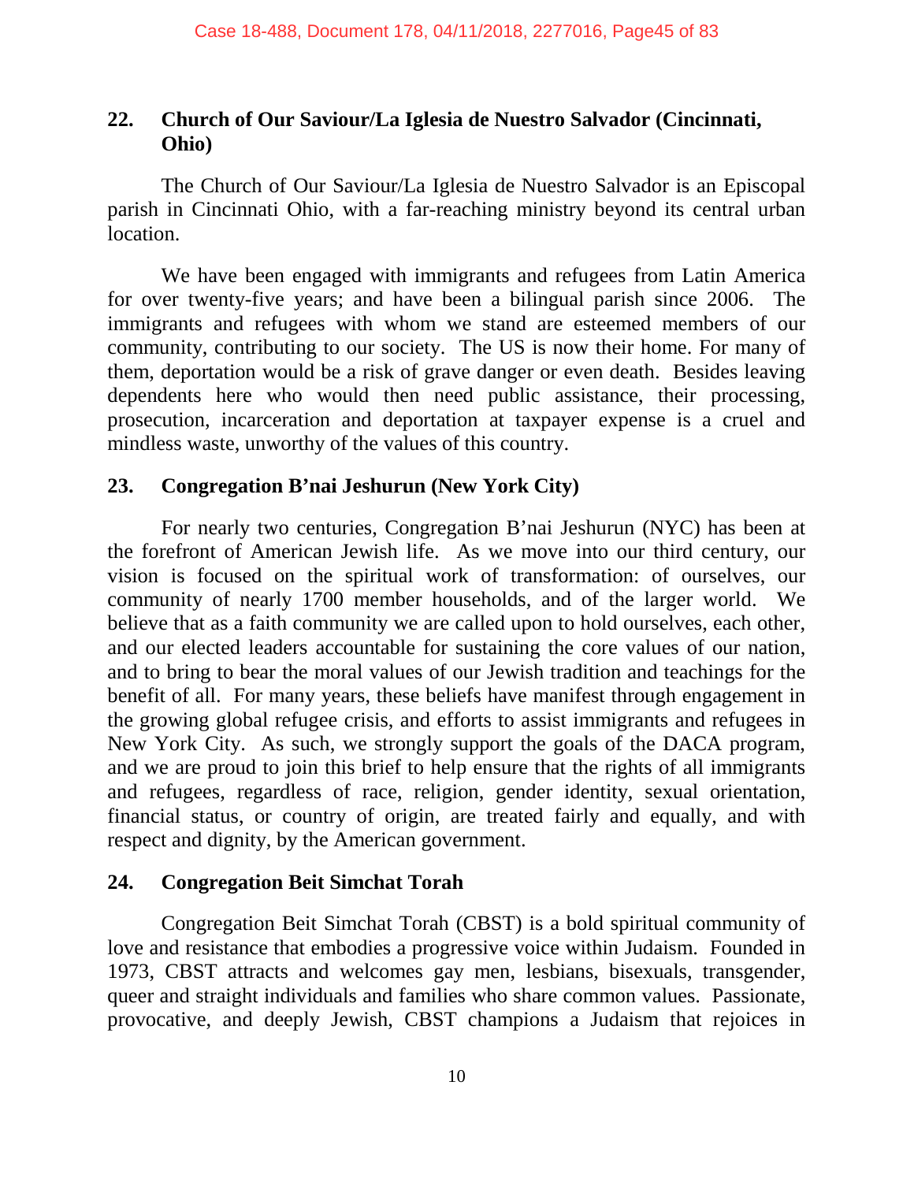**22. Church of Our Saviour/La Iglesia de Nuestro Salvador (Cincinnati, Ohio)**

The Church of Our Saviour/La Iglesia de Nuestro Salvador is an Episcopal parish in Cincinnati Ohio, with a far-reaching ministry beyond its central urban location.

We have been engaged with immigrants and refugees from Latin America for over twenty-five years; and have been a bilingual parish since 2006. The immigrants and refugees with whom we stand are esteemed members of our community, contributing to our society. The US is now their home. For many of them, deportation would be a risk of grave danger or even death. Besides leaving dependents here who would then need public assistance, their processing, prosecution, incarceration and deportation at taxpayer expense is a cruel and mindless waste, unworthy of the values of this country.

**23. Congregation B'nai Jeshurun (New York City)**

For nearly two centuries, Congregation B'nai Jeshurun (NYC) has been at the forefront of American Jewish life. As we move into our third century, our vision is focused on the spiritual work of transformation: of ourselves, our community of nearly 1700 member households, and of the larger world. We believe that as a faith community we are called upon to hold ourselves, each other, and our elected leaders accountable for sustaining the core values of our nation, and to bring to bear the moral values of our Jewish tradition and teachings for the benefit of all. For many years, these beliefs have manifest through engagement in the growing global refugee crisis, and efforts to assist immigrants and refugees in New York City. As such, we strongly support the goals of the DACA program, and we are proud to join this brief to help ensure that the rights of all immigrants and refugees, regardless of race, religion, gender identity, sexual orientation, financial status, or country of origin, are treated fairly and equally, and with respect and dignity, by the American government.

**24. Congregation Beit Simchat Torah**

Congregation Beit Simchat Torah (CBST) is a bold spiritual community of love and resistance that embodies a progressive voice within Judaism. Founded in 1973, CBST attracts and welcomes gay men, lesbians, bisexuals, transgender, queer and straight individuals and families who share common values. Passionate, provocative, and deeply Jewish, CBST champions a Judaism that rejoices in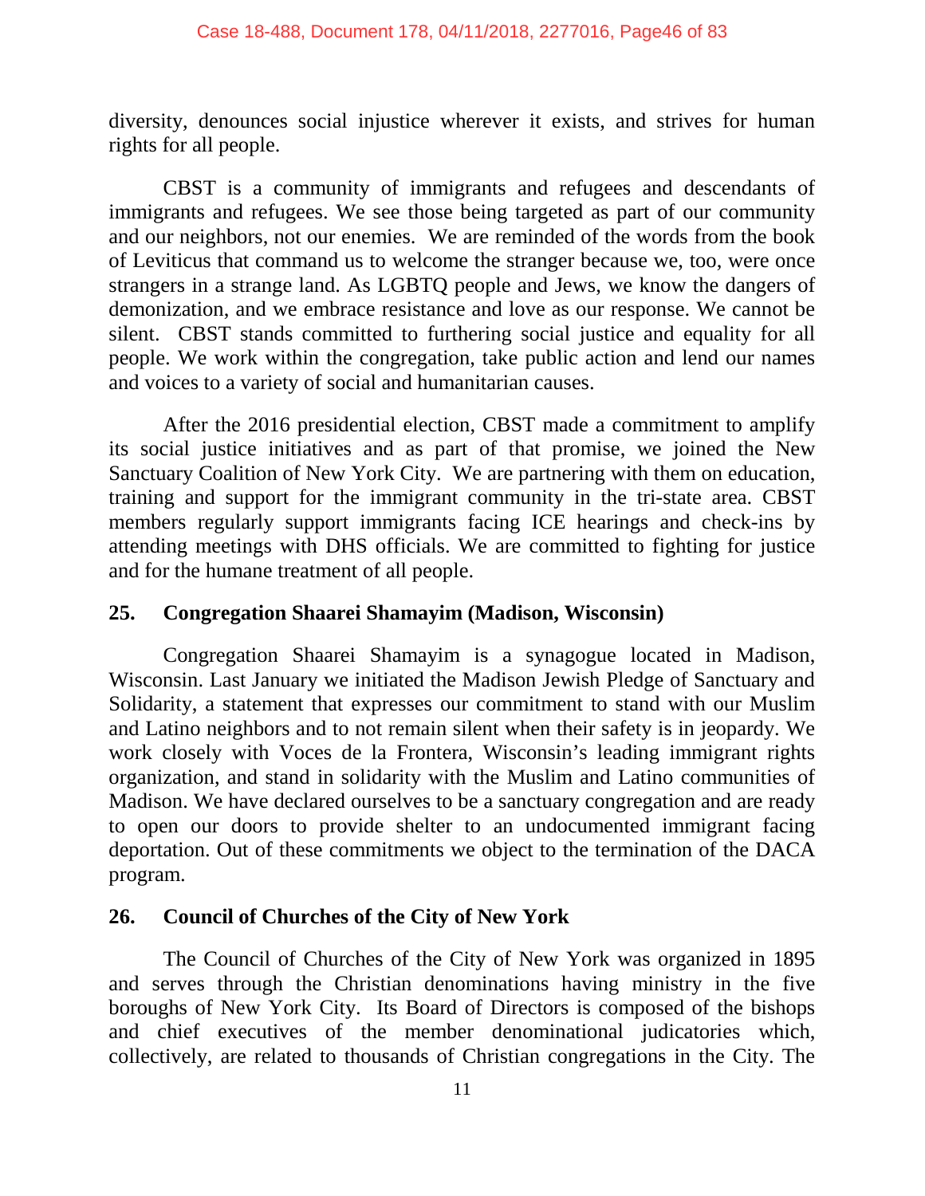diversity, denounces social injustice wherever it exists, and strives for human rights for all people.

CBST is a community of immigrants and refugees and descendants of immigrants and refugees. We see those being targeted as part of our community and our neighbors, not our enemies. We are reminded of the words from the book of Leviticus that command us to welcome the stranger because we, too, were once strangers in a strange land. As LGBTQ people and Jews, we know the dangers of demonization, and we embrace resistance and love as our response. We cannot be silent. CBST stands committed to furthering social justice and equality for all people. We work within the congregation, take public action and lend our names and voices to a variety of social and humanitarian causes.

After the 2016 presidential election, CBST made a commitment to amplify its social justice initiatives and as part of that promise, we joined the New Sanctuary Coalition of New York City. We are partnering with them on education, training and support for the immigrant community in the tri-state area. CBST members regularly support immigrants facing ICE hearings and check-ins by attending meetings with DHS officials. We are committed to fighting for justice and for the humane treatment of all people.

### 25. Congregation Shaarei Shamayim (Madison, Wisconsin)

Congregation Shaarei Shamayim is a synagogue located in Madison, Wisconsin. Last January we initiated the Madison Jewish Pledge of Sanctuary and Solidarity, a statement that expresses our commitment to stand with our Muslim and Latino neighbors and to not remain silent when their safety is in jeopardy. We work closely with Voces de la Frontera, Wisconsin's leading immigrant rights organization, and stand in solidarity with the Muslim and Latino communities of Madison. We have declared ourselves to be a sanctuary congregation and are ready to open our doors to provide shelter to an undocumented immigrant facing deportation. Out of these commitments we object to the termination of the DACA program.

### 26. Council of Churches of the City of New York

The Council of Churches of the City of New York was organized in 1895 and serves through the Christian denominations having ministry in the five boroughs of New York City. Its Board of Directors is composed of the bishops and chief executives of the member denominational judicatories which, collectively, are related to thousands of Christian congregations in the City. The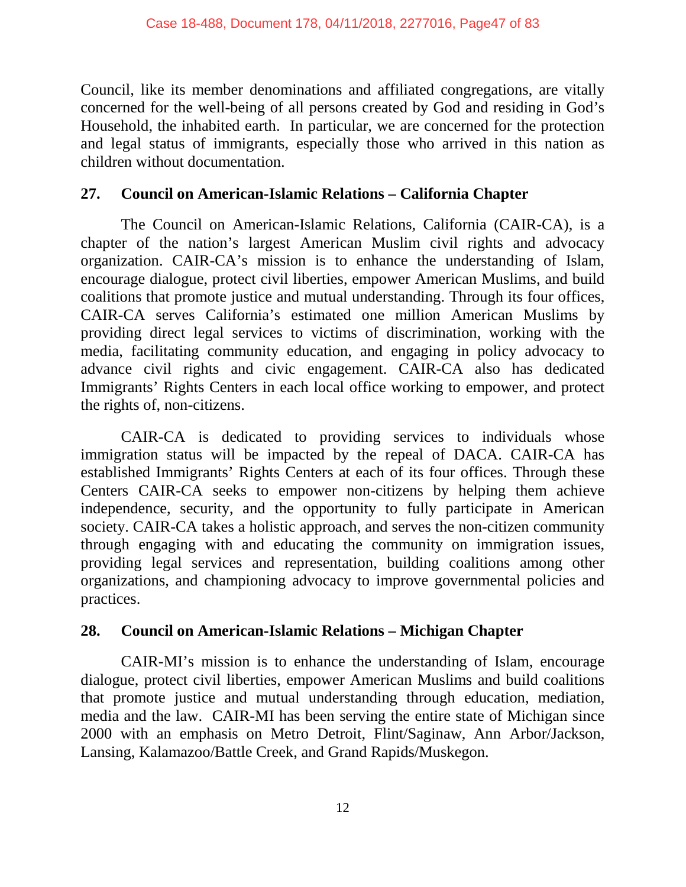Council, like its member denominations and affiliated congregations, are vitally concerned for the well-being of all persons created by God and residing in God's Household, the inhabited earth. In particular, we are concerned for the protection and legal status of immigrants, especially those who arrived in this nation as children without documentation.

## 27. Council on American-Islamic Relations – California Chapter

The Council on American-Islamic Relations, California (CAIR-CA), is a chapter of the nation's largest American Muslim civil rights and advocacy organization. CAIR-CA's mission is to enhance the understanding of Islam, encourage dialogue, protect civil liberties, empower American Muslims, and build coalitions that promote justice and mutual understanding. Through its four offices, CAIR-CA serves California's estimated one million American Muslims by providing direct legal services to victims of discrimination, working with the media, facilitating community education, and engaging in policy advocacy to advance civil rights and civic engagement. CAIR-CA also has dedicated Immigrants' Rights Centers in each local office working to empower, and protect the rights of, non-citizens.

CAIR-CA is dedicated to providing services to individuals whose immigration status will be impacted by the repeal of DACA. CAIR-CA has established Immigrants' Rights Centers at each of its four offices. Through these Centers CAIR-CA seeks to empower non-citizens by helping them achieve independence, security, and the opportunity to fully participate in American society. CAIR-CA takes a holistic approach, and serves the non-citizen community through engaging with and educating the community on immigration issues, providing legal services and representation, building coalitions among other organizations, and championing advocacy to improve governmental policies and practices.

## 28. Council on American-Islamic Relations – Michigan Chapter

CAIR-MI's mission is to enhance the understanding of Islam, encourage dialogue, protect civil liberties, empower American Muslims and build coalitions that promote justice and mutual understanding through education, mediation, media and the law. CAIR-MI has been serving the entire state of Michigan since 2000 with an emphasis on Metro Detroit, Flint/Saginaw, Ann Arbor/Jackson, Lansing, Kalamazoo/Battle Creek, and Grand Rapids/Muskegon.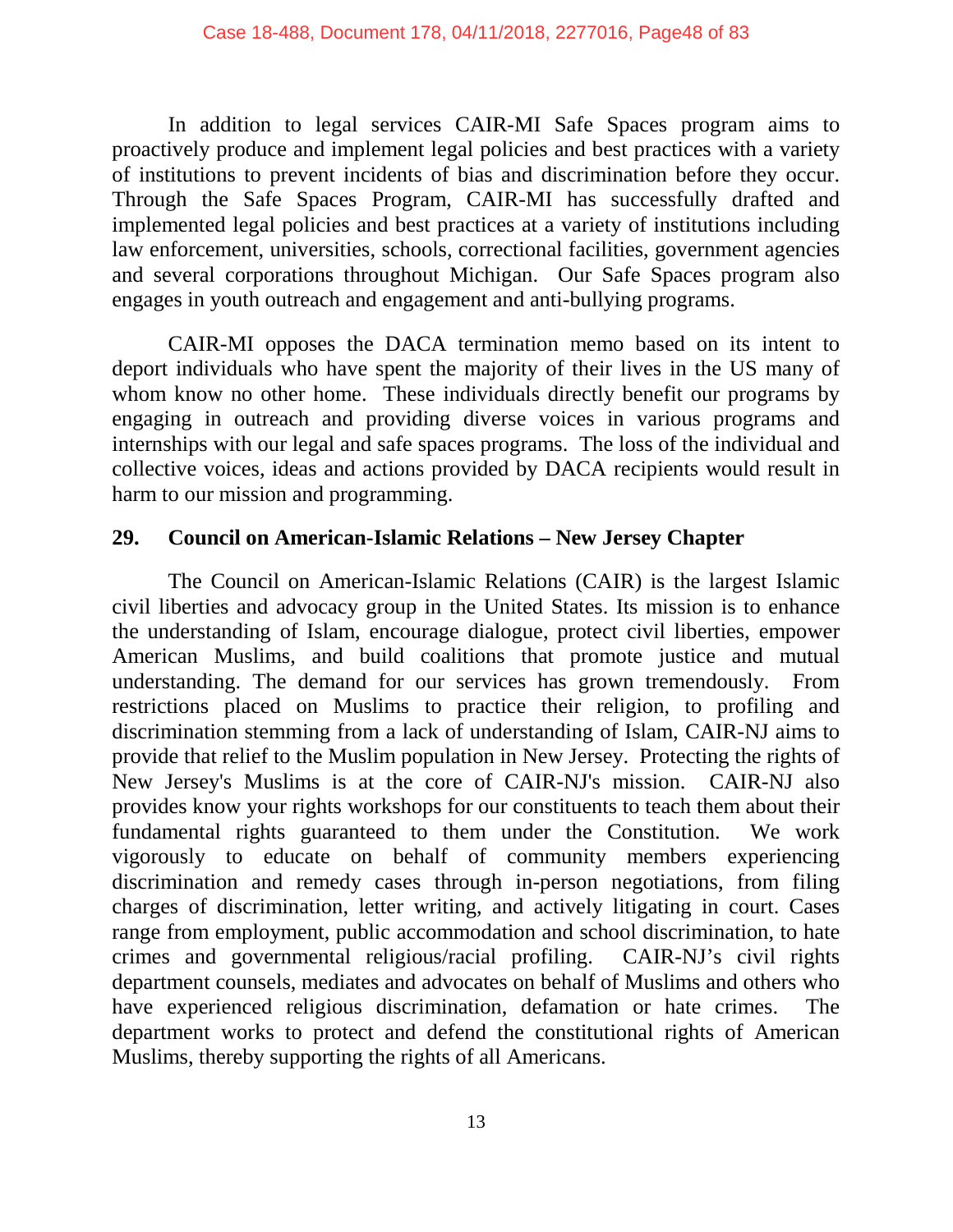In addition to legal services CAIR-MI Safe Spaces program aims to proactively produce and implement legal policies and best practices with a variety of institutions to prevent incidents of bias and discrimination before they occur. Through the Safe Spaces Program, CAIR-MI has successfully drafted and implemented legal policies and best practices at a variety of institutions including law enforcement, universities, schools, correctional facilities, government agencies and several corporations throughout Michigan. Our Safe Spaces program also engages in youth outreach and engagement and anti-bullying programs.

CAIR-MI opposes the DACA termination memo based on its intent to deport individuals who have spent the majority of their lives in the US many of whom know no other home. These individuals directly benefit our programs by engaging in outreach and providing diverse voices in various programs and internships with our legal and safe spaces programs. The loss of the individual and collective voices, ideas and actions provided by DACA recipients would result in harm to our mission and programming.

**29. Council on American-Islamic Relations – New Jersey Chapter**

The Council on American-Islamic Relations (CAIR) is the largest Islamic civil liberties and advocacy group in the United States. Its mission is to enhance the understanding of Islam, encourage dialogue, protect civil liberties, empower American Muslims, and build coalitions that promote justice and mutual understanding. The demand for our services has grown tremendously. From restrictions placed on Muslims to practice their religion, to profiling and discrimination stemming from a lack of understanding of Islam, CAIR-NJ aims to provide that relief to the Muslim population in New Jersey. Protecting the rights of New Jersey's Muslims is at the core of CAIR-NJ's mission. CAIR-NJ also provides know your rights workshops for our constituents to teach them about their fundamental rights guaranteed to them under the Constitution. We work vigorously to educate on behalf of community members experiencing discrimination and remedy cases through in-person negotiations, from filing charges of discrimination, letter writing, and actively litigating in court. Cases range from employment, public accommodation and school discrimination, to hate crimes and governmental religious/racial profiling. CAIR-NJ's civil rights department counsels, mediates and advocates on behalf of Muslims and others who have experienced religious discrimination, defamation or hate crimes. The department works to protect and defend the constitutional rights of American Muslims, thereby supporting the rights of all Americans.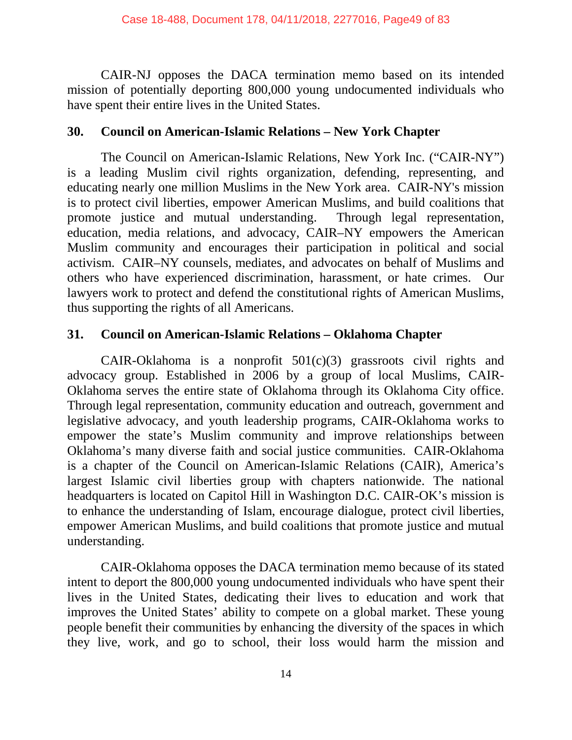CAIR-NJ opposes the DACA termination memo based on its intended mission of potentially deporting 800,000 young undocumented individuals who have spent their entire lives in the United States.

### 30. Council on American-Islamic Relations – New York Chapter

The Council on American-Islamic Relations, New York Inc. ("CAIR-NY") is a leading Muslim civil rights organization, defending, representing, and educating nearly one million Muslims in the New York area. CAIR-NY's mission is to protect civil liberties, empower American Muslims, and build coalitions that promote justice and mutual understanding. Through legal representation, education, media relations, and advocacy, CAIR–NY empowers the American Muslim community and encourages their participation in political and social activism. CAIR–NY counsels, mediates, and advocates on behalf of Muslims and others who have experienced discrimination, harassment, or hate crimes. Our lawyers work to protect and defend the constitutional rights of American Muslims, thus supporting the rights of all Americans.

### 31. Council on American-Islamic Relations – Oklahoma Chapter

CAIR-Oklahoma is a nonprofit 501(c)(3) grassroots civil rights and advocacy group. Established in 2006 by a group of local Muslims, CAIR-Oklahoma serves the entire state of Oklahoma through its Oklahoma City office. Through legal representation, community education and outreach, government and legislative advocacy, and youth leadership programs, CAIR-Oklahoma works to empower the state's Muslim community and improve relationships between Oklahoma's many diverse faith and social justice communities. CAIR-Oklahoma is a chapter of the Council on American-Islamic Relations (CAIR), America's largest Islamic civil liberties group with chapters nationwide. The national headquarters is located on Capitol Hill in Washington D.C. CAIR-OK's mission is to enhance the understanding of Islam, encourage dialogue, protect civil liberties, empower American Muslims, and build coalitions that promote justice and mutual understanding.

CAIR-Oklahoma opposes the DACA termination memo because of its stated intent to deport the 800,000 young undocumented individuals who have spent their lives in the United States, dedicating their lives to education and work that improves the United States' ability to compete on a global market. These young people benefit their communities by enhancing the diversity of the spaces in which they live, work, and go to school, their loss would harm the mission and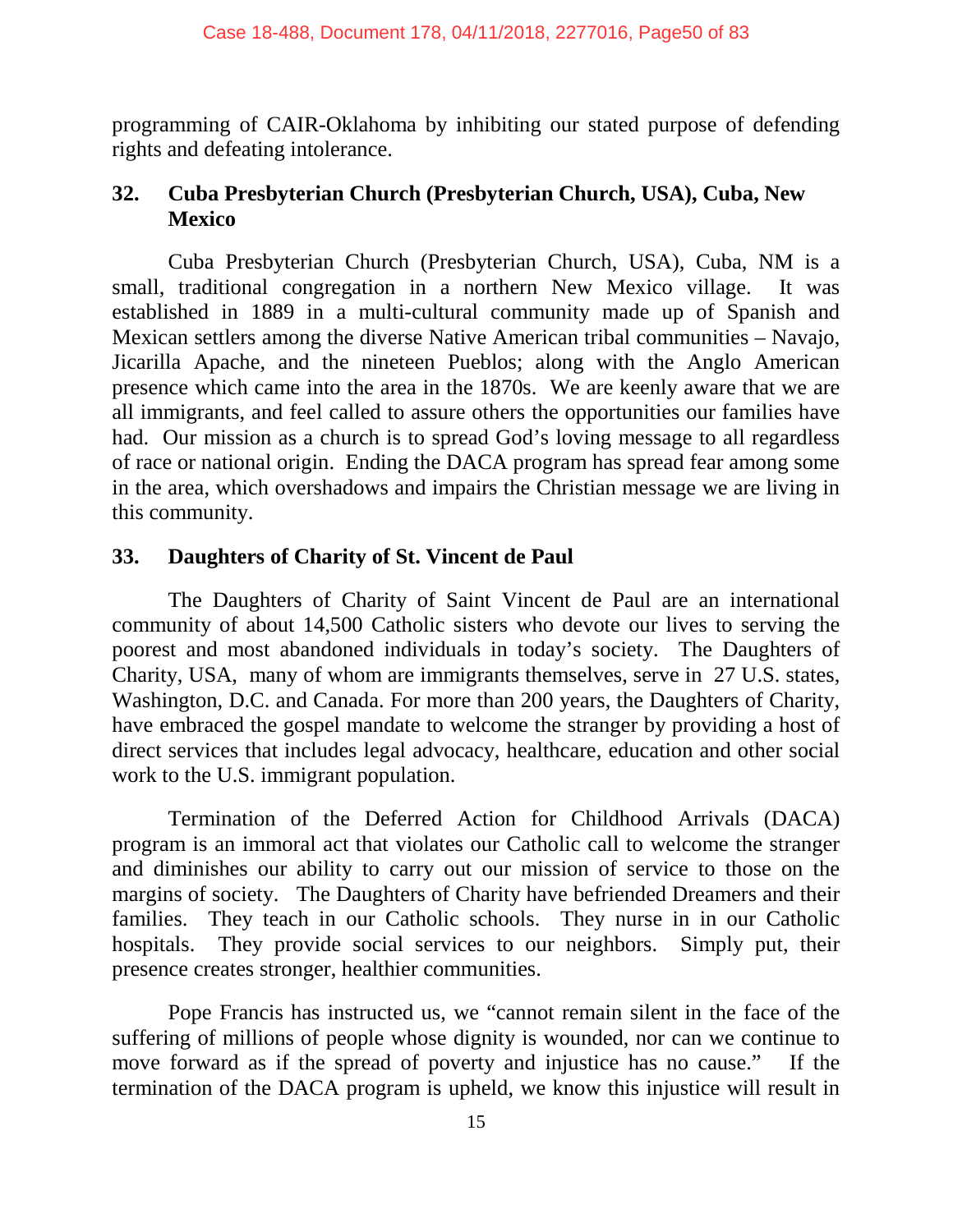programming of CAIR-Oklahoma by inhibiting our stated purpose of defending rights and defeating intolerance.

### 32. Cuba Presbyterian Church (Presbyterian Church, USA), Cuba, New Mexico

Cuba Presbyterian Church (Presbyterian Church, USA), Cuba, NM is a small, traditional congregation in a northern New Mexico village. It was established in 1889 in a multi-cultural community made up of Spanish and Mexican settlers among the diverse Native American tribal communities – Navajo, Jicarilla Apache, and the nineteen Pueblos; along with the Anglo American presence which came into the area in the 1870s. We are keenly aware that we are all immigrants, and feel called to assure others the opportunities our families have had. Our mission as a church is to spread God's loving message to all regardless of race or national origin. Ending the DACA program has spread fear among some in the area, which overshadows and impairs the Christian message we are living in this community.

### 33. Daughters of Charity of St. Vincent de Paul

The Daughters of Charity of Saint Vincent de Paul are an international community of about 14,500 Catholic sisters who devote our lives to serving the poorest and most abandoned individuals in today's society. The Daughters of Charity, USA, many of whom are immigrants themselves, serve in 27 U.S. states, Washington, D.C. and Canada. For more than 200 years, the Daughters of Charity, have embraced the gospel mandate to welcome the stranger by providing a host of direct services that includes legal advocacy, healthcare, education and other social work to the U.S. immigrant population.

Termination of the Deferred Action for Childhood Arrivals (DACA) program is an immoral act that violates our Catholic call to welcome the stranger and diminishes our ability to carry out our mission of service to those on the margins of society. The Daughters of Charity have befriended Dreamers and their families. They teach in our Catholic schools. They nurse in in our Catholic hospitals. They provide social services to our neighbors. Simply put, their presence creates stronger, healthier communities.

Pope Francis has instructed us, we "cannot remain silent in the face of the suffering of millions of people whose dignity is wounded, nor can we continue to move forward as if the spread of poverty and injustice has no cause." If the termination of the DACA program is upheld, we know this injustice will result in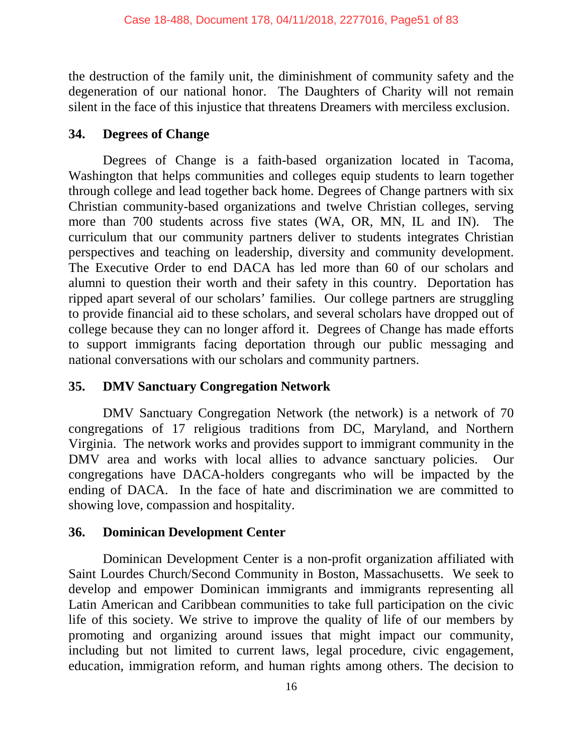the destruction of the family unit, the diminishment of community safety and the degeneration of our national honor. The Daughters of Charity will not remain silent in the face of this injustice that threatens Dreamers with merciless exclusion.

### 34. Degrees of Change

Degrees of Change is a faith-based organization located in Tacoma, Washington that helps communities and colleges equip students to learn together through college and lead together back home. Degrees of Change partners with six Christian community-based organizations and twelve Christian colleges, serving more than 700 students across five states (WA, OR, MN, IL and IN). The curriculum that our community partners deliver to students integrates Christian perspectives and teaching on leadership, diversity and community development. The Executive Order to end DACA has led more than 60 of our scholars and alumni to question their worth and their safety in this country. Deportation has ripped apart several of our scholars' families. Our college partners are struggling to provide financial aid to these scholars, and several scholars have dropped out of college because they can no longer afford it. Degrees of Change has made efforts to support immigrants facing deportation through our public messaging and national conversations with our scholars and community partners.

### 35. DMV Sanctuary Congregation Network

DMV Sanctuary Congregation Network (the network) is a network of 70 congregations of 17 religious traditions from DC, Maryland, and Northern Virginia. The network works and provides support to immigrant community in the DMV area and works with local allies to advance sanctuary policies. Our congregations have DACA-holders congregants who will be impacted by the ending of DACA. In the face of hate and discrimination we are committed to showing love, compassion and hospitality.

### 36. Dominican Development Center

Dominican Development Center is a non-profit organization affiliated with Saint Lourdes Church/Second Community in Boston, Massachusetts. We seek to develop and empower Dominican immigrants and immigrants representing all Latin American and Caribbean communities to take full participation on the civic life of this society. We strive to improve the quality of life of our members by promoting and organizing around issues that might impact our community, including but not limited to current laws, legal procedure, civic engagement, education, immigration reform, and human rights among others. The decision to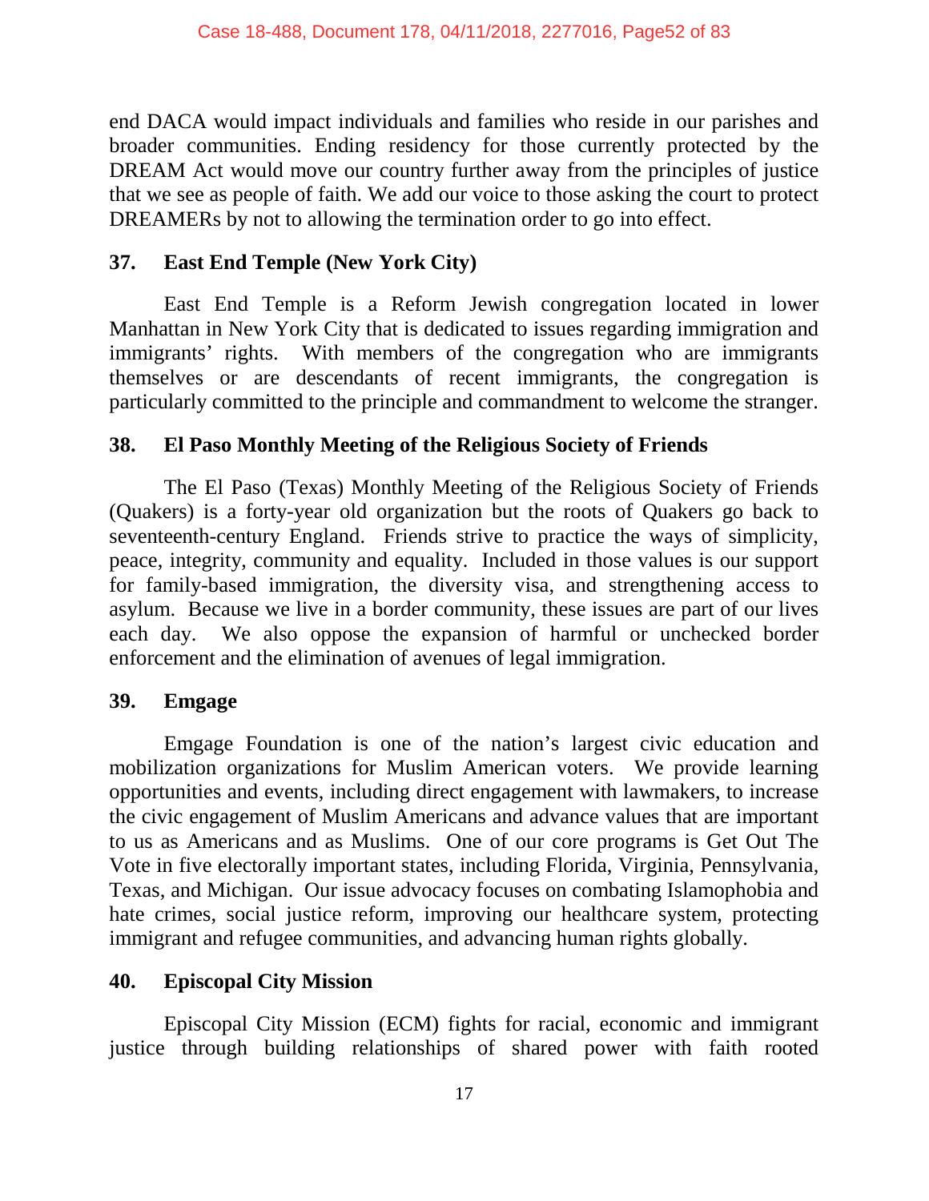end DACA would impact individuals and families who reside in our parishes and broader communities. Ending residency for those currently protected by the DREAM Act would move our country further away from the principles of justice that we see as people of faith. We add our voice to those asking the court to protect DREAMERs by not to allowing the termination order to go into effect.

### 37. East End Temple (New York City)

East End Temple is a Reform Jewish congregation located in lower Manhattan in New York City that is dedicated to issues regarding immigration and immigrants' rights. With members of the congregation who are immigrants themselves or are descendants of recent immigrants, the congregation is particularly committed to the principle and commandment to welcome the stranger.

### 38. El Paso Monthly Meeting of the Religious Society of Friends

The El Paso (Texas) Monthly Meeting of the Religious Society of Friends (Quakers) is a forty-year old organization but the roots of Quakers go back to seventeenth-century England. Friends strive to practice the ways of simplicity, peace, integrity, community and equality. Included in those values is our support for family-based immigration, the diversity visa, and strengthening access to asylum. Because we live in a border community, these issues are part of our lives each day. We also oppose the expansion of harmful or unchecked border enforcement and the elimination of avenues of legal immigration.

### 39. Emgage

Emgage Foundation is one of the nation's largest civic education and mobilization organizations for Muslim American voters. We provide learning opportunities and events, including direct engagement with lawmakers, to increase the civic engagement of Muslim Americans and advance values that are important to us as Americans and as Muslims. One of our core programs is Get Out The Vote in five electorally important states, including Florida, Virginia, Pennsylvania, Texas, and Michigan. Our issue advocacy focuses on combating Islamophobia and hate crimes, social justice reform, improving our healthcare system, protecting immigrant and refugee communities, and advancing human rights globally.

### 40. Episcopal City Mission

Episcopal City Mission (ECM) fights for racial, economic and immigrant justice through building relationships of shared power with faith rooted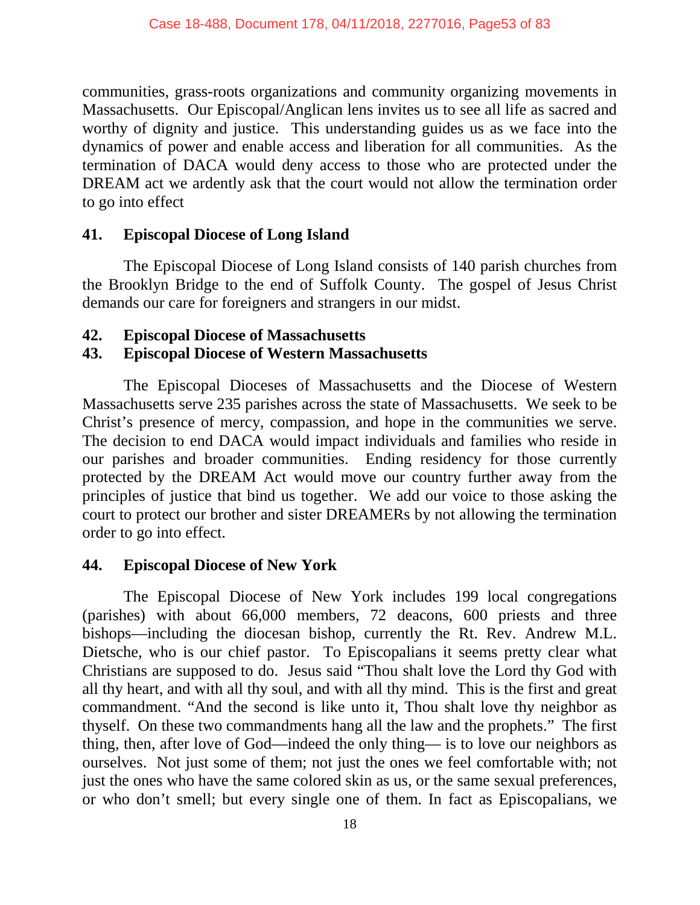communities, grass-roots organizations and community organizing movements in Massachusetts. Our Episcopal/Anglican lens invites us to see all life as sacred and worthy of dignity and justice. This understanding guides us as we face into the dynamics of power and enable access and liberation for all communities. As the termination of DACA would deny access to those who are protected under the DREAM act we ardently ask that the court would not allow the termination order to go into effect

**41. Episcopal Diocese of Long Island**

The Episcopal Diocese of Long Island consists of 140 parish churches from the Brooklyn Bridge to the end of Suffolk County. The gospel of Jesus Christ demands our care for foreigners and strangers in our midst.

**42. Episcopal Diocese of Massachusetts**
**43. Episcopal Diocese of Western Massachusetts**

The Episcopal Dioceses of Massachusetts and the Diocese of Western Massachusetts serve 235 parishes across the state of Massachusetts. We seek to be Christ's presence of mercy, compassion, and hope in the communities we serve. The decision to end DACA would impact individuals and families who reside in our parishes and broader communities. Ending residency for those currently protected by the DREAM Act would move our country further away from the principles of justice that bind us together. We add our voice to those asking the court to protect our brother and sister DREAMERs by not allowing the termination order to go into effect.

**44. Episcopal Diocese of New York**

The Episcopal Diocese of New York includes 199 local congregations (parishes) with about 66,000 members, 72 deacons, 600 priests and three bishops—including the diocesan bishop, currently the Rt. Rev. Andrew M.L. Dietsche, who is our chief pastor. To Episcopalians it seems pretty clear what Christians are supposed to do. Jesus said "Thou shalt love the Lord thy God with all thy heart, and with all thy soul, and with all thy mind. This is the first and great commandment. "And the second is like unto it, Thou shalt love thy neighbor as thyself. On these two commandments hang all the law and the prophets." The first thing, then, after love of God—indeed the only thing— is to love our neighbors as ourselves. Not just some of them; not just the ones we feel comfortable with; not just the ones who have the same colored skin as us, or the same sexual preferences, or who don't smell; but every single one of them. In fact as Episcopalians, we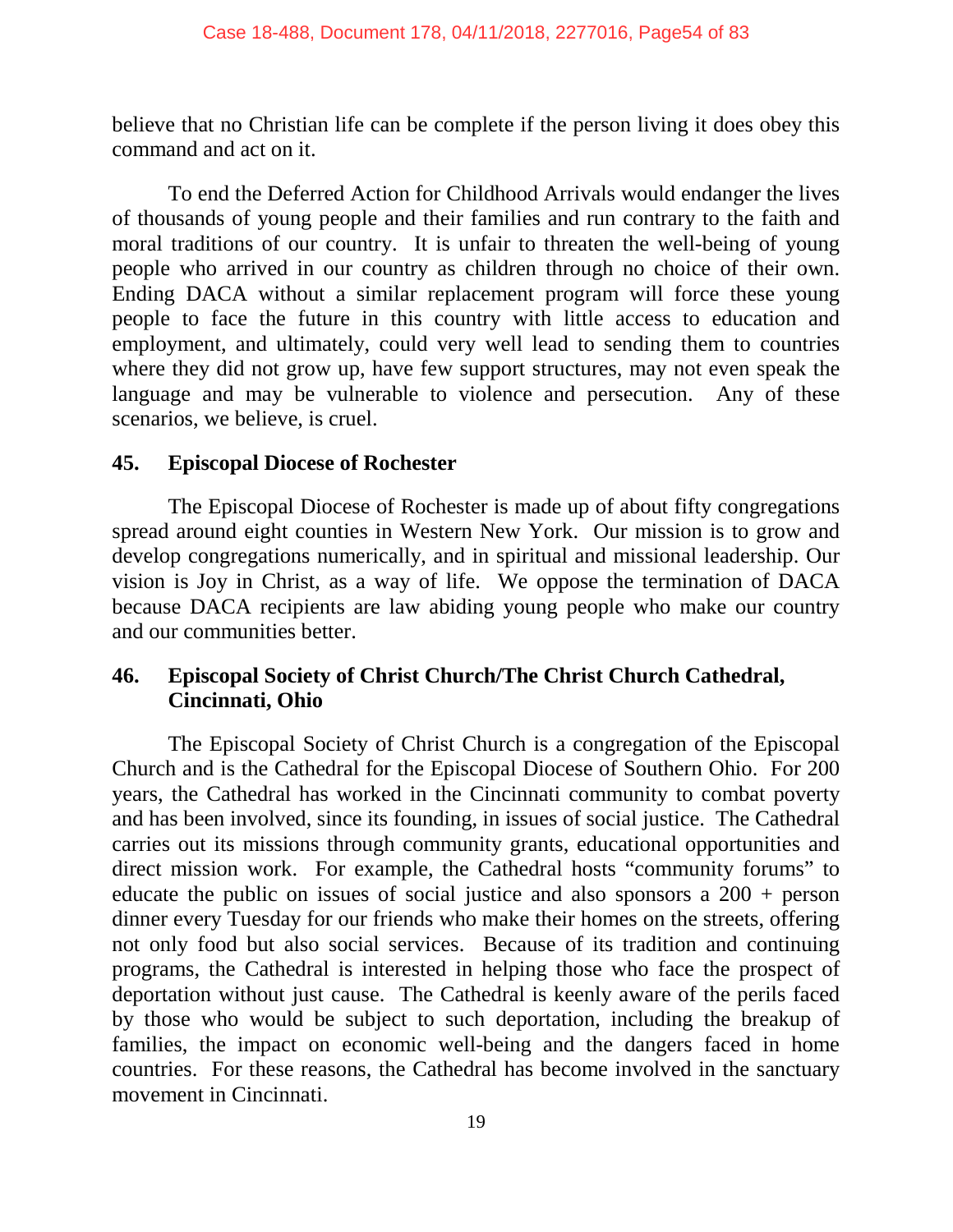believe that no Christian life can be complete if the person living it does obey this command and act on it.

To end the Deferred Action for Childhood Arrivals would endanger the lives of thousands of young people and their families and run contrary to the faith and moral traditions of our country. It is unfair to threaten the well-being of young people who arrived in our country as children through no choice of their own. Ending DACA without a similar replacement program will force these young people to face the future in this country with little access to education and employment, and ultimately, could very well lead to sending them to countries where they did not grow up, have few support structures, may not even speak the language and may be vulnerable to violence and persecution. Any of these scenarios, we believe, is cruel.

**45. Episcopal Diocese of Rochester**

The Episcopal Diocese of Rochester is made up of about fifty congregations spread around eight counties in Western New York. Our mission is to grow and develop congregations numerically, and in spiritual and missional leadership. Our vision is Joy in Christ, as a way of life. We oppose the termination of DACA because DACA recipients are law abiding young people who make our country and our communities better.

**46. Episcopal Society of Christ Church/The Christ Church Cathedral, Cincinnati, Ohio**

The Episcopal Society of Christ Church is a congregation of the Episcopal Church and is the Cathedral for the Episcopal Diocese of Southern Ohio. For 200 years, the Cathedral has worked in the Cincinnati community to combat poverty and has been involved, since its founding, in issues of social justice. The Cathedral carries out its missions through community grants, educational opportunities and direct mission work. For example, the Cathedral hosts "community forums" to educate the public on issues of social justice and also sponsors a 200 + person dinner every Tuesday for our friends who make their homes on the streets, offering not only food but also social services. Because of its tradition and continuing programs, the Cathedral is interested in helping those who face the prospect of deportation without just cause. The Cathedral is keenly aware of the perils faced by those who would be subject to such deportation, including the breakup of families, the impact on economic well-being and the dangers faced in home countries. For these reasons, the Cathedral has become involved in the sanctuary movement in Cincinnati.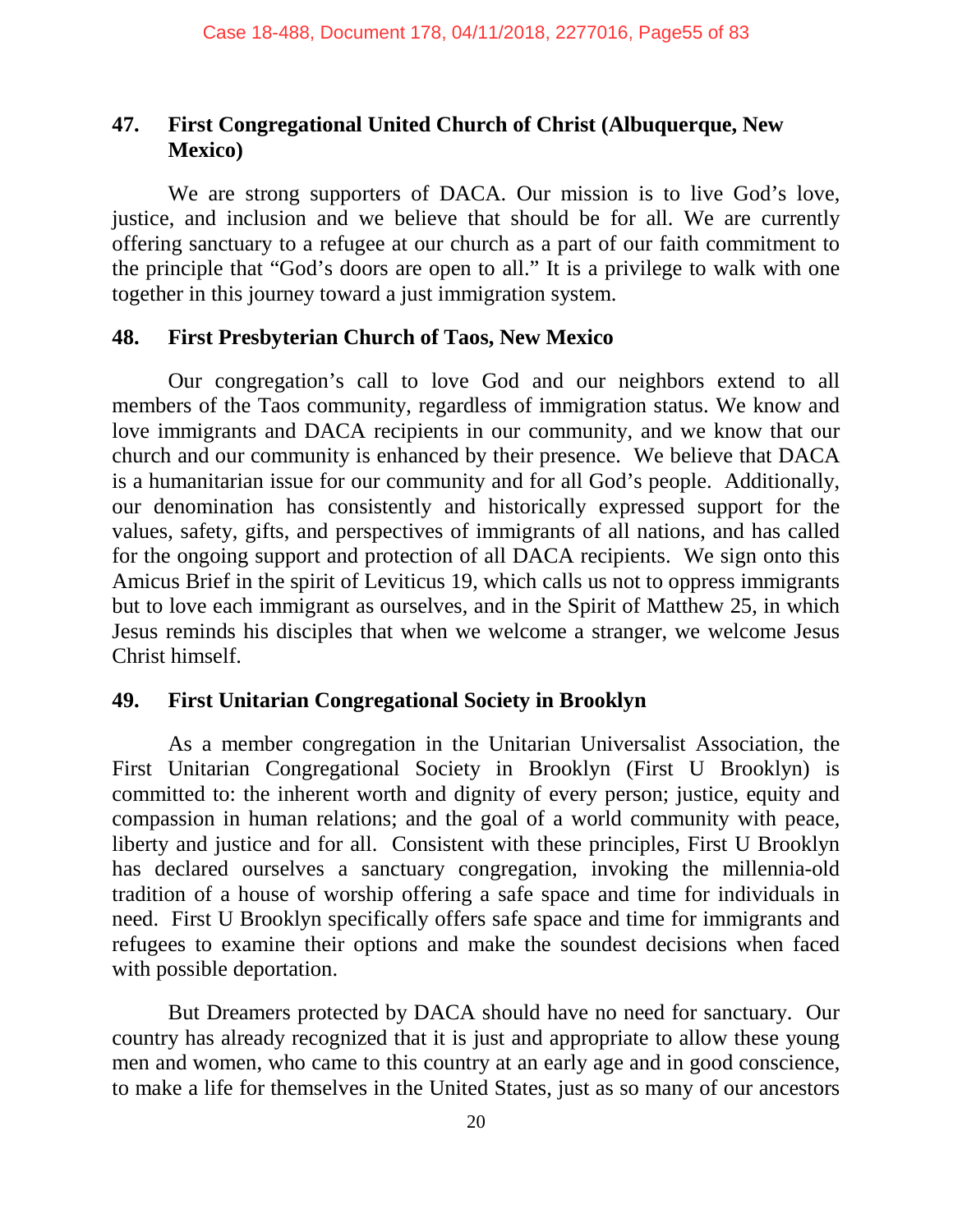### 47. First Congregational United Church of Christ (Albuquerque, New Mexico)

We are strong supporters of DACA. Our mission is to live God's love, justice, and inclusion and we believe that should be for all. We are currently offering sanctuary to a refugee at our church as a part of our faith commitment to the principle that "God's doors are open to all." It is a privilege to walk with one together in this journey toward a just immigration system.

### 48. First Presbyterian Church of Taos, New Mexico

Our congregation's call to love God and our neighbors extend to all members of the Taos community, regardless of immigration status. We know and love immigrants and DACA recipients in our community, and we know that our church and our community is enhanced by their presence. We believe that DACA is a humanitarian issue for our community and for all God's people. Additionally, our denomination has consistently and historically expressed support for the values, safety, gifts, and perspectives of immigrants of all nations, and has called for the ongoing support and protection of all DACA recipients. We sign onto this Amicus Brief in the spirit of Leviticus 19, which calls us not to oppress immigrants but to love each immigrant as ourselves, and in the Spirit of Matthew 25, in which Jesus reminds his disciples that when we welcome a stranger, we welcome Jesus Christ himself.

### 49. First Unitarian Congregational Society in Brooklyn

As a member congregation in the Unitarian Universalist Association, the First Unitarian Congregational Society in Brooklyn (First U Brooklyn) is committed to: the inherent worth and dignity of every person; justice, equity and compassion in human relations; and the goal of a world community with peace, liberty and justice and for all. Consistent with these principles, First U Brooklyn has declared ourselves a sanctuary congregation, invoking the millennia-old tradition of a house of worship offering a safe space and time for individuals in need. First U Brooklyn specifically offers safe space and time for immigrants and refugees to examine their options and make the soundest decisions when faced with possible deportation.

But Dreamers protected by DACA should have no need for sanctuary. Our country has already recognized that it is just and appropriate to allow these young men and women, who came to this country at an early age and in good conscience, to make a life for themselves in the United States, just as so many of our ancestors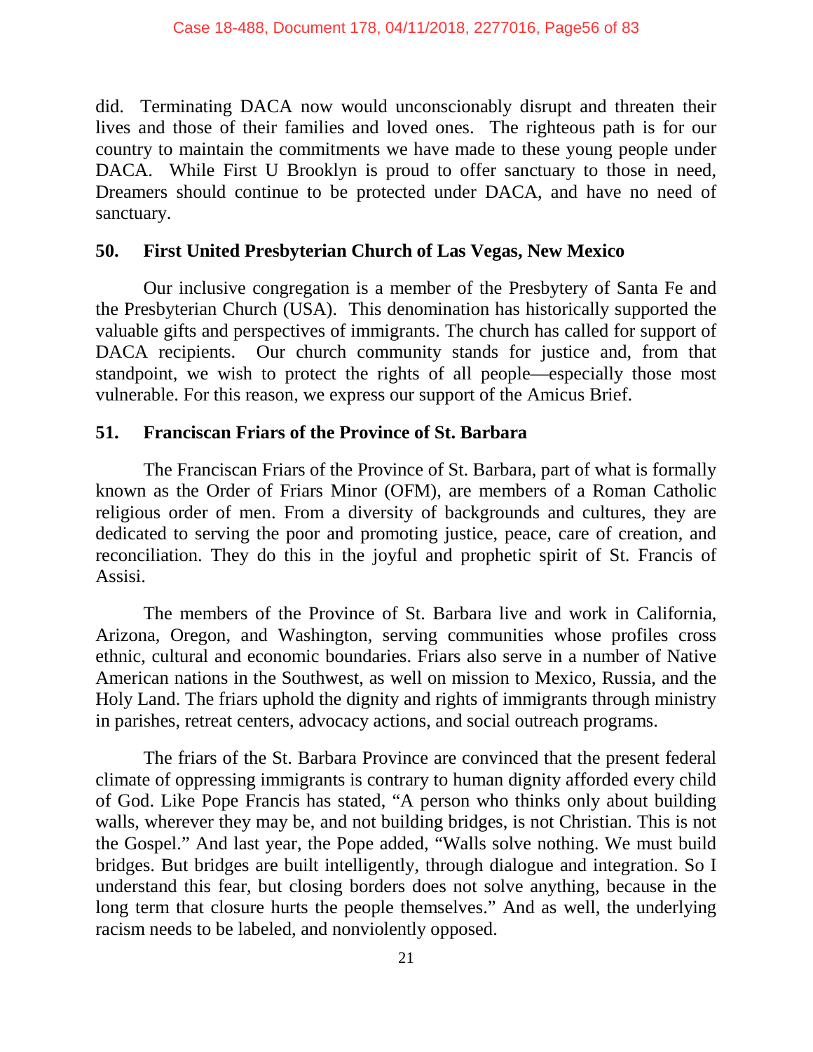did. Terminating DACA now would unconscionably disrupt and threaten their lives and those of their families and loved ones. The righteous path is for our country to maintain the commitments we have made to these young people under DACA. While First U Brooklyn is proud to offer sanctuary to those in need, Dreamers should continue to be protected under DACA, and have no need of sanctuary.

### 50. First United Presbyterian Church of Las Vegas, New Mexico

Our inclusive congregation is a member of the Presbytery of Santa Fe and the Presbyterian Church (USA). This denomination has historically supported the valuable gifts and perspectives of immigrants. The church has called for support of DACA recipients. Our church community stands for justice and, from that standpoint, we wish to protect the rights of all people—especially those most vulnerable. For this reason, we express our support of the Amicus Brief.

### 51. Franciscan Friars of the Province of St. Barbara

The Franciscan Friars of the Province of St. Barbara, part of what is formally known as the Order of Friars Minor (OFM), are members of a Roman Catholic religious order of men. From a diversity of backgrounds and cultures, they are dedicated to serving the poor and promoting justice, peace, care of creation, and reconciliation. They do this in the joyful and prophetic spirit of St. Francis of Assisi.

The members of the Province of St. Barbara live and work in California, Arizona, Oregon, and Washington, serving communities whose profiles cross ethnic, cultural and economic boundaries. Friars also serve in a number of Native American nations in the Southwest, as well on mission to Mexico, Russia, and the Holy Land. The friars uphold the dignity and rights of immigrants through ministry in parishes, retreat centers, advocacy actions, and social outreach programs.

The friars of the St. Barbara Province are convinced that the present federal climate of oppressing immigrants is contrary to human dignity afforded every child of God. Like Pope Francis has stated, "A person who thinks only about building walls, wherever they may be, and not building bridges, is not Christian. This is not the Gospel." And last year, the Pope added, "Walls solve nothing. We must build bridges. But bridges are built intelligently, through dialogue and integration. So I understand this fear, but closing borders does not solve anything, because in the long term that closure hurts the people themselves." And as well, the underlying racism needs to be labeled, and nonviolently opposed.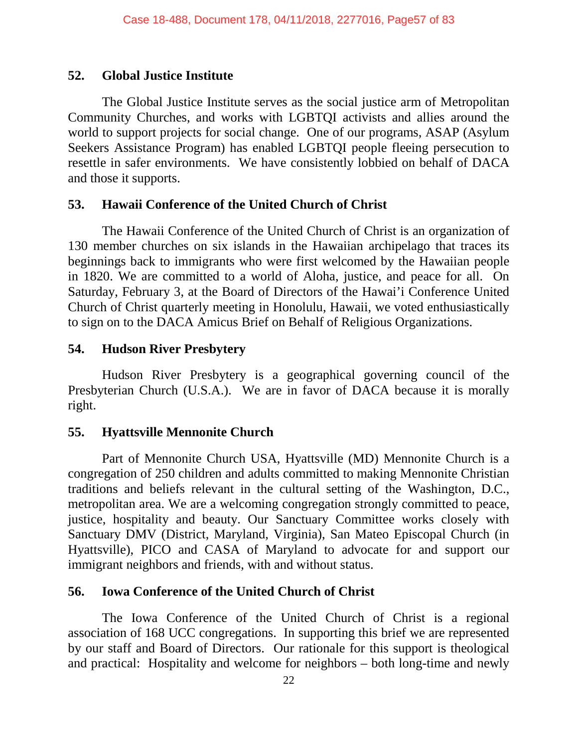### 52. Global Justice Institute

The Global Justice Institute serves as the social justice arm of Metropolitan Community Churches, and works with LGBTQI activists and allies around the world to support projects for social change. One of our programs, ASAP (Asylum Seekers Assistance Program) has enabled LGBTQI people fleeing persecution to resettle in safer environments. We have consistently lobbied on behalf of DACA and those it supports.

### 53. Hawaii Conference of the United Church of Christ

The Hawaii Conference of the United Church of Christ is an organization of 130 member churches on six islands in the Hawaiian archipelago that traces its beginnings back to immigrants who were first welcomed by the Hawaiian people in 1820. We are committed to a world of Aloha, justice, and peace for all. On Saturday, February 3, at the Board of Directors of the Hawaiʻi Conference United Church of Christ quarterly meeting in Honolulu, Hawaii, we voted enthusiastically to sign on to the DACA Amicus Brief on Behalf of Religious Organizations.

### 54. Hudson River Presbytery

Hudson River Presbytery is a geographical governing council of the Presbyterian Church (U.S.A.). We are in favor of DACA because it is morally right.

### 55. Hyattsville Mennonite Church

Part of Mennonite Church USA, Hyattsville (MD) Mennonite Church is a congregation of 250 children and adults committed to making Mennonite Christian traditions and beliefs relevant in the cultural setting of the Washington, D.C., metropolitan area. We are a welcoming congregation strongly committed to peace, justice, hospitality and beauty. Our Sanctuary Committee works closely with Sanctuary DMV (District, Maryland, Virginia), San Mateo Episcopal Church (in Hyattsville), PICO and CASA of Maryland to advocate for and support our immigrant neighbors and friends, with and without status.

### 56. Iowa Conference of the United Church of Christ

The Iowa Conference of the United Church of Christ is a regional association of 168 UCC congregations. In supporting this brief we are represented by our staff and Board of Directors. Our rationale for this support is theological and practical: Hospitality and welcome for neighbors – both long-time and newly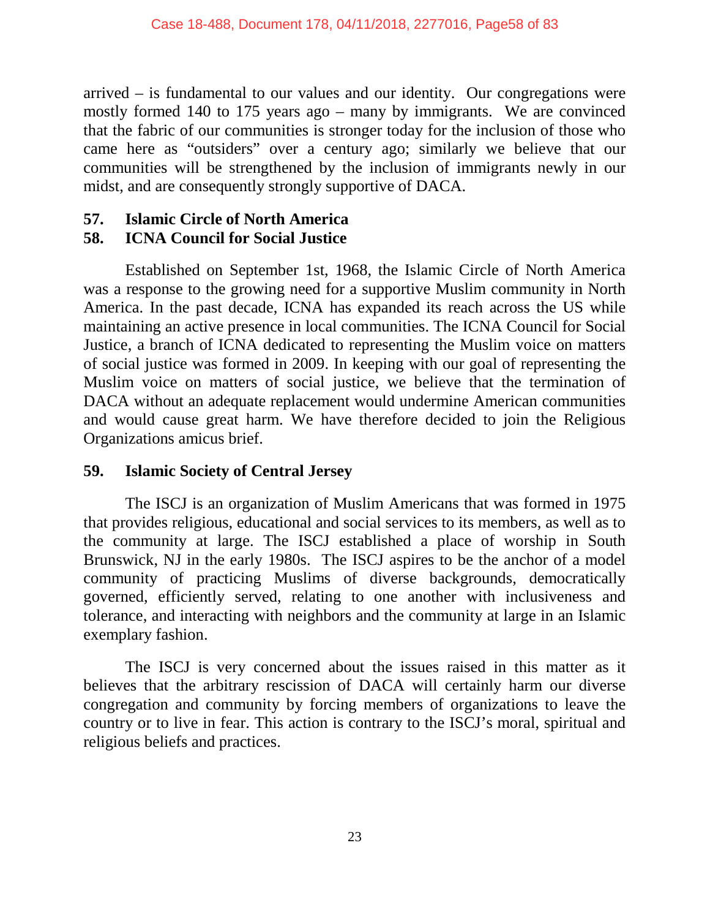arrived – is fundamental to our values and our identity. Our congregations were mostly formed 140 to 175 years ago – many by immigrants. We are convinced that the fabric of our communities is stronger today for the inclusion of those who came here as "outsiders" over a century ago; similarly we believe that our communities will be strengthened by the inclusion of immigrants newly in our midst, and are consequently strongly supportive of DACA.

**57. Islamic Circle of North America**
**58. ICNA Council for Social Justice**

Established on September 1st, 1968, the Islamic Circle of North America was a response to the growing need for a supportive Muslim community in North America. In the past decade, ICNA has expanded its reach across the US while maintaining an active presence in local communities. The ICNA Council for Social Justice, a branch of ICNA dedicated to representing the Muslim voice on matters of social justice was formed in 2009. In keeping with our goal of representing the Muslim voice on matters of social justice, we believe that the termination of DACA without an adequate replacement would undermine American communities and would cause great harm. We have therefore decided to join the Religious Organizations amicus brief.

**59. Islamic Society of Central Jersey**

The ISCJ is an organization of Muslim Americans that was formed in 1975 that provides religious, educational and social services to its members, as well as to the community at large. The ISCJ established a place of worship in South Brunswick, NJ in the early 1980s. The ISCJ aspires to be the anchor of a model community of practicing Muslims of diverse backgrounds, democratically governed, efficiently served, relating to one another with inclusiveness and tolerance, and interacting with neighbors and the community at large in an Islamic exemplary fashion.

The ISCJ is very concerned about the issues raised in this matter as it believes that the arbitrary rescission of DACA will certainly harm our diverse congregation and community by forcing members of organizations to leave the country or to live in fear. This action is contrary to the ISCJ's moral, spiritual and religious beliefs and practices.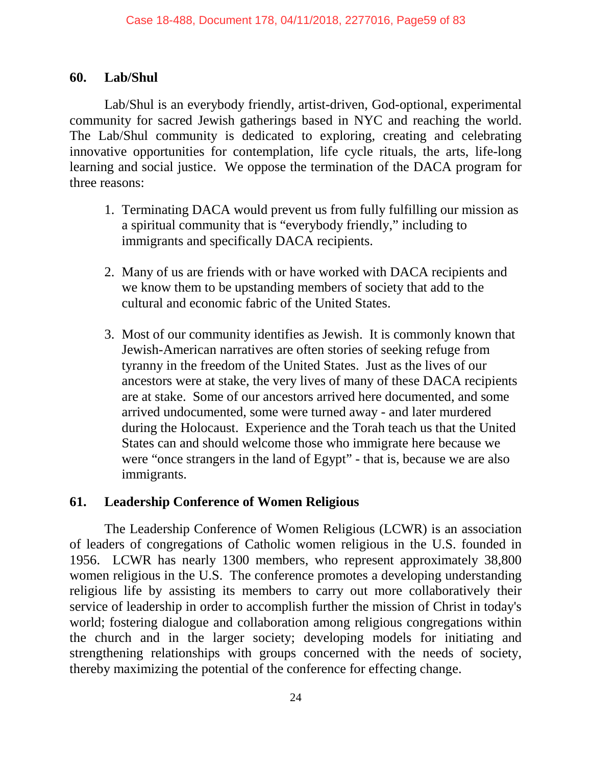## 60. Lab/Shul

Lab/Shul is an everybody friendly, artist-driven, God-optional, experimental community for sacred Jewish gatherings based in NYC and reaching the world. The Lab/Shul community is dedicated to exploring, creating and celebrating innovative opportunities for contemplation, life cycle rituals, the arts, life-long learning and social justice. We oppose the termination of the DACA program for three reasons:

1. Terminating DACA would prevent us from fully fulfilling our mission as a spiritual community that is "everybody friendly," including to immigrants and specifically DACA recipients.

2. Many of us are friends with or have worked with DACA recipients and we know them to be upstanding members of society that add to the cultural and economic fabric of the United States.

3. Most of our community identifies as Jewish. It is commonly known that Jewish-American narratives are often stories of seeking refuge from tyranny in the freedom of the United States. Just as the lives of our ancestors were at stake, the very lives of many of these DACA recipients are at stake. Some of our ancestors arrived here documented, and some arrived undocumented, some were turned away - and later murdered during the Holocaust. Experience and the Torah teach us that the United States can and should welcome those who immigrate here because we were "once strangers in the land of Egypt" - that is, because we are also immigrants.

## 61. Leadership Conference of Women Religious

The Leadership Conference of Women Religious (LCWR) is an association of leaders of congregations of Catholic women religious in the U.S. founded in 1956. LCWR has nearly 1300 members, who represent approximately 38,800 women religious in the U.S. The conference promotes a developing understanding religious life by assisting its members to carry out more collaboratively their service of leadership in order to accomplish further the mission of Christ in today's world; fostering dialogue and collaboration among religious congregations within the church and in the larger society; developing models for initiating and strengthening relationships with groups concerned with the needs of society, thereby maximizing the potential of the conference for effecting change.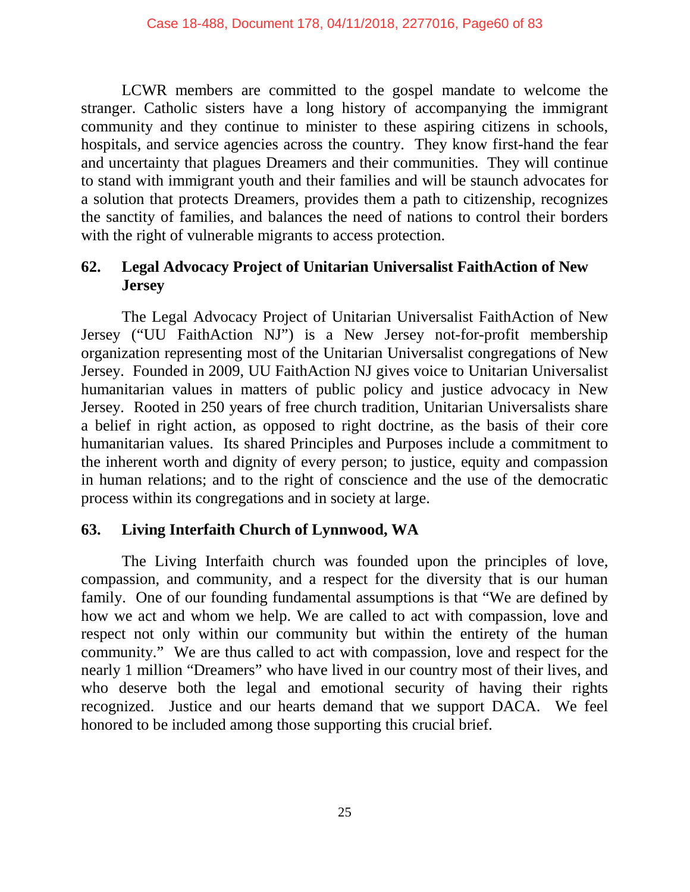LCWR members are committed to the gospel mandate to welcome the stranger. Catholic sisters have a long history of accompanying the immigrant community and they continue to minister to these aspiring citizens in schools, hospitals, and service agencies across the country. They know first-hand the fear and uncertainty that plagues Dreamers and their communities. They will continue to stand with immigrant youth and their families and will be staunch advocates for a solution that protects Dreamers, provides them a path to citizenship, recognizes the sanctity of families, and balances the need of nations to control their borders with the right of vulnerable migrants to access protection.

### 62. Legal Advocacy Project of Unitarian Universalist FaithAction of New Jersey

The Legal Advocacy Project of Unitarian Universalist FaithAction of New Jersey ("UU FaithAction NJ") is a New Jersey not-for-profit membership organization representing most of the Unitarian Universalist congregations of New Jersey. Founded in 2009, UU FaithAction NJ gives voice to Unitarian Universalist humanitarian values in matters of public policy and justice advocacy in New Jersey. Rooted in 250 years of free church tradition, Unitarian Universalists share a belief in right action, as opposed to right doctrine, as the basis of their core humanitarian values. Its shared Principles and Purposes include a commitment to the inherent worth and dignity of every person; to justice, equity and compassion in human relations; and to the right of conscience and the use of the democratic process within its congregations and in society at large.

### 63. Living Interfaith Church of Lynnwood, WA

The Living Interfaith church was founded upon the principles of love, compassion, and community, and a respect for the diversity that is our human family. One of our founding fundamental assumptions is that "We are defined by how we act and whom we help. We are called to act with compassion, love and respect not only within our community but within the entirety of the human community." We are thus called to act with compassion, love and respect for the nearly 1 million "Dreamers" who have lived in our country most of their lives, and who deserve both the legal and emotional security of having their rights recognized. Justice and our hearts demand that we support DACA. We feel honored to be included among those supporting this crucial brief.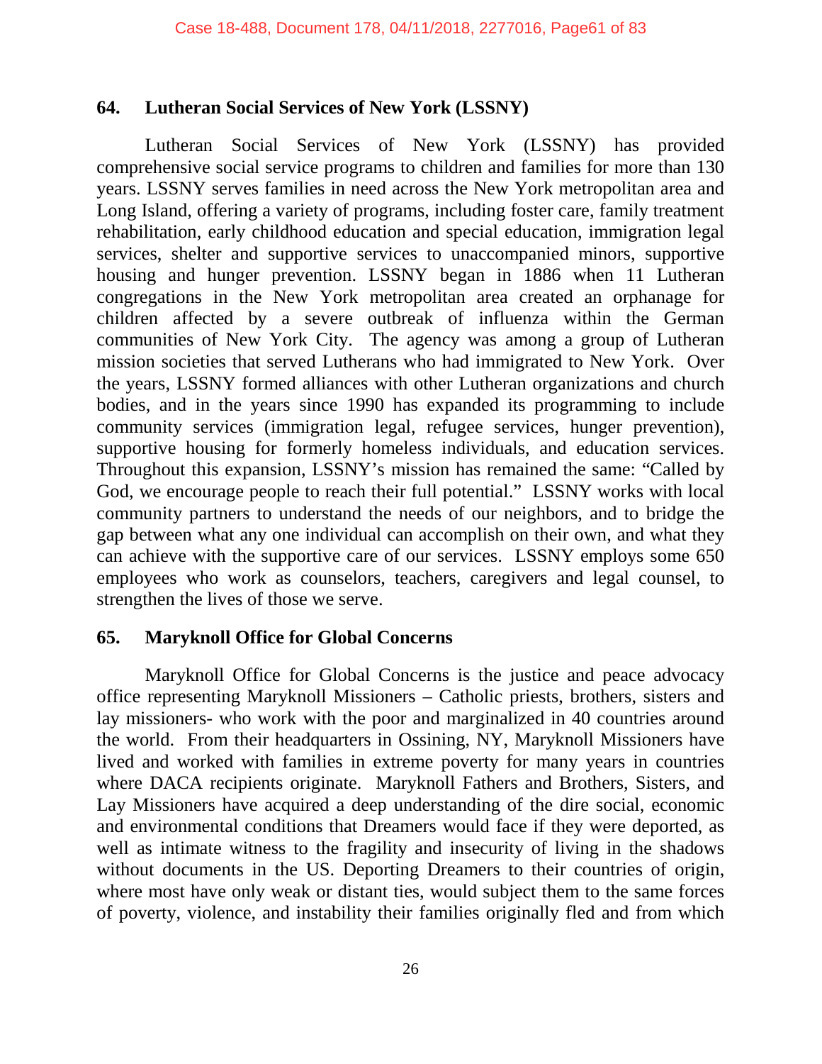### 64. Lutheran Social Services of New York (LSSNY)

Lutheran Social Services of New York (LSSNY) has provided comprehensive social service programs to children and families for more than 130 years. LSSNY serves families in need across the New York metropolitan area and Long Island, offering a variety of programs, including foster care, family treatment rehabilitation, early childhood education and special education, immigration legal services, shelter and supportive services to unaccompanied minors, supportive housing and hunger prevention. LSSNY began in 1886 when 11 Lutheran congregations in the New York metropolitan area created an orphanage for children affected by a severe outbreak of influenza within the German communities of New York City. The agency was among a group of Lutheran mission societies that served Lutherans who had immigrated to New York. Over the years, LSSNY formed alliances with other Lutheran organizations and church bodies, and in the years since 1990 has expanded its programming to include community services (immigration legal, refugee services, hunger prevention), supportive housing for formerly homeless individuals, and education services. Throughout this expansion, LSSNY's mission has remained the same: "Called by God, we encourage people to reach their full potential." LSSNY works with local community partners to understand the needs of our neighbors, and to bridge the gap between what any one individual can accomplish on their own, and what they can achieve with the supportive care of our services. LSSNY employs some 650 employees who work as counselors, teachers, caregivers and legal counsel, to strengthen the lives of those we serve.

### 65. Maryknoll Office for Global Concerns

Maryknoll Office for Global Concerns is the justice and peace advocacy office representing Maryknoll Missioners – Catholic priests, brothers, sisters and lay missioners- who work with the poor and marginalized in 40 countries around the world. From their headquarters in Ossining, NY, Maryknoll Missioners have lived and worked with families in extreme poverty for many years in countries where DACA recipients originate. Maryknoll Fathers and Brothers, Sisters, and Lay Missioners have acquired a deep understanding of the dire social, economic and environmental conditions that Dreamers would face if they were deported, as well as intimate witness to the fragility and insecurity of living in the shadows without documents in the US. Deporting Dreamers to their countries of origin, where most have only weak or distant ties, would subject them to the same forces of poverty, violence, and instability their families originally fled and from which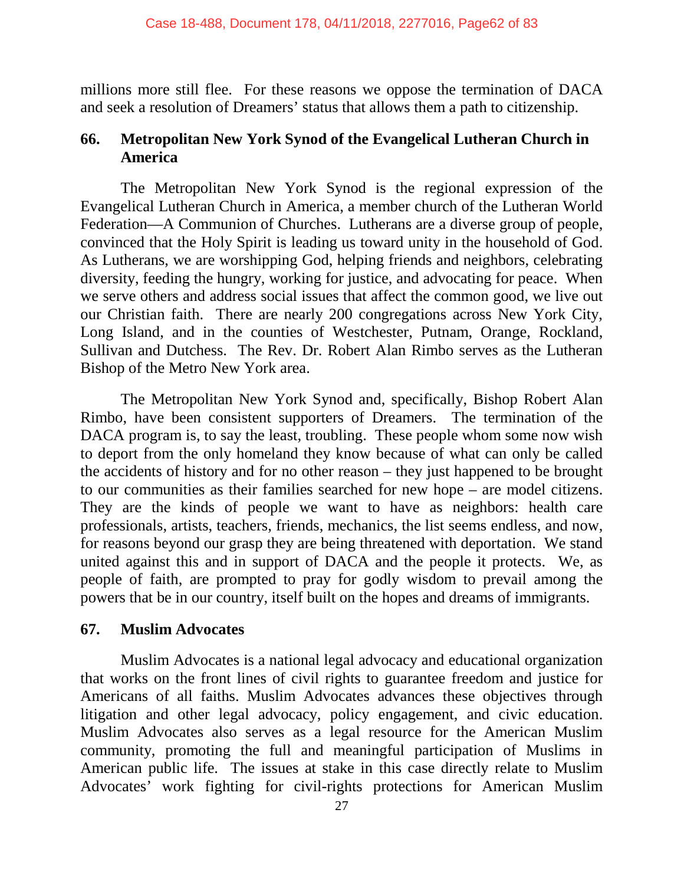millions more still flee. For these reasons we oppose the termination of DACA and seek a resolution of Dreamers' status that allows them a path to citizenship.

### 66. Metropolitan New York Synod of the Evangelical Lutheran Church in America

The Metropolitan New York Synod is the regional expression of the Evangelical Lutheran Church in America, a member church of the Lutheran World Federation—A Communion of Churches. Lutherans are a diverse group of people, convinced that the Holy Spirit is leading us toward unity in the household of God. As Lutherans, we are worshipping God, helping friends and neighbors, celebrating diversity, feeding the hungry, working for justice, and advocating for peace. When we serve others and address social issues that affect the common good, we live out our Christian faith. There are nearly 200 congregations across New York City, Long Island, and in the counties of Westchester, Putnam, Orange, Rockland, Sullivan and Dutchess. The Rev. Dr. Robert Alan Rimbo serves as the Lutheran Bishop of the Metro New York area.

The Metropolitan New York Synod and, specifically, Bishop Robert Alan Rimbo, have been consistent supporters of Dreamers. The termination of the DACA program is, to say the least, troubling. These people whom some now wish to deport from the only homeland they know because of what can only be called the accidents of history and for no other reason – they just happened to be brought to our communities as their families searched for new hope – are model citizens. They are the kinds of people we want to have as neighbors: health care professionals, artists, teachers, friends, mechanics, the list seems endless, and now, for reasons beyond our grasp they are being threatened with deportation. We stand united against this and in support of DACA and the people it protects. We, as people of faith, are prompted to pray for godly wisdom to prevail among the powers that be in our country, itself built on the hopes and dreams of immigrants.

### 67. Muslim Advocates

Muslim Advocates is a national legal advocacy and educational organization that works on the front lines of civil rights to guarantee freedom and justice for Americans of all faiths. Muslim Advocates advances these objectives through litigation and other legal advocacy, policy engagement, and civic education. Muslim Advocates also serves as a legal resource for the American Muslim community, promoting the full and meaningful participation of Muslims in American public life. The issues at stake in this case directly relate to Muslim Advocates' work fighting for civil-rights protections for American Muslim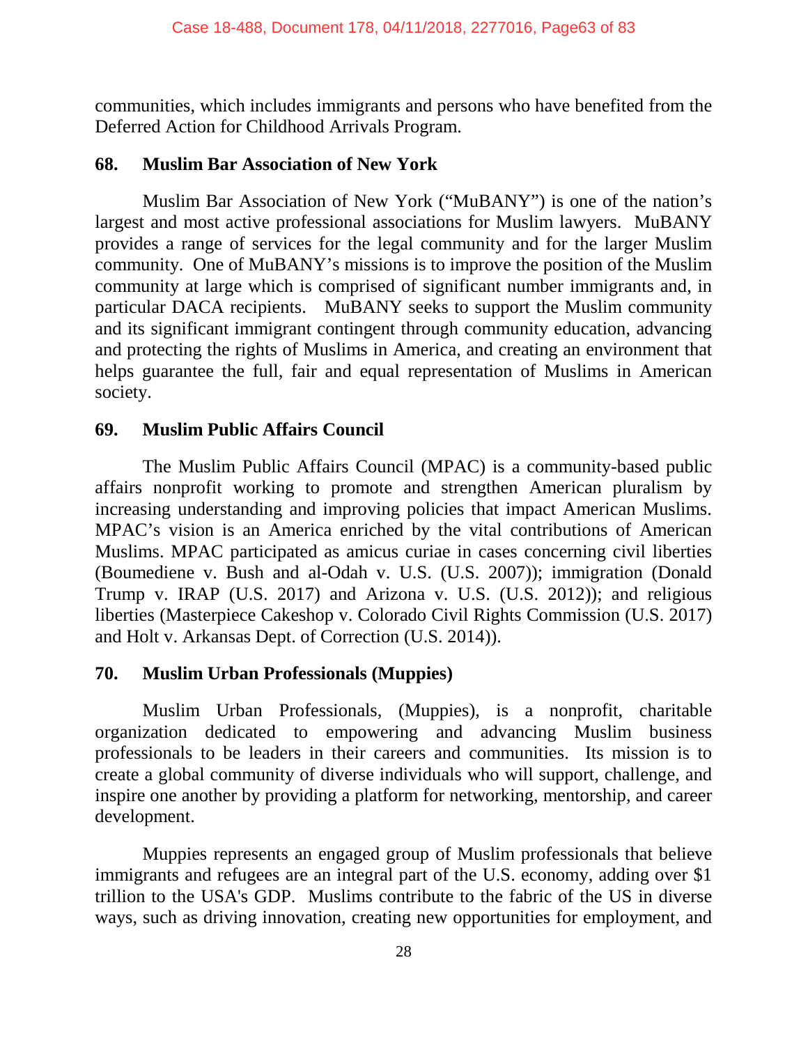communities, which includes immigrants and persons who have benefited from the Deferred Action for Childhood Arrivals Program.

### 68. Muslim Bar Association of New York

Muslim Bar Association of New York ("MuBANY") is one of the nation's largest and most active professional associations for Muslim lawyers. MuBANY provides a range of services for the legal community and for the larger Muslim community. One of MuBANY's missions is to improve the position of the Muslim community at large which is comprised of significant number immigrants and, in particular DACA recipients. MuBANY seeks to support the Muslim community and its significant immigrant contingent through community education, advancing and protecting the rights of Muslims in America, and creating an environment that helps guarantee the full, fair and equal representation of Muslims in American society.

### 69. Muslim Public Affairs Council

The Muslim Public Affairs Council (MPAC) is a community-based public affairs nonprofit working to promote and strengthen American pluralism by increasing understanding and improving policies that impact American Muslims. MPAC's vision is an America enriched by the vital contributions of American Muslims. MPAC participated as amicus curiae in cases concerning civil liberties (Boumediene v. Bush and al-Odah v. U.S. (U.S. 2007)); immigration (Donald Trump v. IRAP (U.S. 2017) and Arizona v. U.S. (U.S. 2012)); and religious liberties (Masterpiece Cakeshop v. Colorado Civil Rights Commission (U.S. 2017) and Holt v. Arkansas Dept. of Correction (U.S. 2014)).

### 70. Muslim Urban Professionals (Muppies)

Muslim Urban Professionals, (Muppies), is a nonprofit, charitable organization dedicated to empowering and advancing Muslim business professionals to be leaders in their careers and communities. Its mission is to create a global community of diverse individuals who will support, challenge, and inspire one another by providing a platform for networking, mentorship, and career development.

Muppies represents an engaged group of Muslim professionals that believe immigrants and refugees are an integral part of the U.S. economy, adding over $1 trillion to the USA's GDP. Muslims contribute to the fabric of the US in diverse ways, such as driving innovation, creating new opportunities for employment, and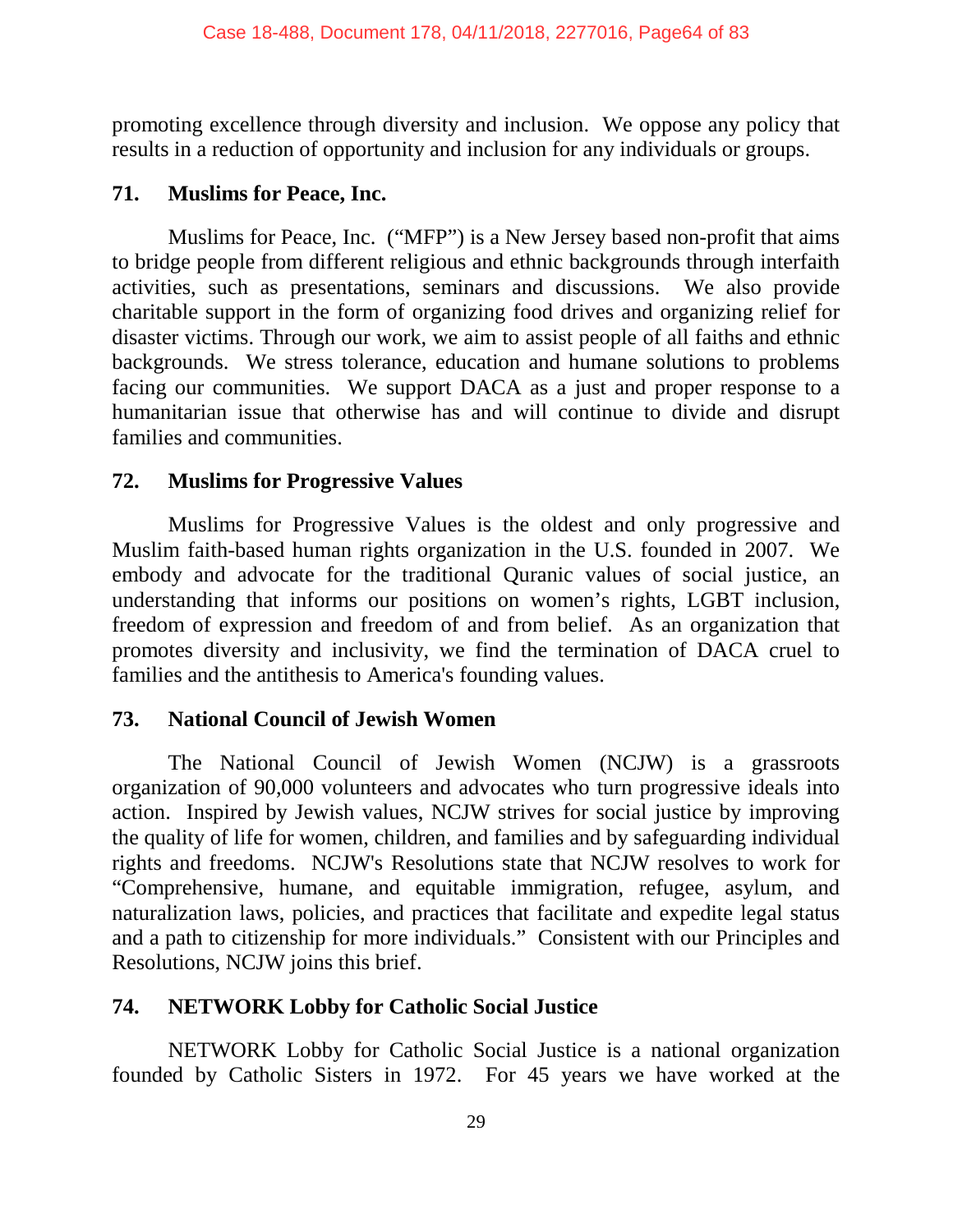promoting excellence through diversity and inclusion. We oppose any policy that results in a reduction of opportunity and inclusion for any individuals or groups.

### 71. Muslims for Peace, Inc.

Muslims for Peace, Inc. ("MFP") is a New Jersey based non-profit that aims to bridge people from different religious and ethnic backgrounds through interfaith activities, such as presentations, seminars and discussions. We also provide charitable support in the form of organizing food drives and organizing relief for disaster victims. Through our work, we aim to assist people of all faiths and ethnic backgrounds. We stress tolerance, education and humane solutions to problems facing our communities. We support DACA as a just and proper response to a humanitarian issue that otherwise has and will continue to divide and disrupt families and communities.

### 72. Muslims for Progressive Values

Muslims for Progressive Values is the oldest and only progressive and Muslim faith-based human rights organization in the U.S. founded in 2007. We embody and advocate for the traditional Quranic values of social justice, an understanding that informs our positions on women's rights, LGBT inclusion, freedom of expression and freedom of and from belief. As an organization that promotes diversity and inclusivity, we find the termination of DACA cruel to families and the antithesis to America's founding values.

### 73. National Council of Jewish Women

The National Council of Jewish Women (NCJW) is a grassroots organization of 90,000 volunteers and advocates who turn progressive ideals into action. Inspired by Jewish values, NCJW strives for social justice by improving the quality of life for women, children, and families and by safeguarding individual rights and freedoms. NCJW's Resolutions state that NCJW resolves to work for "Comprehensive, humane, and equitable immigration, refugee, asylum, and naturalization laws, policies, and practices that facilitate and expedite legal status and a path to citizenship for more individuals." Consistent with our Principles and Resolutions, NCJW joins this brief.

### 74. NETWORK Lobby for Catholic Social Justice

NETWORK Lobby for Catholic Social Justice is a national organization founded by Catholic Sisters in 1972. For 45 years we have worked at the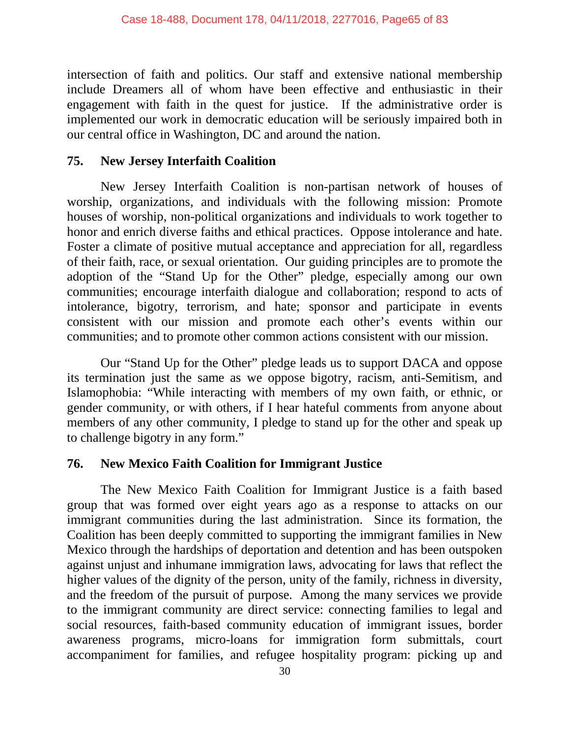intersection of faith and politics. Our staff and extensive national membership include Dreamers all of whom have been effective and enthusiastic in their engagement with faith in the quest for justice. If the administrative order is implemented our work in democratic education will be seriously impaired both in our central office in Washington, DC and around the nation.

## 75. New Jersey Interfaith Coalition

New Jersey Interfaith Coalition is non-partisan network of houses of worship, organizations, and individuals with the following mission: Promote houses of worship, non-political organizations and individuals to work together to honor and enrich diverse faiths and ethical practices. Oppose intolerance and hate. Foster a climate of positive mutual acceptance and appreciation for all, regardless of their faith, race, or sexual orientation. Our guiding principles are to promote the adoption of the "Stand Up for the Other" pledge, especially among our own communities; encourage interfaith dialogue and collaboration; respond to acts of intolerance, bigotry, terrorism, and hate; sponsor and participate in events consistent with our mission and promote each other's events within our communities; and to promote other common actions consistent with our mission.

Our "Stand Up for the Other" pledge leads us to support DACA and oppose its termination just the same as we oppose bigotry, racism, anti-Semitism, and Islamophobia: "While interacting with members of my own faith, or ethnic, or gender community, or with others, if I hear hateful comments from anyone about members of any other community, I pledge to stand up for the other and speak up to challenge bigotry in any form."

## 76. New Mexico Faith Coalition for Immigrant Justice

The New Mexico Faith Coalition for Immigrant Justice is a faith based group that was formed over eight years ago as a response to attacks on our immigrant communities during the last administration. Since its formation, the Coalition has been deeply committed to supporting the immigrant families in New Mexico through the hardships of deportation and detention and has been outspoken against unjust and inhumane immigration laws, advocating for laws that reflect the higher values of the dignity of the person, unity of the family, richness in diversity, and the freedom of the pursuit of purpose. Among the many services we provide to the immigrant community are direct service: connecting families to legal and social resources, faith-based community education of immigrant issues, border awareness programs, micro-loans for immigration form submittals, court accompaniment for families, and refugee hospitality program: picking up and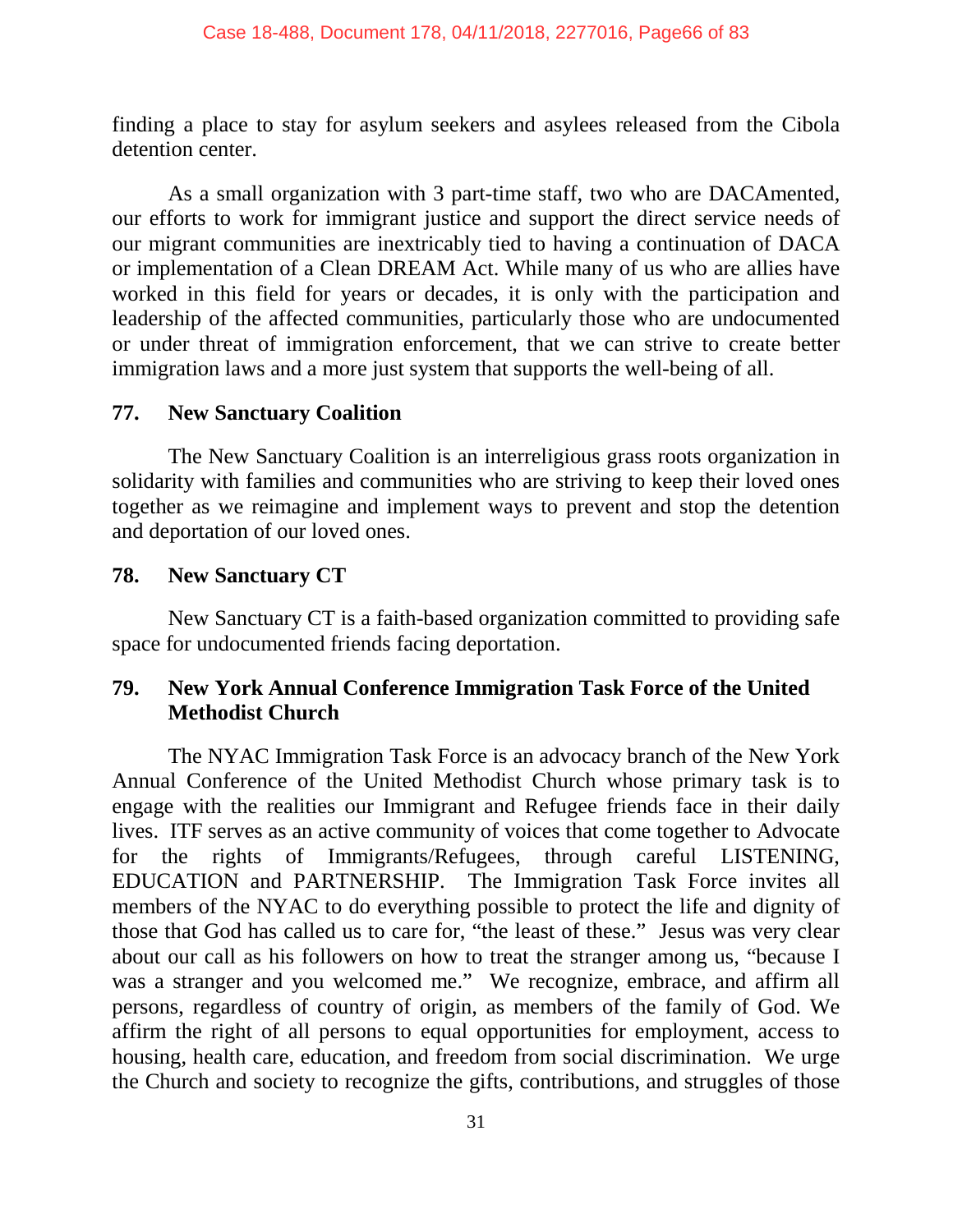finding a place to stay for asylum seekers and asylees released from the Cibola detention center.

As a small organization with 3 part-time staff, two who are DACAmented, our efforts to work for immigrant justice and support the direct service needs of our migrant communities are inextricably tied to having a continuation of DACA or implementation of a Clean DREAM Act. While many of us who are allies have worked in this field for years or decades, it is only with the participation and leadership of the affected communities, particularly those who are undocumented or under threat of immigration enforcement, that we can strive to create better immigration laws and a more just system that supports the well-being of all.

## 77. New Sanctuary Coalition

The New Sanctuary Coalition is an interreligious grass roots organization in solidarity with families and communities who are striving to keep their loved ones together as we reimagine and implement ways to prevent and stop the detention and deportation of our loved ones.

## 78. New Sanctuary CT

New Sanctuary CT is a faith-based organization committed to providing safe space for undocumented friends facing deportation.

## 79. New York Annual Conference Immigration Task Force of the United Methodist Church

The NYAC Immigration Task Force is an advocacy branch of the New York Annual Conference of the United Methodist Church whose primary task is to engage with the realities our Immigrant and Refugee friends face in their daily lives. ITF serves as an active community of voices that come together to Advocate for the rights of Immigrants/Refugees, through careful LISTENING, EDUCATION and PARTNERSHIP. The Immigration Task Force invites all members of the NYAC to do everything possible to protect the life and dignity of those that God has called us to care for, "the least of these." Jesus was very clear about our call as his followers on how to treat the stranger among us, "because I was a stranger and you welcomed me." We recognize, embrace, and affirm all persons, regardless of country of origin, as members of the family of God. We affirm the right of all persons to equal opportunities for employment, access to housing, health care, education, and freedom from social discrimination. We urge the Church and society to recognize the gifts, contributions, and struggles of those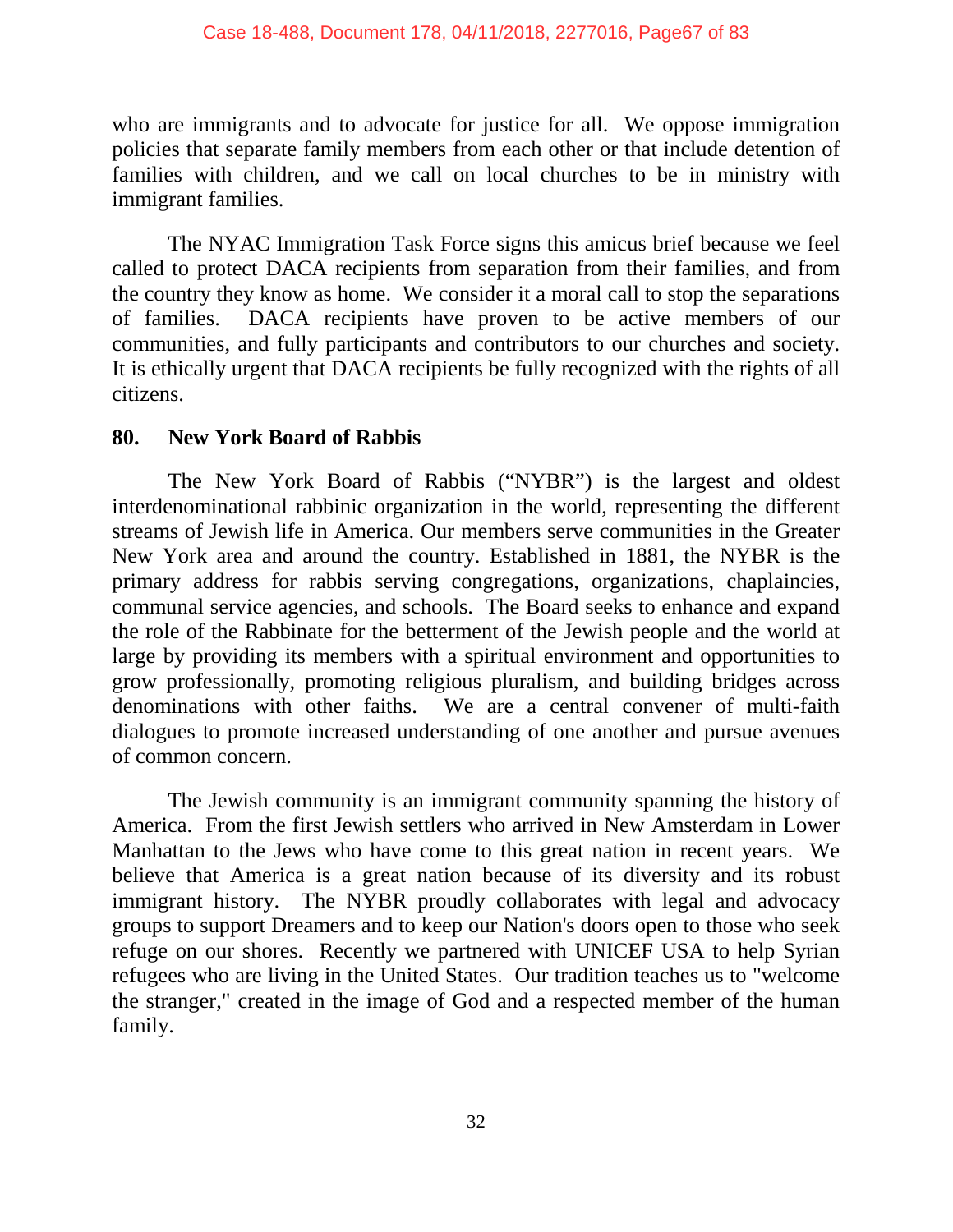who are immigrants and to advocate for justice for all. We oppose immigration policies that separate family members from each other or that include detention of families with children, and we call on local churches to be in ministry with immigrant families.

The NYAC Immigration Task Force signs this amicus brief because we feel called to protect DACA recipients from separation from their families, and from the country they know as home. We consider it a moral call to stop the separations of families. DACA recipients have proven to be active members of our communities, and fully participants and contributors to our churches and society. It is ethically urgent that DACA recipients be fully recognized with the rights of all citizens.

**80. New York Board of Rabbis**

The New York Board of Rabbis ("NYBR") is the largest and oldest interdenominational rabbinic organization in the world, representing the different streams of Jewish life in America. Our members serve communities in the Greater New York area and around the country. Established in 1881, the NYBR is the primary address for rabbis serving congregations, organizations, chaplaincies, communal service agencies, and schools. The Board seeks to enhance and expand the role of the Rabbinate for the betterment of the Jewish people and the world at large by providing its members with a spiritual environment and opportunities to grow professionally, promoting religious pluralism, and building bridges across denominations with other faiths. We are a central convener of multi-faith dialogues to promote increased understanding of one another and pursue avenues of common concern.

The Jewish community is an immigrant community spanning the history of America. From the first Jewish settlers who arrived in New Amsterdam in Lower Manhattan to the Jews who have come to this great nation in recent years. We believe that America is a great nation because of its diversity and its robust immigrant history. The NYBR proudly collaborates with legal and advocacy groups to support Dreamers and to keep our Nation's doors open to those who seek refuge on our shores. Recently we partnered with UNICEF USA to help Syrian refugees who are living in the United States. Our tradition teaches us to "welcome the stranger," created in the image of God and a respected member of the human family.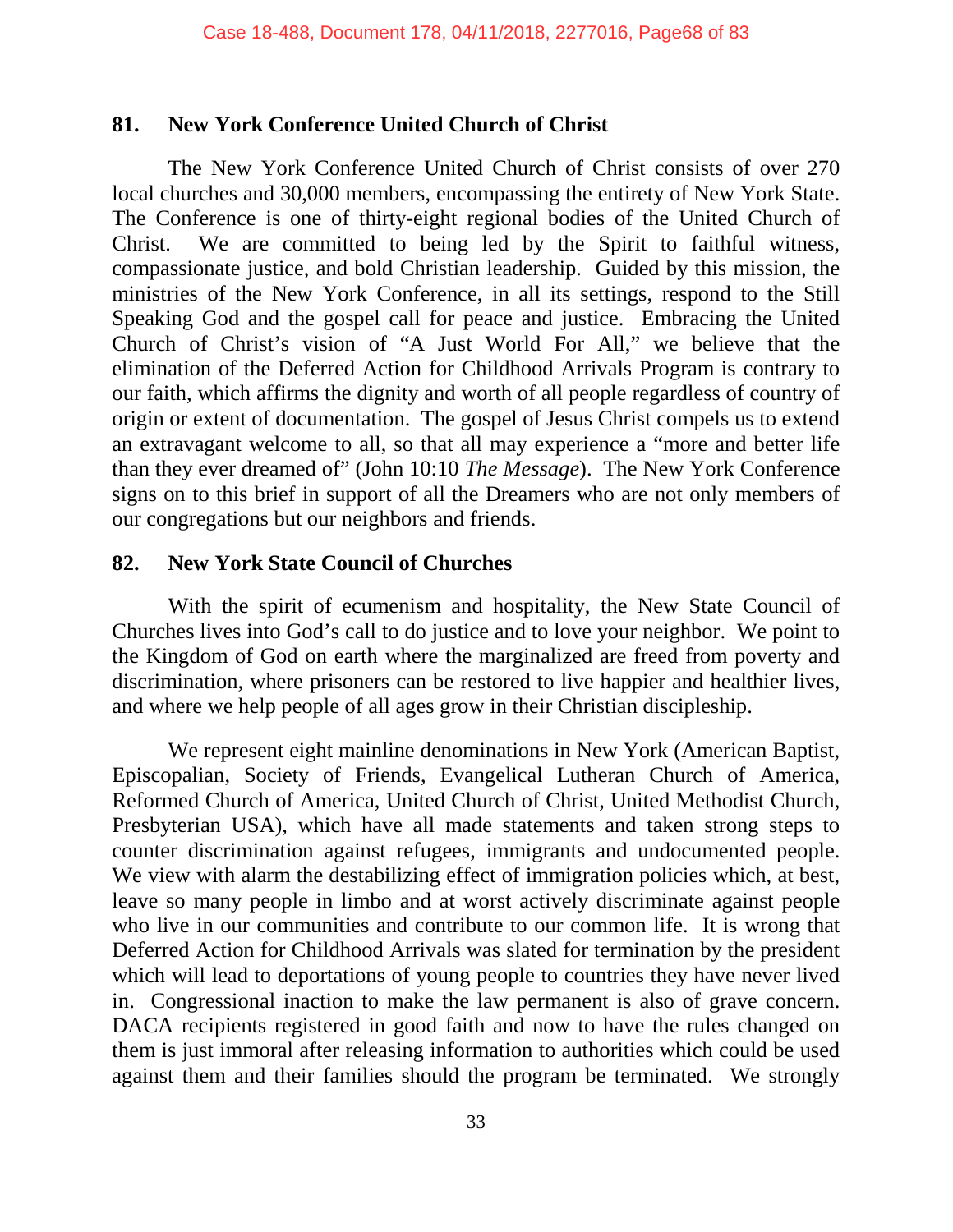### 81. New York Conference United Church of Christ

The New York Conference United Church of Christ consists of over 270 local churches and 30,000 members, encompassing the entirety of New York State. The Conference is one of thirty-eight regional bodies of the United Church of Christ. We are committed to being led by the Spirit to faithful witness, compassionate justice, and bold Christian leadership. Guided by this mission, the ministries of the New York Conference, in all its settings, respond to the Still Speaking God and the gospel call for peace and justice. Embracing the United Church of Christ's vision of "A Just World For All," we believe that the elimination of the Deferred Action for Childhood Arrivals Program is contrary to our faith, which affirms the dignity and worth of all people regardless of country of origin or extent of documentation. The gospel of Jesus Christ compels us to extend an extravagant welcome to all, so that all may experience a "more and better life than they ever dreamed of" (John 10:10 *The Message*). The New York Conference signs on to this brief in support of all the Dreamers who are not only members of our congregations but our neighbors and friends.

### 82. New York State Council of Churches

With the spirit of ecumenism and hospitality, the New State Council of Churches lives into God's call to do justice and to love your neighbor. We point to the Kingdom of God on earth where the marginalized are freed from poverty and discrimination, where prisoners can be restored to live happier and healthier lives, and where we help people of all ages grow in their Christian discipleship.

We represent eight mainline denominations in New York (American Baptist, Episcopalian, Society of Friends, Evangelical Lutheran Church of America, Reformed Church of America, United Church of Christ, United Methodist Church, Presbyterian USA), which have all made statements and taken strong steps to counter discrimination against refugees, immigrants and undocumented people. We view with alarm the destabilizing effect of immigration policies which, at best, leave so many people in limbo and at worst actively discriminate against people who live in our communities and contribute to our common life. It is wrong that Deferred Action for Childhood Arrivals was slated for termination by the president which will lead to deportations of young people to countries they have never lived in. Congressional inaction to make the law permanent is also of grave concern. DACA recipients registered in good faith and now to have the rules changed on them is just immoral after releasing information to authorities which could be used against them and their families should the program be terminated. We strongly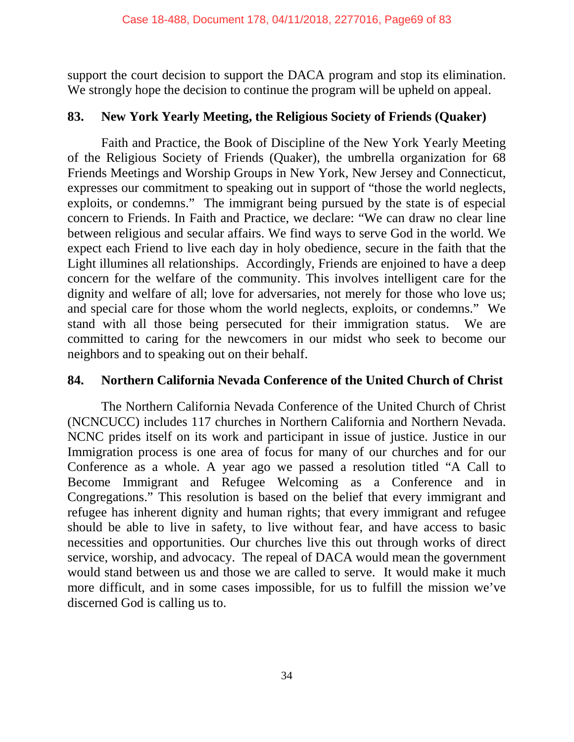support the court decision to support the DACA program and stop its elimination. We strongly hope the decision to continue the program will be upheld on appeal.

**83. New York Yearly Meeting, the Religious Society of Friends (Quaker)**

Faith and Practice, the Book of Discipline of the New York Yearly Meeting of the Religious Society of Friends (Quaker), the umbrella organization for 68 Friends Meetings and Worship Groups in New York, New Jersey and Connecticut, expresses our commitment to speaking out in support of "those the world neglects, exploits, or condemns." The immigrant being pursued by the state is of especial concern to Friends. In Faith and Practice, we declare: "We can draw no clear line between religious and secular affairs. We find ways to serve God in the world. We expect each Friend to live each day in holy obedience, secure in the faith that the Light illumines all relationships. Accordingly, Friends are enjoined to have a deep concern for the welfare of the community. This involves intelligent care for the dignity and welfare of all; love for adversaries, not merely for those who love us; and special care for those whom the world neglects, exploits, or condemns." We stand with all those being persecuted for their immigration status. We are committed to caring for the newcomers in our midst who seek to become our neighbors and to speaking out on their behalf.

**84. Northern California Nevada Conference of the United Church of Christ**

The Northern California Nevada Conference of the United Church of Christ (NCNCUCC) includes 117 churches in Northern California and Northern Nevada. NCNC prides itself on its work and participant in issue of justice. Justice in our Immigration process is one area of focus for many of our churches and for our Conference as a whole. A year ago we passed a resolution titled "A Call to Become Immigrant and Refugee Welcoming as a Conference and in Congregations." This resolution is based on the belief that every immigrant and refugee has inherent dignity and human rights; that every immigrant and refugee should be able to live in safety, to live without fear, and have access to basic necessities and opportunities. Our churches live this out through works of direct service, worship, and advocacy. The repeal of DACA would mean the government would stand between us and those we are called to serve. It would make it much more difficult, and in some cases impossible, for us to fulfill the mission we've discerned God is calling us to.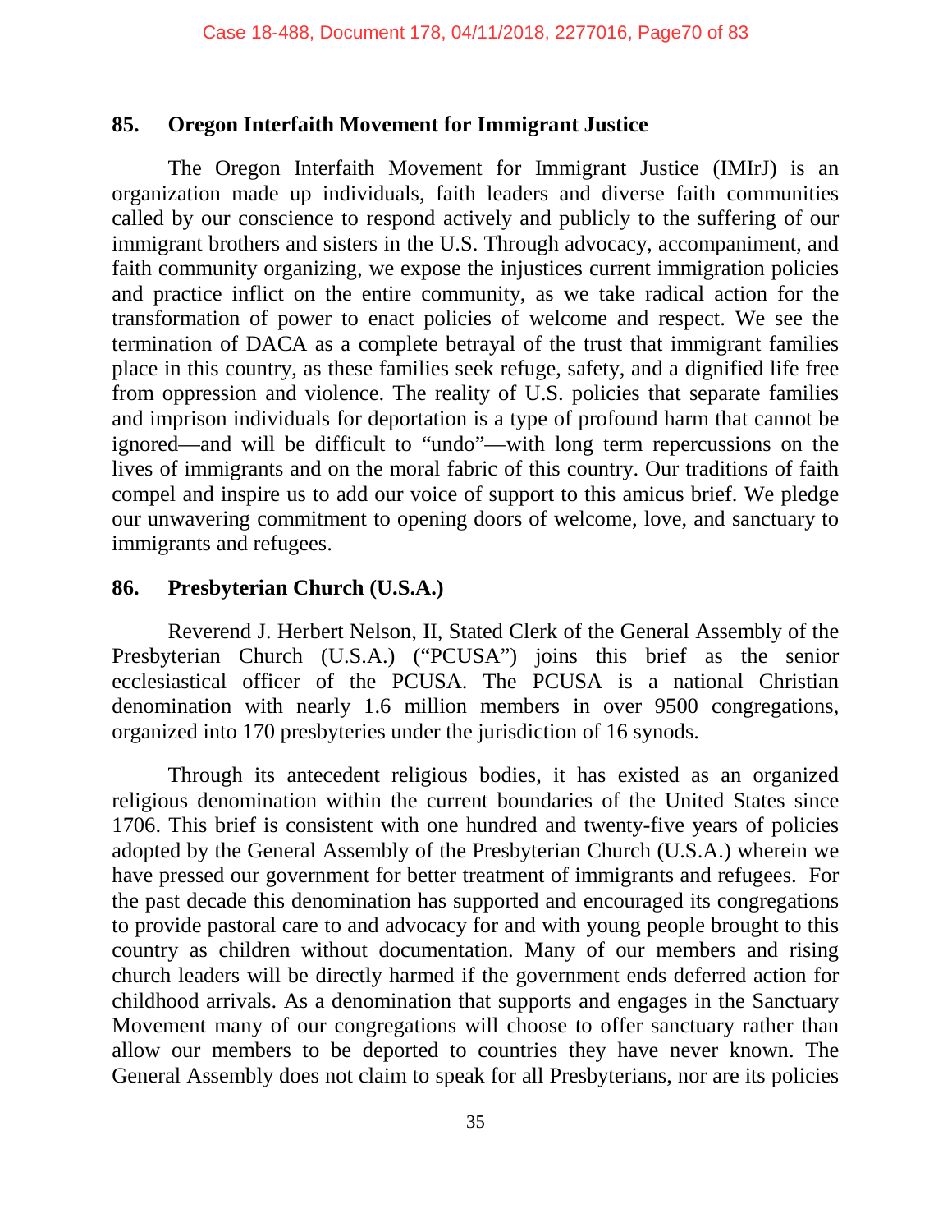## 85. Oregon Interfaith Movement for Immigrant Justice

The Oregon Interfaith Movement for Immigrant Justice (IMIrJ) is an organization made up individuals, faith leaders and diverse faith communities called by our conscience to respond actively and publicly to the suffering of our immigrant brothers and sisters in the U.S. Through advocacy, accompaniment, and faith community organizing, we expose the injustices current immigration policies and practice inflict on the entire community, as we take radical action for the transformation of power to enact policies of welcome and respect. We see the termination of DACA as a complete betrayal of the trust that immigrant families place in this country, as these families seek refuge, safety, and a dignified life free from oppression and violence. The reality of U.S. policies that separate families and imprison individuals for deportation is a type of profound harm that cannot be ignored—and will be difficult to "undo"—with long term repercussions on the lives of immigrants and on the moral fabric of this country. Our traditions of faith compel and inspire us to add our voice of support to this amicus brief. We pledge our unwavering commitment to opening doors of welcome, love, and sanctuary to immigrants and refugees.

## 86. Presbyterian Church (U.S.A.)

Reverend J. Herbert Nelson, II, Stated Clerk of the General Assembly of the Presbyterian Church (U.S.A.) ("PCUSA") joins this brief as the senior ecclesiastical officer of the PCUSA. The PCUSA is a national Christian denomination with nearly 1.6 million members in over 9500 congregations, organized into 170 presbyteries under the jurisdiction of 16 synods.

Through its antecedent religious bodies, it has existed as an organized religious denomination within the current boundaries of the United States since 1706. This brief is consistent with one hundred and twenty-five years of policies adopted by the General Assembly of the Presbyterian Church (U.S.A.) wherein we have pressed our government for better treatment of immigrants and refugees. For the past decade this denomination has supported and encouraged its congregations to provide pastoral care to and advocacy for and with young people brought to this country as children without documentation. Many of our members and rising church leaders will be directly harmed if the government ends deferred action for childhood arrivals. As a denomination that supports and engages in the Sanctuary Movement many of our congregations will choose to offer sanctuary rather than allow our members to be deported to countries they have never known. The General Assembly does not claim to speak for all Presbyterians, nor are its policies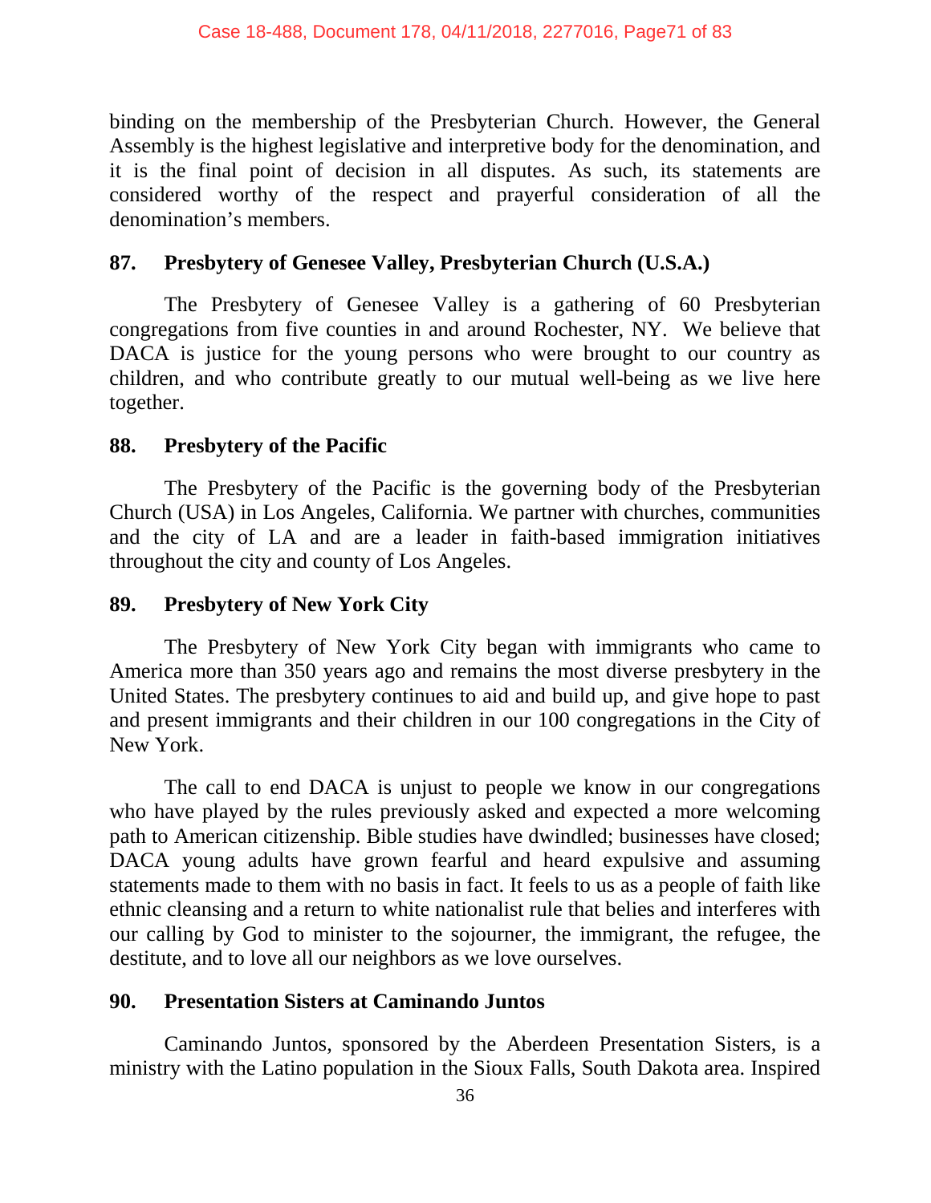binding on the membership of the Presbyterian Church. However, the General Assembly is the highest legislative and interpretive body for the denomination, and it is the final point of decision in all disputes. As such, its statements are considered worthy of the respect and prayerful consideration of all the denomination's members.

### 87. Presbytery of Genesee Valley, Presbyterian Church (U.S.A.)

The Presbytery of Genesee Valley is a gathering of 60 Presbyterian congregations from five counties in and around Rochester, NY. We believe that DACA is justice for the young persons who were brought to our country as children, and who contribute greatly to our mutual well-being as we live here together.

### 88. Presbytery of the Pacific

The Presbytery of the Pacific is the governing body of the Presbyterian Church (USA) in Los Angeles, California. We partner with churches, communities and the city of LA and are a leader in faith-based immigration initiatives throughout the city and county of Los Angeles.

### 89. Presbytery of New York City

The Presbytery of New York City began with immigrants who came to America more than 350 years ago and remains the most diverse presbytery in the United States. The presbytery continues to aid and build up, and give hope to past and present immigrants and their children in our 100 congregations in the City of New York.

The call to end DACA is unjust to people we know in our congregations who have played by the rules previously asked and expected a more welcoming path to American citizenship. Bible studies have dwindled; businesses have closed; DACA young adults have grown fearful and heard expulsive and assuming statements made to them with no basis in fact. It feels to us as a people of faith like ethnic cleansing and a return to white nationalist rule that belies and interferes with our calling by God to minister to the sojourner, the immigrant, the refugee, the destitute, and to love all our neighbors as we love ourselves.

### 90. Presentation Sisters at Caminando Juntos

Caminando Juntos, sponsored by the Aberdeen Presentation Sisters, is a ministry with the Latino population in the Sioux Falls, South Dakota area. Inspired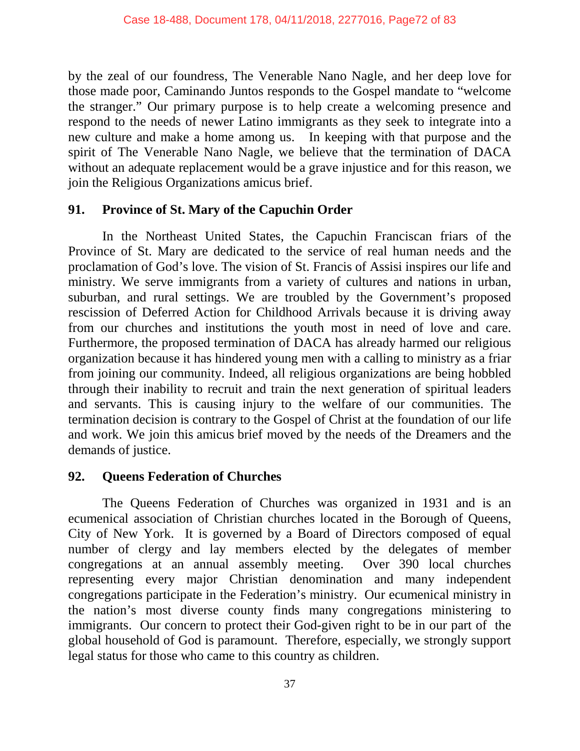by the zeal of our foundress, The Venerable Nano Nagle, and her deep love for those made poor, Caminando Juntos responds to the Gospel mandate to "welcome the stranger." Our primary purpose is to help create a welcoming presence and respond to the needs of newer Latino immigrants as they seek to integrate into a new culture and make a home among us. In keeping with that purpose and the spirit of The Venerable Nano Nagle, we believe that the termination of DACA without an adequate replacement would be a grave injustice and for this reason, we join the Religious Organizations amicus brief.

## 91. Province of St. Mary of the Capuchin Order

In the Northeast United States, the Capuchin Franciscan friars of the Province of St. Mary are dedicated to the service of real human needs and the proclamation of God's love. The vision of St. Francis of Assisi inspires our life and ministry. We serve immigrants from a variety of cultures and nations in urban, suburban, and rural settings. We are troubled by the Government's proposed rescission of Deferred Action for Childhood Arrivals because it is driving away from our churches and institutions the youth most in need of love and care. Furthermore, the proposed termination of DACA has already harmed our religious organization because it has hindered young men with a calling to ministry as a friar from joining our community. Indeed, all religious organizations are being hobbled through their inability to recruit and train the next generation of spiritual leaders and servants. This is causing injury to the welfare of our communities. The termination decision is contrary to the Gospel of Christ at the foundation of our life and work. We join this amicus brief moved by the needs of the Dreamers and the demands of justice.

## 92. Queens Federation of Churches

The Queens Federation of Churches was organized in 1931 and is an ecumenical association of Christian churches located in the Borough of Queens, City of New York. It is governed by a Board of Directors composed of equal number of clergy and lay members elected by the delegates of member congregations at an annual assembly meeting. Over 390 local churches representing every major Christian denomination and many independent congregations participate in the Federation's ministry. Our ecumenical ministry in the nation's most diverse county finds many congregations ministering to immigrants. Our concern to protect their God-given right to be in our part of the global household of God is paramount. Therefore, especially, we strongly support legal status for those who came to this country as children.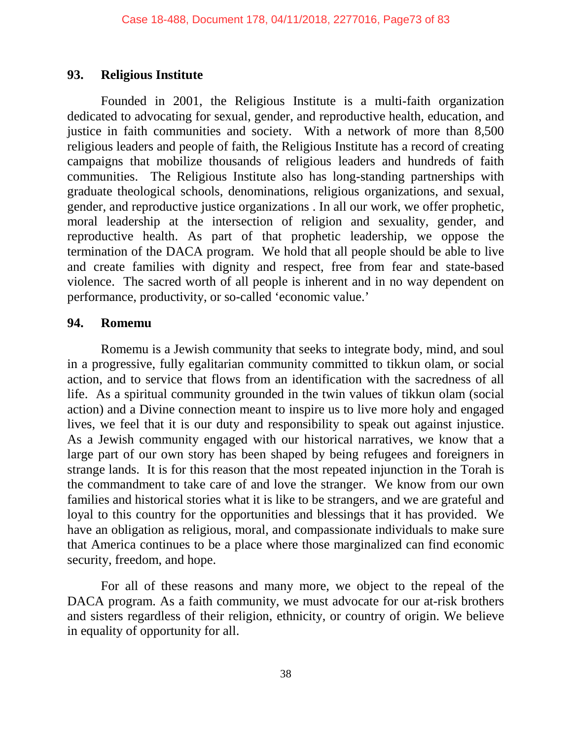### 93. Religious Institute

Founded in 2001, the Religious Institute is a multi-faith organization dedicated to advocating for sexual, gender, and reproductive health, education, and justice in faith communities and society. With a network of more than 8,500 religious leaders and people of faith, the Religious Institute has a record of creating campaigns that mobilize thousands of religious leaders and hundreds of faith communities. The Religious Institute also has long-standing partnerships with graduate theological schools, denominations, religious organizations, and sexual, gender, and reproductive justice organizations . In all our work, we offer prophetic, moral leadership at the intersection of religion and sexuality, gender, and reproductive health. As part of that prophetic leadership, we oppose the termination of the DACA program. We hold that all people should be able to live and create families with dignity and respect, free from fear and state-based violence. The sacred worth of all people is inherent and in no way dependent on performance, productivity, or so-called 'economic value.'

### 94. Romemu

Romemu is a Jewish community that seeks to integrate body, mind, and soul in a progressive, fully egalitarian community committed to tikkun olam, or social action, and to service that flows from an identification with the sacredness of all life. As a spiritual community grounded in the twin values of tikkun olam (social action) and a Divine connection meant to inspire us to live more holy and engaged lives, we feel that it is our duty and responsibility to speak out against injustice. As a Jewish community engaged with our historical narratives, we know that a large part of our own story has been shaped by being refugees and foreigners in strange lands. It is for this reason that the most repeated injunction in the Torah is the commandment to take care of and love the stranger. We know from our own families and historical stories what it is like to be strangers, and we are grateful and loyal to this country for the opportunities and blessings that it has provided. We have an obligation as religious, moral, and compassionate individuals to make sure that America continues to be a place where those marginalized can find economic security, freedom, and hope.

For all of these reasons and many more, we object to the repeal of the DACA program. As a faith community, we must advocate for our at-risk brothers and sisters regardless of their religion, ethnicity, or country of origin. We believe in equality of opportunity for all.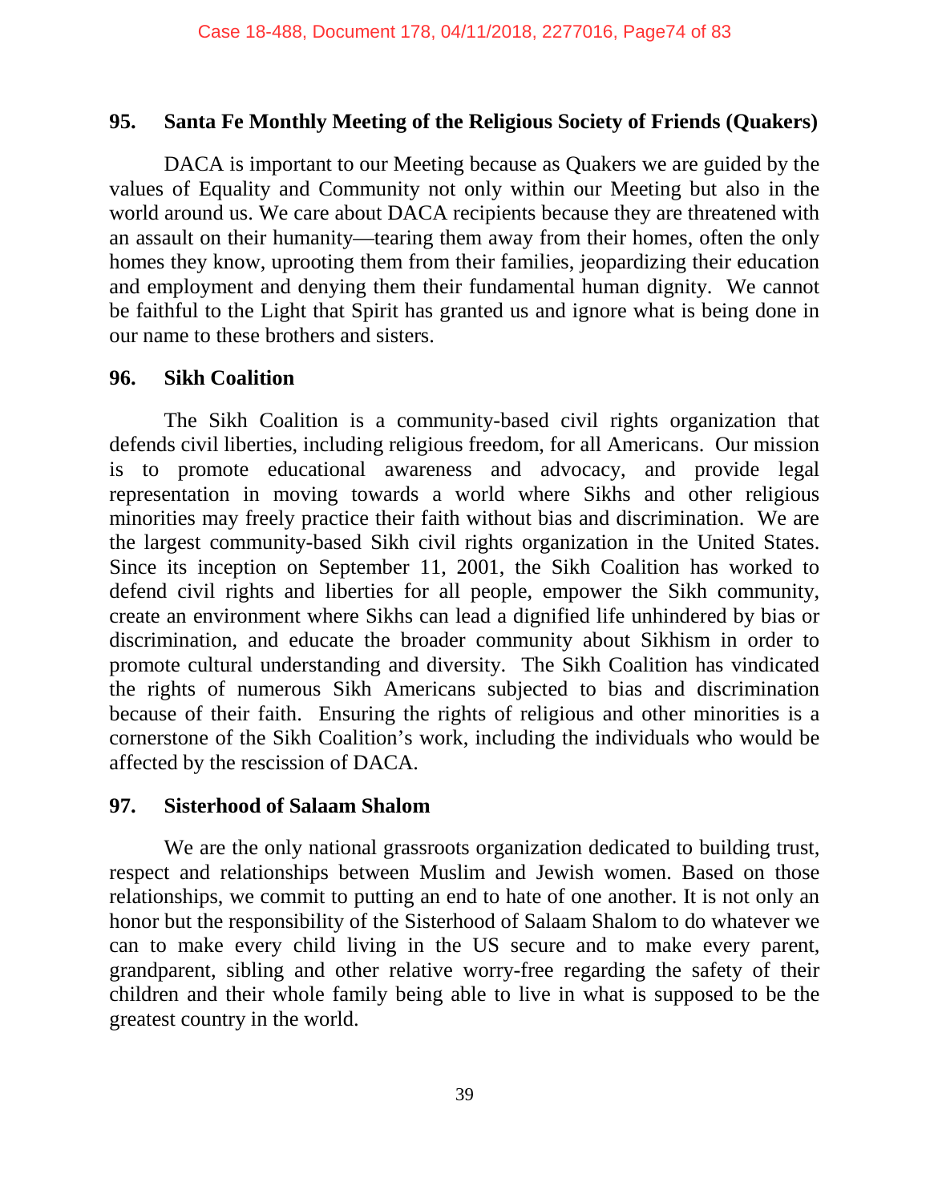### 95. Santa Fe Monthly Meeting of the Religious Society of Friends (Quakers)

DACA is important to our Meeting because as Quakers we are guided by the values of Equality and Community not only within our Meeting but also in the world around us. We care about DACA recipients because they are threatened with an assault on their humanity—tearing them away from their homes, often the only homes they know, uprooting them from their families, jeopardizing their education and employment and denying them their fundamental human dignity. We cannot be faithful to the Light that Spirit has granted us and ignore what is being done in our name to these brothers and sisters.

### 96. Sikh Coalition

The Sikh Coalition is a community-based civil rights organization that defends civil liberties, including religious freedom, for all Americans. Our mission is to promote educational awareness and advocacy, and provide legal representation in moving towards a world where Sikhs and other religious minorities may freely practice their faith without bias and discrimination. We are the largest community-based Sikh civil rights organization in the United States. Since its inception on September 11, 2001, the Sikh Coalition has worked to defend civil rights and liberties for all people, empower the Sikh community, create an environment where Sikhs can lead a dignified life unhindered by bias or discrimination, and educate the broader community about Sikhism in order to promote cultural understanding and diversity. The Sikh Coalition has vindicated the rights of numerous Sikh Americans subjected to bias and discrimination because of their faith. Ensuring the rights of religious and other minorities is a cornerstone of the Sikh Coalition's work, including the individuals who would be affected by the rescission of DACA.

### 97. Sisterhood of Salaam Shalom

We are the only national grassroots organization dedicated to building trust, respect and relationships between Muslim and Jewish women. Based on those relationships, we commit to putting an end to hate of one another. It is not only an honor but the responsibility of the Sisterhood of Salaam Shalom to do whatever we can to make every child living in the US secure and to make every parent, grandparent, sibling and other relative worry-free regarding the safety of their children and their whole family being able to live in what is supposed to be the greatest country in the world.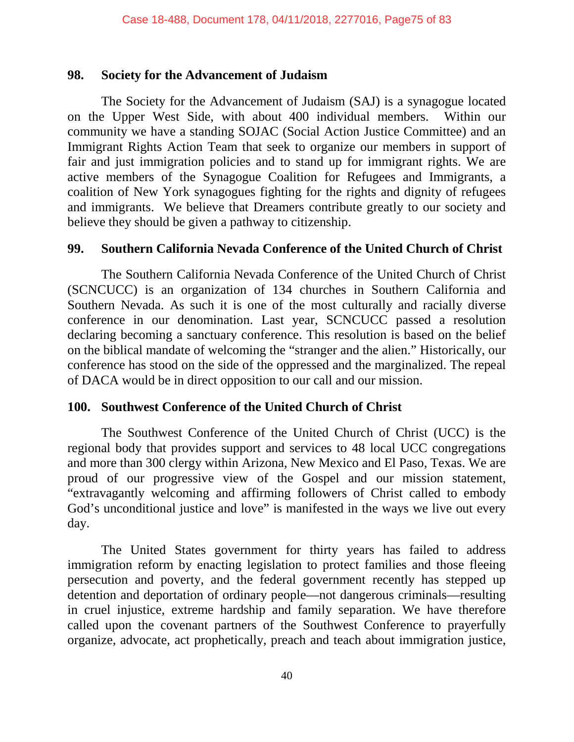### 98. Society for the Advancement of Judaism

The Society for the Advancement of Judaism (SAJ) is a synagogue located on the Upper West Side, with about 400 individual members. Within our community we have a standing SOJAC (Social Action Justice Committee) and an Immigrant Rights Action Team that seek to organize our members in support of fair and just immigration policies and to stand up for immigrant rights. We are active members of the Synagogue Coalition for Refugees and Immigrants, a coalition of New York synagogues fighting for the rights and dignity of refugees and immigrants. We believe that Dreamers contribute greatly to our society and believe they should be given a pathway to citizenship.

### 99. Southern California Nevada Conference of the United Church of Christ

The Southern California Nevada Conference of the United Church of Christ (SCNCUCC) is an organization of 134 churches in Southern California and Southern Nevada. As such it is one of the most culturally and racially diverse conference in our denomination. Last year, SCNCUCC passed a resolution declaring becoming a sanctuary conference. This resolution is based on the belief on the biblical mandate of welcoming the "stranger and the alien." Historically, our conference has stood on the side of the oppressed and the marginalized. The repeal of DACA would be in direct opposition to our call and our mission.

### 100. Southwest Conference of the United Church of Christ

The Southwest Conference of the United Church of Christ (UCC) is the regional body that provides support and services to 48 local UCC congregations and more than 300 clergy within Arizona, New Mexico and El Paso, Texas. We are proud of our progressive view of the Gospel and our mission statement, "extravagantly welcoming and affirming followers of Christ called to embody God's unconditional justice and love" is manifested in the ways we live out every day.

The United States government for thirty years has failed to address immigration reform by enacting legislation to protect families and those fleeing persecution and poverty, and the federal government recently has stepped up detention and deportation of ordinary people—not dangerous criminals—resulting in cruel injustice, extreme hardship and family separation. We have therefore called upon the covenant partners of the Southwest Conference to prayerfully organize, advocate, act prophetically, preach and teach about immigration justice,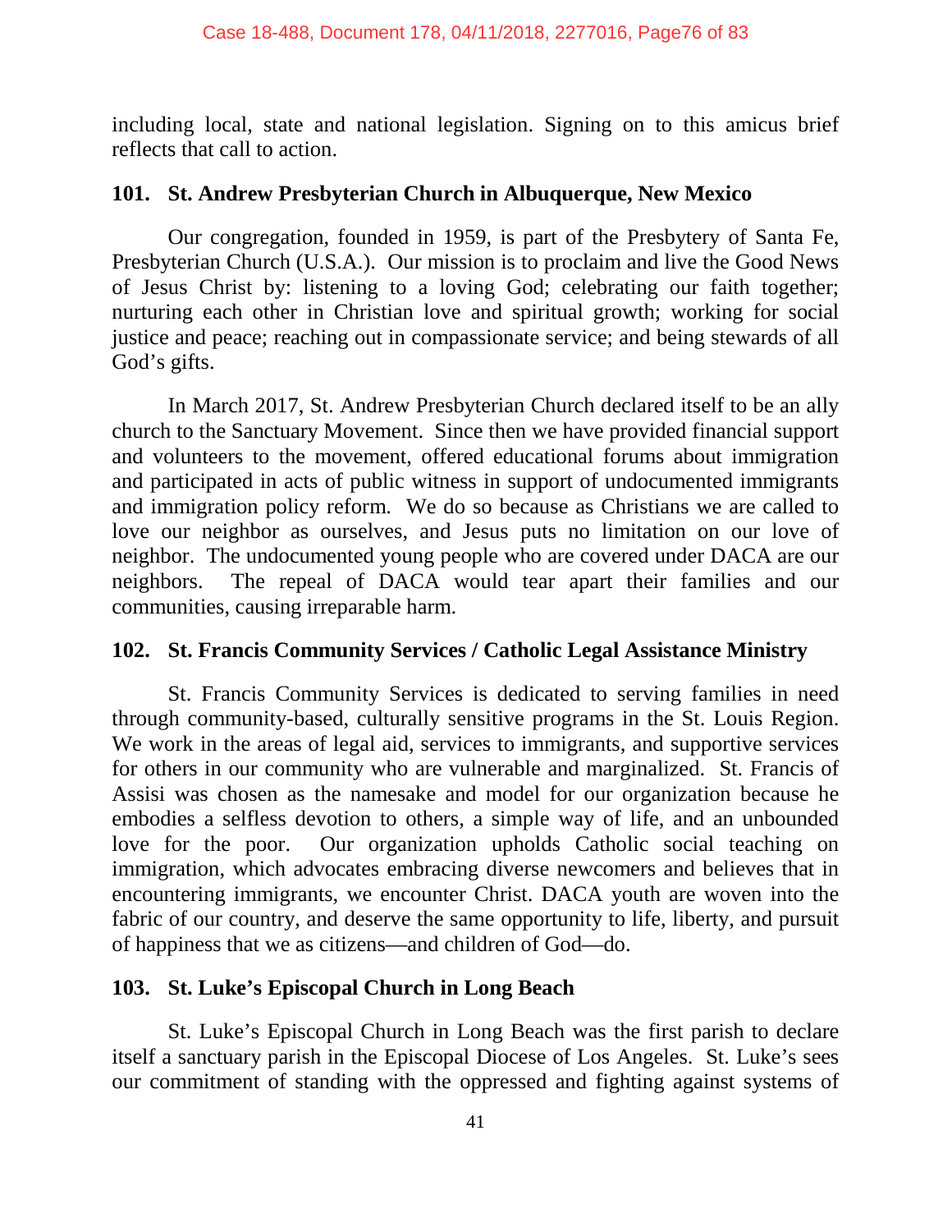including local, state and national legislation. Signing on to this amicus brief reflects that call to action.

### 101. St. Andrew Presbyterian Church in Albuquerque, New Mexico

Our congregation, founded in 1959, is part of the Presbytery of Santa Fe, Presbyterian Church (U.S.A.). Our mission is to proclaim and live the Good News of Jesus Christ by: listening to a loving God; celebrating our faith together; nurturing each other in Christian love and spiritual growth; working for social justice and peace; reaching out in compassionate service; and being stewards of all God's gifts.

In March 2017, St. Andrew Presbyterian Church declared itself to be an ally church to the Sanctuary Movement. Since then we have provided financial support and volunteers to the movement, offered educational forums about immigration and participated in acts of public witness in support of undocumented immigrants and immigration policy reform. We do so because as Christians we are called to love our neighbor as ourselves, and Jesus puts no limitation on our love of neighbor. The undocumented young people who are covered under DACA are our neighbors. The repeal of DACA would tear apart their families and our communities, causing irreparable harm.

### 102. St. Francis Community Services / Catholic Legal Assistance Ministry

St. Francis Community Services is dedicated to serving families in need through community-based, culturally sensitive programs in the St. Louis Region. We work in the areas of legal aid, services to immigrants, and supportive services for others in our community who are vulnerable and marginalized. St. Francis of Assisi was chosen as the namesake and model for our organization because he embodies a selfless devotion to others, a simple way of life, and an unbounded love for the poor. Our organization upholds Catholic social teaching on immigration, which advocates embracing diverse newcomers and believes that in encountering immigrants, we encounter Christ. DACA youth are woven into the fabric of our country, and deserve the same opportunity to life, liberty, and pursuit of happiness that we as citizens—and children of God—do.

### 103. St. Luke's Episcopal Church in Long Beach

St. Luke's Episcopal Church in Long Beach was the first parish to declare itself a sanctuary parish in the Episcopal Diocese of Los Angeles. St. Luke's sees our commitment of standing with the oppressed and fighting against systems of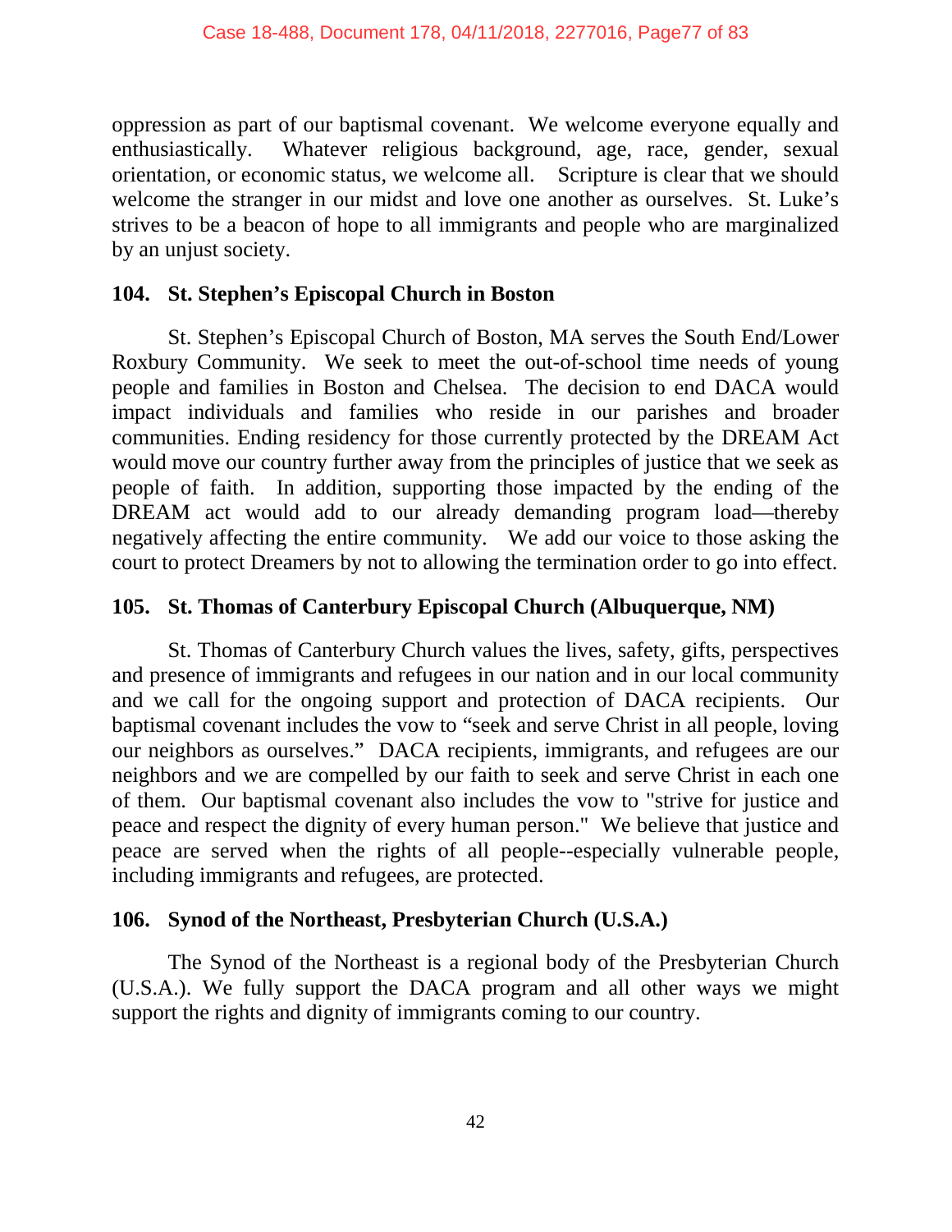oppression as part of our baptismal covenant. We welcome everyone equally and enthusiastically. Whatever religious background, age, race, gender, sexual orientation, or economic status, we welcome all. Scripture is clear that we should welcome the stranger in our midst and love one another as ourselves. St. Luke's strives to be a beacon of hope to all immigrants and people who are marginalized by an unjust society.

### 104. St. Stephen's Episcopal Church in Boston

St. Stephen's Episcopal Church of Boston, MA serves the South End/Lower Roxbury Community. We seek to meet the out-of-school time needs of young people and families in Boston and Chelsea. The decision to end DACA would impact individuals and families who reside in our parishes and broader communities. Ending residency for those currently protected by the DREAM Act would move our country further away from the principles of justice that we seek as people of faith. In addition, supporting those impacted by the ending of the DREAM act would add to our already demanding program load—thereby negatively affecting the entire community. We add our voice to those asking the court to protect Dreamers by not to allowing the termination order to go into effect.

### 105. St. Thomas of Canterbury Episcopal Church (Albuquerque, NM)

St. Thomas of Canterbury Church values the lives, safety, gifts, perspectives and presence of immigrants and refugees in our nation and in our local community and we call for the ongoing support and protection of DACA recipients. Our baptismal covenant includes the vow to "seek and serve Christ in all people, loving our neighbors as ourselves." DACA recipients, immigrants, and refugees are our neighbors and we are compelled by our faith to seek and serve Christ in each one of them. Our baptismal covenant also includes the vow to "strive for justice and peace and respect the dignity of every human person." We believe that justice and peace are served when the rights of all people--especially vulnerable people, including immigrants and refugees, are protected.

### 106. Synod of the Northeast, Presbyterian Church (U.S.A.)

The Synod of the Northeast is a regional body of the Presbyterian Church (U.S.A.). We fully support the DACA program and all other ways we might support the rights and dignity of immigrants coming to our country.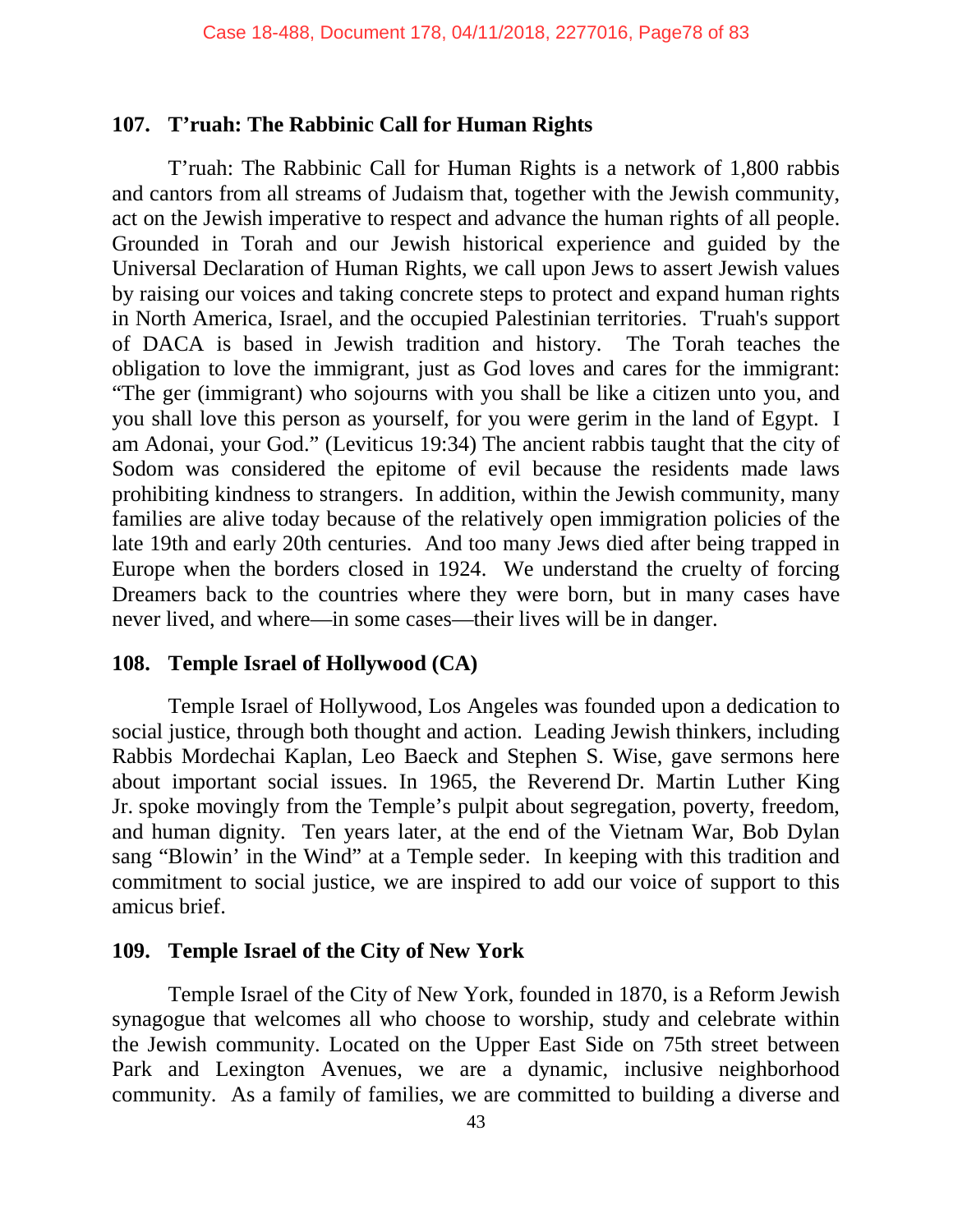### 107. T'ruah: The Rabbinic Call for Human Rights

T'ruah: The Rabbinic Call for Human Rights is a network of 1,800 rabbis and cantors from all streams of Judaism that, together with the Jewish community, act on the Jewish imperative to respect and advance the human rights of all people. Grounded in Torah and our Jewish historical experience and guided by the Universal Declaration of Human Rights, we call upon Jews to assert Jewish values by raising our voices and taking concrete steps to protect and expand human rights in North America, Israel, and the occupied Palestinian territories. T'ruah's support of DACA is based in Jewish tradition and history. The Torah teaches the obligation to love the immigrant, just as God loves and cares for the immigrant: "The ger (immigrant) who sojourns with you shall be like a citizen unto you, and you shall love this person as yourself, for you were gerim in the land of Egypt. I am Adonai, your God." (Leviticus 19:34) The ancient rabbis taught that the city of Sodom was considered the epitome of evil because the residents made laws prohibiting kindness to strangers. In addition, within the Jewish community, many families are alive today because of the relatively open immigration policies of the late 19th and early 20th centuries. And too many Jews died after being trapped in Europe when the borders closed in 1924. We understand the cruelty of forcing Dreamers back to the countries where they were born, but in many cases have never lived, and where—in some cases—their lives will be in danger.

### 108. Temple Israel of Hollywood (CA)

Temple Israel of Hollywood, Los Angeles was founded upon a dedication to social justice, through both thought and action. Leading Jewish thinkers, including Rabbis Mordechai Kaplan, Leo Baeck and Stephen S. Wise, gave sermons here about important social issues. In 1965, the Reverend Dr. Martin Luther King Jr. spoke movingly from the Temple's pulpit about segregation, poverty, freedom, and human dignity. Ten years later, at the end of the Vietnam War, Bob Dylan sang "Blowin' in the Wind" at a Temple seder. In keeping with this tradition and commitment to social justice, we are inspired to add our voice of support to this amicus brief.

### 109. Temple Israel of the City of New York

Temple Israel of the City of New York, founded in 1870, is a Reform Jewish synagogue that welcomes all who choose to worship, study and celebrate within the Jewish community. Located on the Upper East Side on 75th street between Park and Lexington Avenues, we are a dynamic, inclusive neighborhood community. As a family of families, we are committed to building a diverse and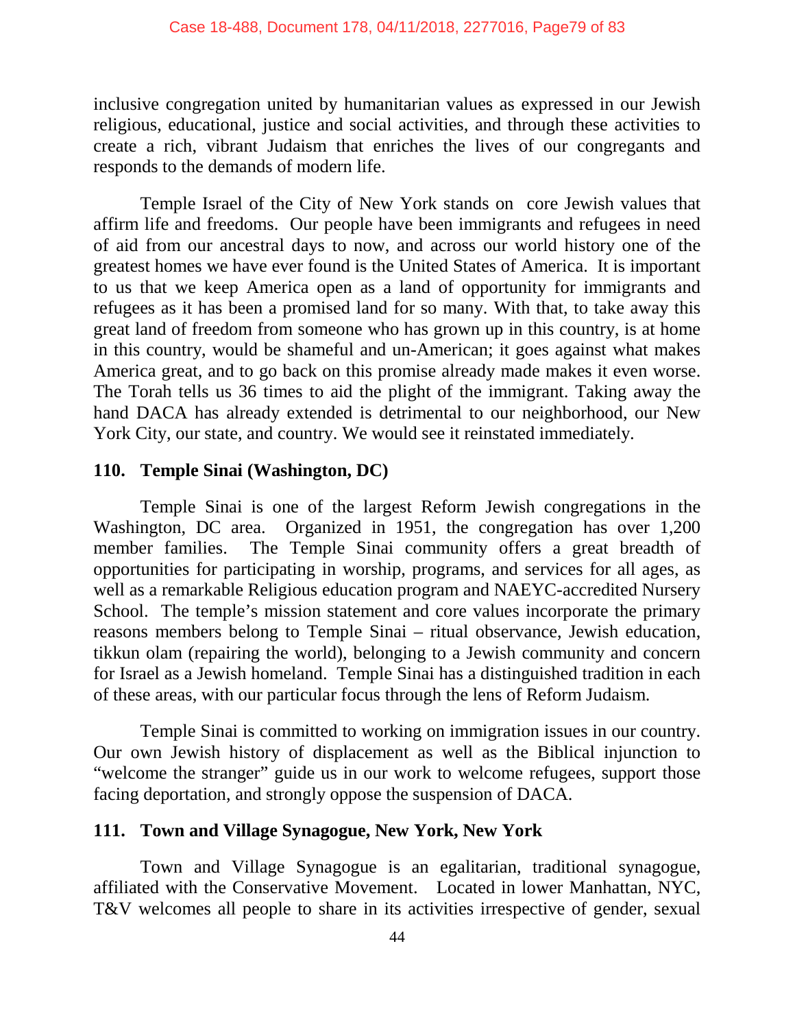inclusive congregation united by humanitarian values as expressed in our Jewish religious, educational, justice and social activities, and through these activities to create a rich, vibrant Judaism that enriches the lives of our congregants and responds to the demands of modern life.

Temple Israel of the City of New York stands on core Jewish values that affirm life and freedoms. Our people have been immigrants and refugees in need of aid from our ancestral days to now, and across our world history one of the greatest homes we have ever found is the United States of America. It is important to us that we keep America open as a land of opportunity for immigrants and refugees as it has been a promised land for so many. With that, to take away this great land of freedom from someone who has grown up in this country, is at home in this country, would be shameful and un-American; it goes against what makes America great, and to go back on this promise already made makes it even worse. The Torah tells us 36 times to aid the plight of the immigrant. Taking away the hand DACA has already extended is detrimental to our neighborhood, our New York City, our state, and country. We would see it reinstated immediately.

### 110. Temple Sinai (Washington, DC)

Temple Sinai is one of the largest Reform Jewish congregations in the Washington, DC area. Organized in 1951, the congregation has over 1,200 member families. The Temple Sinai community offers a great breadth of opportunities for participating in worship, programs, and services for all ages, as well as a remarkable Religious education program and NAEYC-accredited Nursery School. The temple's mission statement and core values incorporate the primary reasons members belong to Temple Sinai – ritual observance, Jewish education, tikkun olam (repairing the world), belonging to a Jewish community and concern for Israel as a Jewish homeland. Temple Sinai has a distinguished tradition in each of these areas, with our particular focus through the lens of Reform Judaism.

Temple Sinai is committed to working on immigration issues in our country. Our own Jewish history of displacement as well as the Biblical injunction to "welcome the stranger" guide us in our work to welcome refugees, support those facing deportation, and strongly oppose the suspension of DACA.

### 111. Town and Village Synagogue, New York, New York

Town and Village Synagogue is an egalitarian, traditional synagogue, affiliated with the Conservative Movement. Located in lower Manhattan, NYC, T&V welcomes all people to share in its activities irrespective of gender, sexual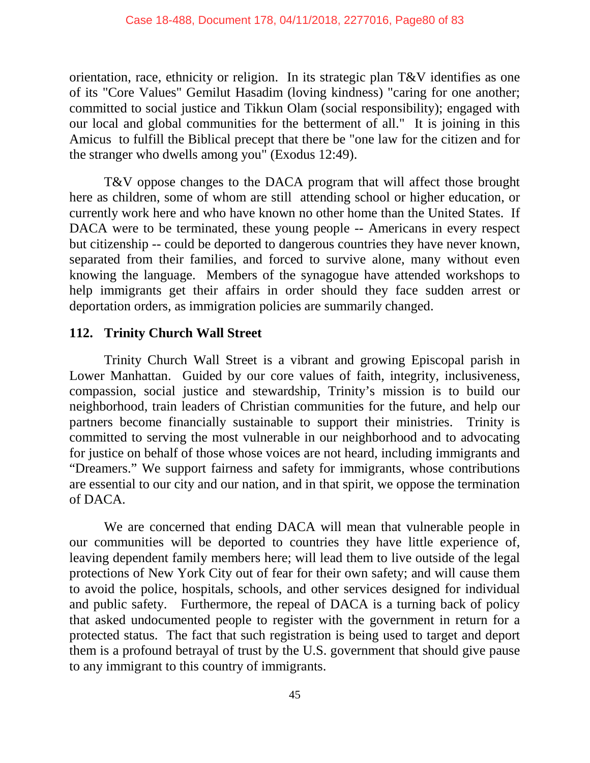orientation, race, ethnicity or religion. In its strategic plan T&V identifies as one of its "Core Values" Gemilut Hasadim (loving kindness) "caring for one another; committed to social justice and Tikkun Olam (social responsibility); engaged with our local and global communities for the betterment of all." It is joining in this Amicus to fulfill the Biblical precept that there be "one law for the citizen and for the stranger who dwells among you" (Exodus 12:49).

T&V oppose changes to the DACA program that will affect those brought here as children, some of whom are still attending school or higher education, or currently work here and who have known no other home than the United States. If DACA were to be terminated, these young people -- Americans in every respect but citizenship -- could be deported to dangerous countries they have never known, separated from their families, and forced to survive alone, many without even knowing the language. Members of the synagogue have attended workshops to help immigrants get their affairs in order should they face sudden arrest or deportation orders, as immigration policies are summarily changed.

## 112. Trinity Church Wall Street

Trinity Church Wall Street is a vibrant and growing Episcopal parish in Lower Manhattan. Guided by our core values of faith, integrity, inclusiveness, compassion, social justice and stewardship, Trinity's mission is to build our neighborhood, train leaders of Christian communities for the future, and help our partners become financially sustainable to support their ministries. Trinity is committed to serving the most vulnerable in our neighborhood and to advocating for justice on behalf of those whose voices are not heard, including immigrants and "Dreamers." We support fairness and safety for immigrants, whose contributions are essential to our city and our nation, and in that spirit, we oppose the termination of DACA.

We are concerned that ending DACA will mean that vulnerable people in our communities will be deported to countries they have little experience of, leaving dependent family members here; will lead them to live outside of the legal protections of New York City out of fear for their own safety; and will cause them to avoid the police, hospitals, schools, and other services designed for individual and public safety. Furthermore, the repeal of DACA is a turning back of policy that asked undocumented people to register with the government in return for a protected status. The fact that such registration is being used to target and deport them is a profound betrayal of trust by the U.S. government that should give pause to any immigrant to this country of immigrants.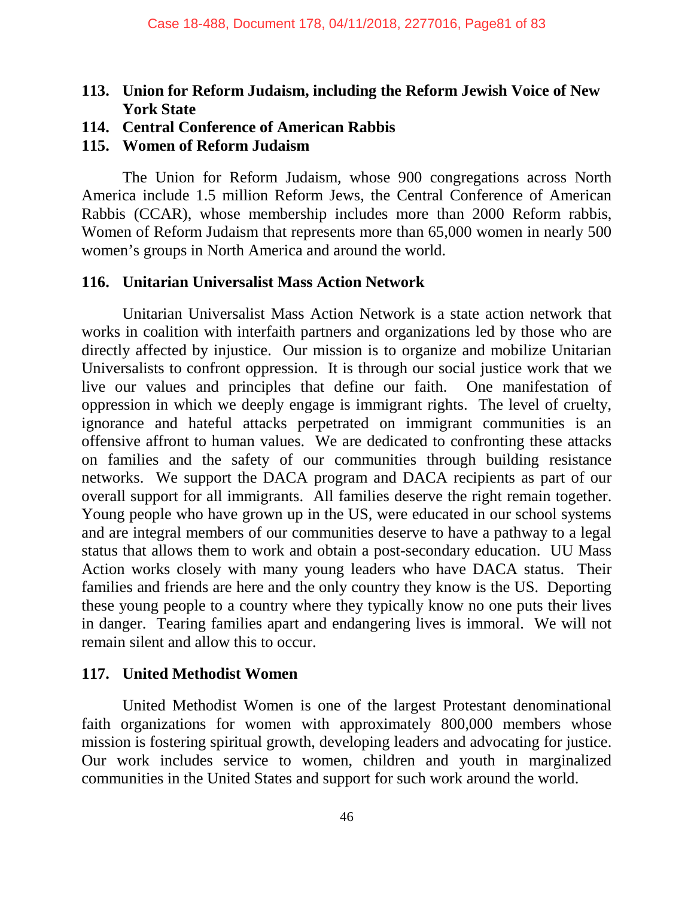**113. Union for Reform Judaism, including the Reform Jewish Voice of New York State**

**114. Central Conference of American Rabbis**

**115. Women of Reform Judaism**

The Union for Reform Judaism, whose 900 congregations across North America include 1.5 million Reform Jews, the Central Conference of American Rabbis (CCAR), whose membership includes more than 2000 Reform rabbis, Women of Reform Judaism that represents more than 65,000 women in nearly 500 women's groups in North America and around the world.

**116. Unitarian Universalist Mass Action Network**

Unitarian Universalist Mass Action Network is a state action network that works in coalition with interfaith partners and organizations led by those who are directly affected by injustice. Our mission is to organize and mobilize Unitarian Universalists to confront oppression. It is through our social justice work that we live our values and principles that define our faith. One manifestation of oppression in which we deeply engage is immigrant rights. The level of cruelty, ignorance and hateful attacks perpetrated on immigrant communities is an offensive affront to human values. We are dedicated to confronting these attacks on families and the safety of our communities through building resistance networks. We support the DACA program and DACA recipients as part of our overall support for all immigrants. All families deserve the right remain together. Young people who have grown up in the US, were educated in our school systems and are integral members of our communities deserve to have a pathway to a legal status that allows them to work and obtain a post-secondary education. UU Mass Action works closely with many young leaders who have DACA status. Their families and friends are here and the only country they know is the US. Deporting these young people to a country where they typically know no one puts their lives in danger. Tearing families apart and endangering lives is immoral. We will not remain silent and allow this to occur.

**117. United Methodist Women**

United Methodist Women is one of the largest Protestant denominational faith organizations for women with approximately 800,000 members whose mission is fostering spiritual growth, developing leaders and advocating for justice. Our work includes service to women, children and youth in marginalized communities in the United States and support for such work around the world.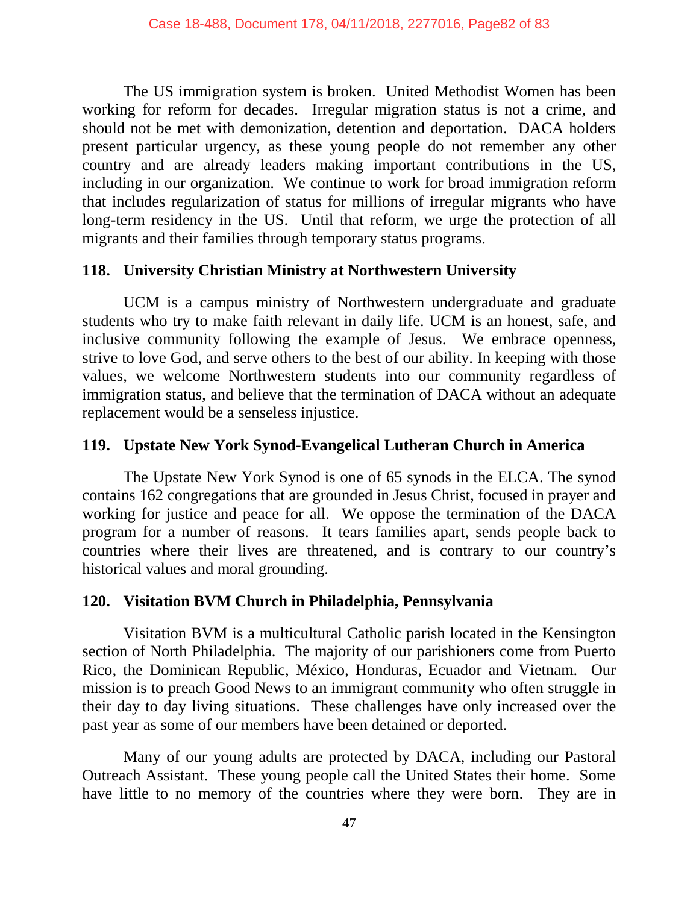The US immigration system is broken. United Methodist Women has been working for reform for decades. Irregular migration status is not a crime, and should not be met with demonization, detention and deportation. DACA holders present particular urgency, as these young people do not remember any other country and are already leaders making important contributions in the US, including in our organization. We continue to work for broad immigration reform that includes regularization of status for millions of irregular migrants who have long-term residency in the US. Until that reform, we urge the protection of all migrants and their families through temporary status programs.

### 118. University Christian Ministry at Northwestern University

UCM is a campus ministry of Northwestern undergraduate and graduate students who try to make faith relevant in daily life. UCM is an honest, safe, and inclusive community following the example of Jesus. We embrace openness, strive to love God, and serve others to the best of our ability. In keeping with those values, we welcome Northwestern students into our community regardless of immigration status, and believe that the termination of DACA without an adequate replacement would be a senseless injustice.

### 119. Upstate New York Synod-Evangelical Lutheran Church in America

The Upstate New York Synod is one of 65 synods in the ELCA. The synod contains 162 congregations that are grounded in Jesus Christ, focused in prayer and working for justice and peace for all. We oppose the termination of the DACA program for a number of reasons. It tears families apart, sends people back to countries where their lives are threatened, and is contrary to our country's historical values and moral grounding.

### 120. Visitation BVM Church in Philadelphia, Pennsylvania

Visitation BVM is a multicultural Catholic parish located in the Kensington section of North Philadelphia. The majority of our parishioners come from Puerto Rico, the Dominican Republic, México, Honduras, Ecuador and Vietnam. Our mission is to preach Good News to an immigrant community who often struggle in their day to day living situations. These challenges have only increased over the past year as some of our members have been detained or deported.

Many of our young adults are protected by DACA, including our Pastoral Outreach Assistant. These young people call the United States their home. Some have little to no memory of the countries where they were born. They are in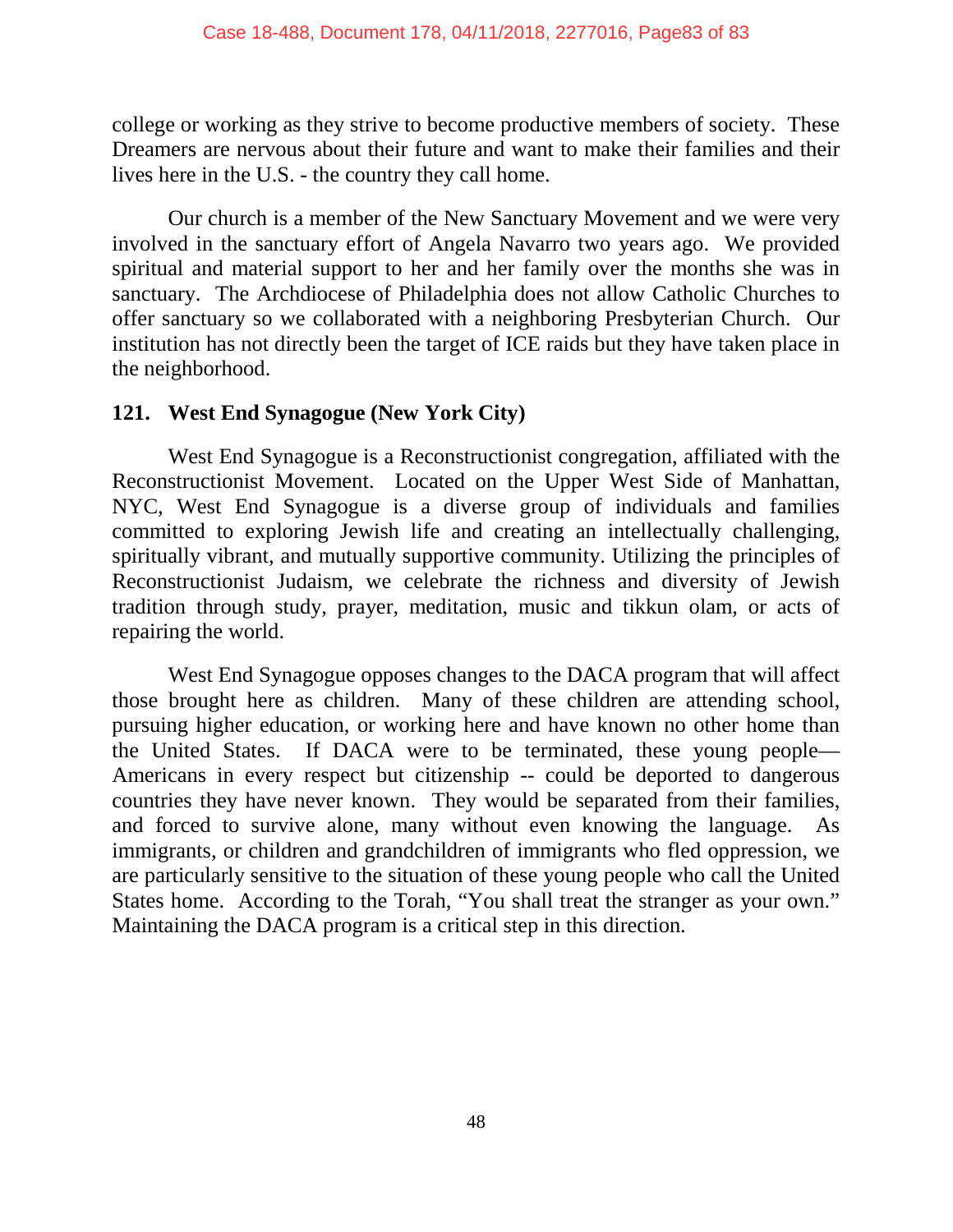college or working as they strive to become productive members of society. These Dreamers are nervous about their future and want to make their families and their lives here in the U.S. - the country they call home.

Our church is a member of the New Sanctuary Movement and we were very involved in the sanctuary effort of Angela Navarro two years ago. We provided spiritual and material support to her and her family over the months she was in sanctuary. The Archdiocese of Philadelphia does not allow Catholic Churches to offer sanctuary so we collaborated with a neighboring Presbyterian Church. Our institution has not directly been the target of ICE raids but they have taken place in the neighborhood.

### 121. West End Synagogue (New York City)

West End Synagogue is a Reconstructionist congregation, affiliated with the Reconstructionist Movement. Located on the Upper West Side of Manhattan, NYC, West End Synagogue is a diverse group of individuals and families committed to exploring Jewish life and creating an intellectually challenging, spiritually vibrant, and mutually supportive community. Utilizing the principles of Reconstructionist Judaism, we celebrate the richness and diversity of Jewish tradition through study, prayer, meditation, music and tikkun olam, or acts of repairing the world.

West End Synagogue opposes changes to the DACA program that will affect those brought here as children. Many of these children are attending school, pursuing higher education, or working here and have known no other home than the United States. If DACA were to be terminated, these young people—Americans in every respect but citizenship -- could be deported to dangerous countries they have never known. They would be separated from their families, and forced to survive alone, many without even knowing the language. As immigrants, or children and grandchildren of immigrants who fled oppression, we are particularly sensitive to the situation of these young people who call the United States home. According to the Torah, "You shall treat the stranger as your own." Maintaining the DACA program is a critical step in this direction.